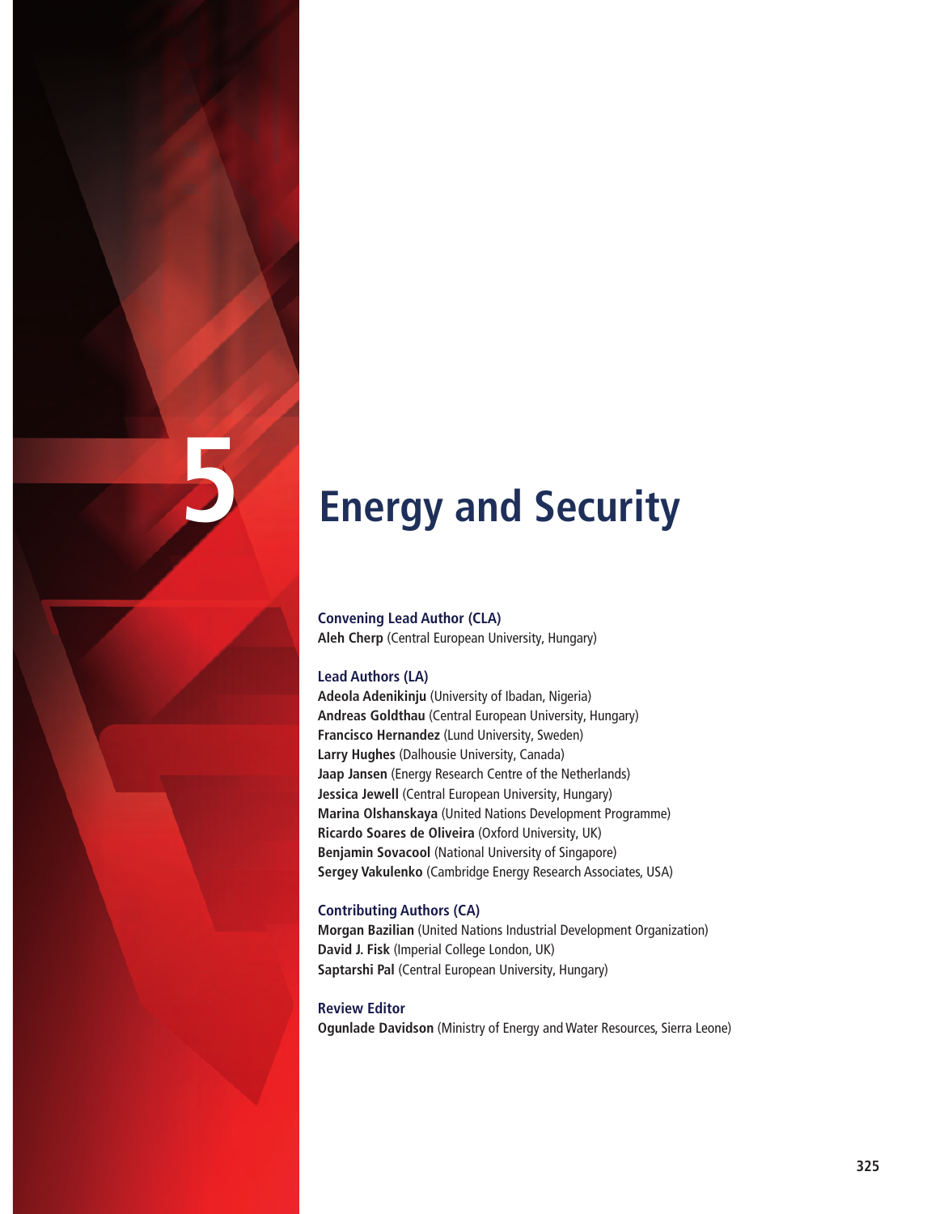# 5 Energy and Security

### Convening Lead Author (CLA)

**Aleh Cherp** (Central European University, Hungary)

### Lead Authors (LA)

**Adeola Adenikinju** (University of Ibadan, Nigeria)
**Andreas Goldthau** (Central European University, Hungary)
**Francisco Hernandez** (Lund University, Sweden)
**Larry Hughes** (Dalhousie University, Canada)
**Jaap Jansen** (Energy Research Centre of the Netherlands)
**Jessica Jewell** (Central European University, Hungary)
**Marina Olshanskaya** (United Nations Development Programme)
**Ricardo Soares de Oliveira** (Oxford University, UK)
**Benjamin Sovacool** (National University of Singapore)
**Sergey Vakulenko** (Cambridge Energy Research Associates, USA)

### Contributing Authors (CA)

**Morgan Bazilian** (United Nations Industrial Development Organization)
**David J. Fisk** (Imperial College London, UK)
**Saptarshi Pal** (Central European University, Hungary)

### Review Editor

**Ogunlade Davidson** (Ministry of Energy and Water Resources, Sierra Leone)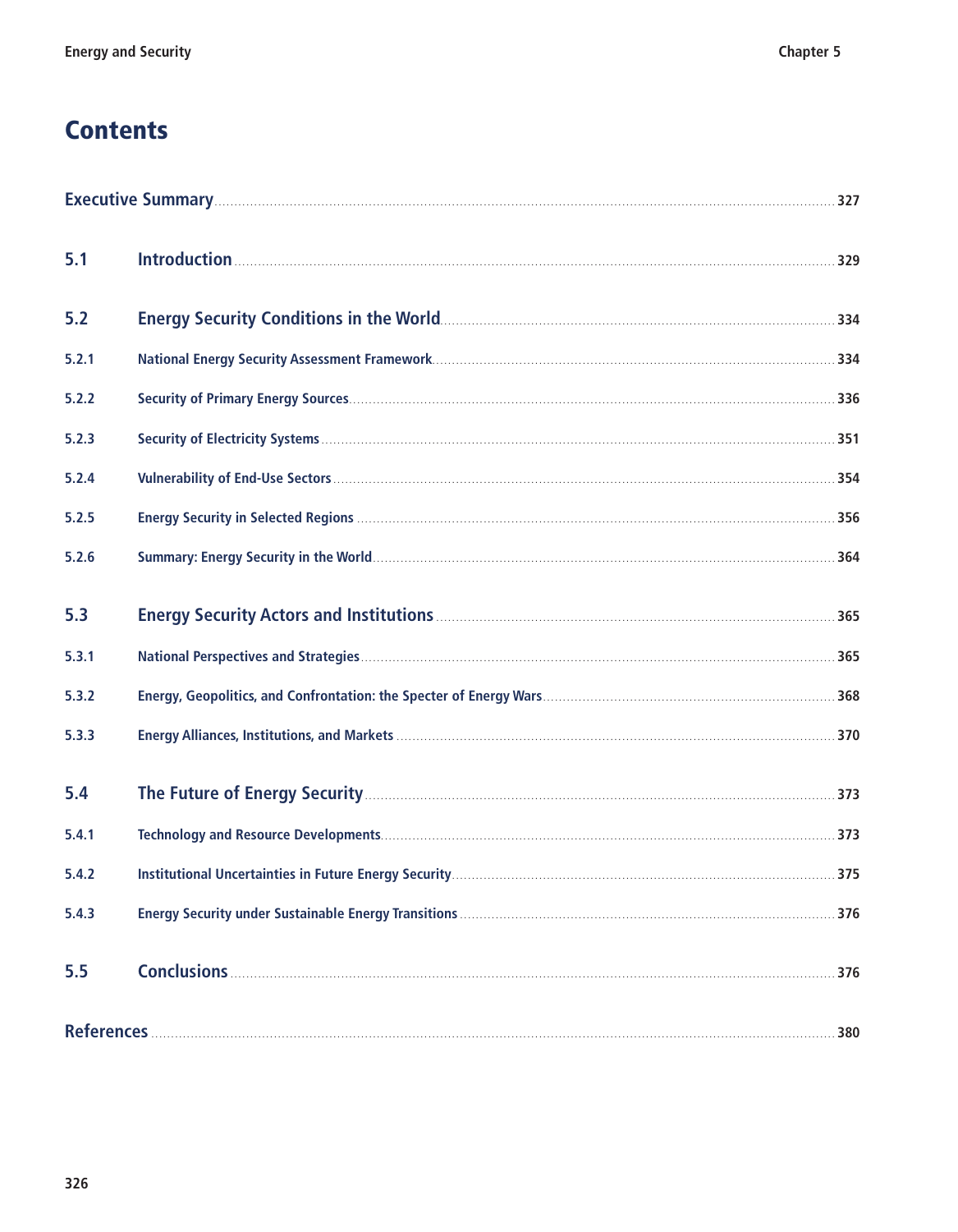# Contents

| | | |
|---|---|---|
| **Executive Summary** | | **327** |
| **5.1** | **Introduction** | **329** |
| **5.2** | **Energy Security Conditions in the World** | **334** |
| 5.2.1 | National Energy Security Assessment Framework | 334 |
| 5.2.2 | Security of Primary Energy Sources | 336 |
| 5.2.3 | Security of Electricity Systems | 351 |
| 5.2.4 | Vulnerability of End-Use Sectors | 354 |
| 5.2.5 | Energy Security in Selected Regions | 356 |
| 5.2.6 | Summary: Energy Security in the World | 364 |
| **5.3** | **Energy Security Actors and Institutions** | **365** |
| 5.3.1 | National Perspectives and Strategies | 365 |
| 5.3.2 | Energy, Geopolitics, and Confrontation: the Specter of Energy Wars | 368 |
| 5.3.3 | Energy Alliances, Institutions, and Markets | 370 |
| **5.4** | **The Future of Energy Security** | **373** |
| 5.4.1 | Technology and Resource Developments | 373 |
| 5.4.2 | Institutional Uncertainties in Future Energy Security | 375 |
| 5.4.3 | Energy Security under Sustainable Energy Transitions | 376 |
| **5.5** | **Conclusions** | **376** |
| **References** | | **380** |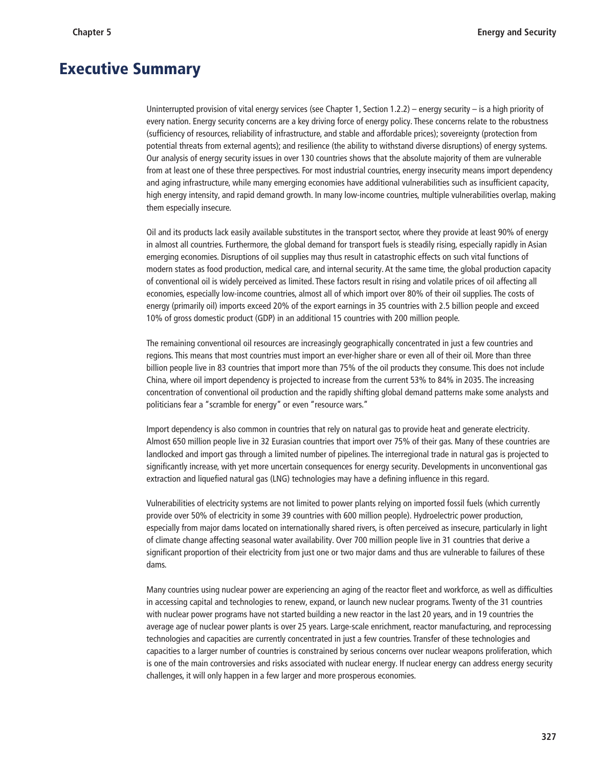# Executive Summary

Uninterrupted provision of vital energy services (see Chapter 1, Section 1.2.2) – energy security – is a high priority of every nation. Energy security concerns are a key driving force of energy policy. These concerns relate to the robustness (sufficiency of resources, reliability of infrastructure, and stable and affordable prices); sovereignty (protection from potential threats from external agents); and resilience (the ability to withstand diverse disruptions) of energy systems. Our analysis of energy security issues in over 130 countries shows that the absolute majority of them are vulnerable from at least one of these three perspectives. For most industrial countries, energy insecurity means import dependency and aging infrastructure, while many emerging economies have additional vulnerabilities such as insufficient capacity, high energy intensity, and rapid demand growth. In many low-income countries, multiple vulnerabilities overlap, making them especially insecure.

Oil and its products lack easily available substitutes in the transport sector, where they provide at least 90% of energy in almost all countries. Furthermore, the global demand for transport fuels is steadily rising, especially rapidly in Asian emerging economies. Disruptions of oil supplies may thus result in catastrophic effects on such vital functions of modern states as food production, medical care, and internal security. At the same time, the global production capacity of conventional oil is widely perceived as limited. These factors result in rising and volatile prices of oil affecting all economies, especially low-income countries, almost all of which import over 80% of their oil supplies. The costs of energy (primarily oil) imports exceed 20% of the export earnings in 35 countries with 2.5 billion people and exceed 10% of gross domestic product (GDP) in an additional 15 countries with 200 million people.

The remaining conventional oil resources are increasingly geographically concentrated in just a few countries and regions. This means that most countries must import an ever-higher share or even all of their oil. More than three billion people live in 83 countries that import more than 75% of the oil products they consume. This does not include China, where oil import dependency is projected to increase from the current 53% to 84% in 2035. The increasing concentration of conventional oil production and the rapidly shifting global demand patterns make some analysts and politicians fear a "scramble for energy" or even "resource wars."

Import dependency is also common in countries that rely on natural gas to provide heat and generate electricity. Almost 650 million people live in 32 Eurasian countries that import over 75% of their gas. Many of these countries are landlocked and import gas through a limited number of pipelines. The interregional trade in natural gas is projected to significantly increase, with yet more uncertain consequences for energy security. Developments in unconventional gas extraction and liquefied natural gas (LNG) technologies may have a defining influence in this regard.

Vulnerabilities of electricity systems are not limited to power plants relying on imported fossil fuels (which currently provide over 50% of electricity in some 39 countries with 600 million people). Hydroelectric power production, especially from major dams located on internationally shared rivers, is often perceived as insecure, particularly in light of climate change affecting seasonal water availability. Over 700 million people live in 31 countries that derive a significant proportion of their electricity from just one or two major dams and thus are vulnerable to failures of these dams.

Many countries using nuclear power are experiencing an aging of the reactor fleet and workforce, as well as difficulties in accessing capital and technologies to renew, expand, or launch new nuclear programs. Twenty of the 31 countries with nuclear power programs have not started building a new reactor in the last 20 years, and in 19 countries the average age of nuclear power plants is over 25 years. Large-scale enrichment, reactor manufacturing, and reprocessing technologies and capacities are currently concentrated in just a few countries. Transfer of these technologies and capacities to a larger number of countries is constrained by serious concerns over nuclear weapons proliferation, which is one of the main controversies and risks associated with nuclear energy. If nuclear energy can address energy security challenges, it will only happen in a few larger and more prosperous economies.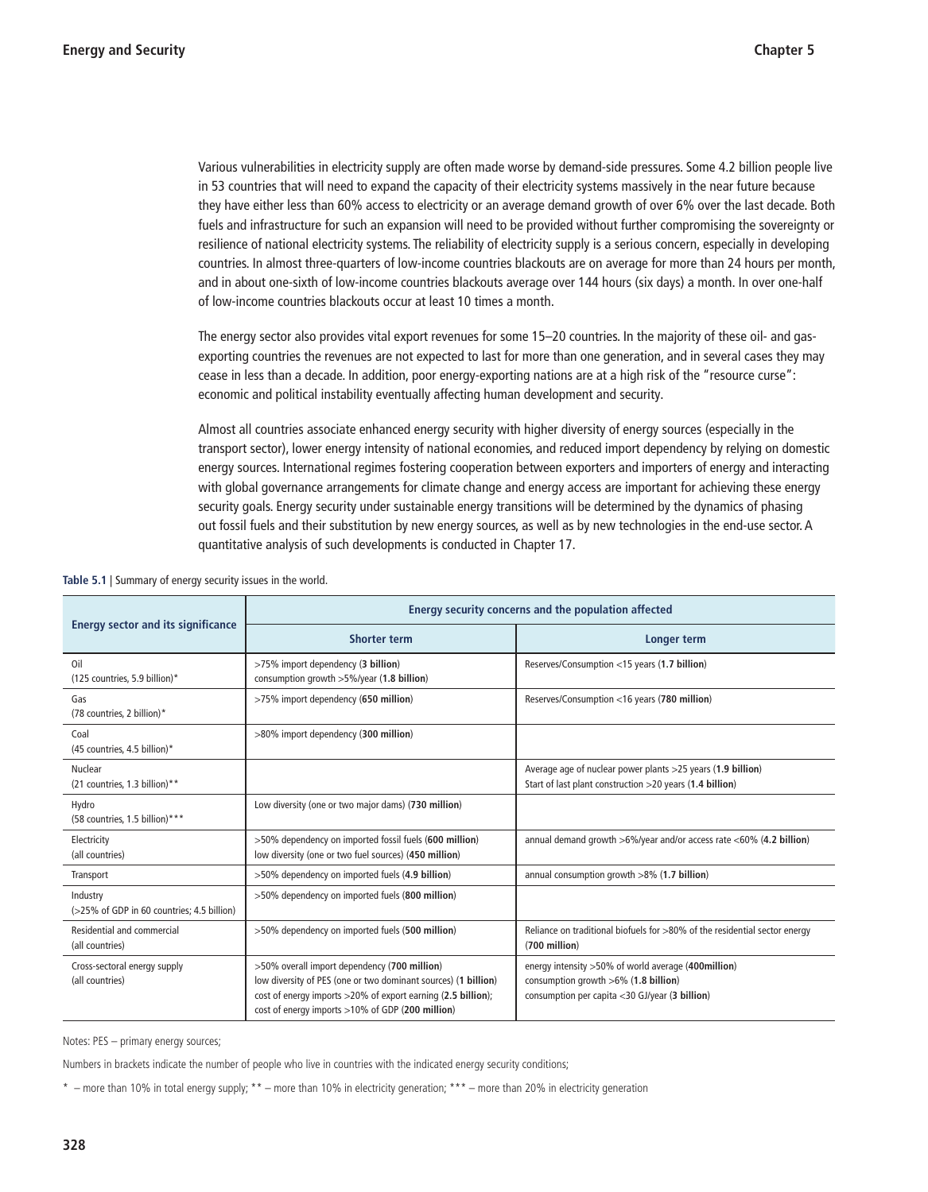Various vulnerabilities in electricity supply are often made worse by demand-side pressures. Some 4.2 billion people live in 53 countries that will need to expand the capacity of their electricity systems massively in the near future because they have either less than 60% access to electricity or an average demand growth of over 6% over the last decade. Both fuels and infrastructure for such an expansion will need to be provided without further compromising the sovereignty or resilience of national electricity systems. The reliability of electricity supply is a serious concern, especially in developing countries. In almost three-quarters of low-income countries blackouts are on average for more than 24 hours per month, and in about one-sixth of low-income countries blackouts average over 144 hours (six days) a month. In over one-half of low-income countries blackouts occur at least 10 times a month.

The energy sector also provides vital export revenues for some 15–20 countries. In the majority of these oil- and gas-exporting countries the revenues are not expected to last for more than one generation, and in several cases they may cease in less than a decade. In addition, poor energy-exporting nations are at a high risk of the "resource curse": economic and political instability eventually affecting human development and security.

Almost all countries associate enhanced energy security with higher diversity of energy sources (especially in the transport sector), lower energy intensity of national economies, and reduced import dependency by relying on domestic energy sources. International regimes fostering cooperation between exporters and importers of energy and interacting with global governance arrangements for climate change and energy access are important for achieving these energy security goals. Energy security under sustainable energy transitions will be determined by the dynamics of phasing out fossil fuels and their substitution by new energy sources, as well as by new technologies in the end-use sector. A quantitative analysis of such developments is conducted in Chapter 17.

**Table 5.1** | Summary of energy security issues in the world.

| Energy sector and its significance | Energy security concerns and the population affected | |
|---|---|---|
| | **Shorter term** | **Longer term** |
| Oil (125 countries, 5.9 billion)* | >75% import dependency (**3 billion**)<br>consumption growth >5%/year (**1.8 billion**) | Reserves/Consumption <15 years (**1.7 billion**) |
| Gas (78 countries, 2 billion)* | >75% import dependency (**650 million**) | Reserves/Consumption <16 years (**780 million**) |
| Coal (45 countries, 4.5 billion)* | >80% import dependency (**300 million**) | |
| Nuclear (21 countries, 1.3 billion)** | | Average age of nuclear power plants >25 years (**1.9 billion**)<br>Start of last plant construction >20 years (**1.4 billion**) |
| Hydro (58 countries, 1.5 billion)*** | Low diversity (one or two major dams) (**730 million**) | |
| Electricity (all countries) | >50% dependency on imported fossil fuels (**600 million**)<br>low diversity (one or two fuel sources) (**450 million**) | annual demand growth >6%/year and/or access rate <60% (**4.2 billion**) |
| Transport | >50% dependency on imported fuels (**4.9 billion**) | annual consumption growth >8% (**1.7 billion**) |
| Industry (>25% of GDP in 60 countries; 4.5 billion) | >50% dependency on imported fuels (**800 million**) | |
| Residential and commercial (all countries) | >50% dependency on imported fuels (**500 million**) | Reliance on traditional biofuels for >80% of the residential sector energy (**700 million**) |
| Cross-sectoral energy supply (all countries) | >50% overall import dependency (**700 million**)<br>low diversity of PES (one or two dominant sources) (**1 billion**)<br>cost of energy imports >20% of export earning (**2.5 billion**);<br>cost of energy imports >10% of GDP (**200 million**) | energy intensity >50% of world average (**400million**)<br>consumption growth >6% (**1.8 billion**)<br>consumption per capita <30 GJ/year (**3 billion**) |

Notes: PES – primary energy sources;

Numbers in brackets indicate the number of people who live in countries with the indicated energy security conditions;

* – more than 10% in total energy supply; ** – more than 10% in electricity generation; *** – more than 20% in electricity generation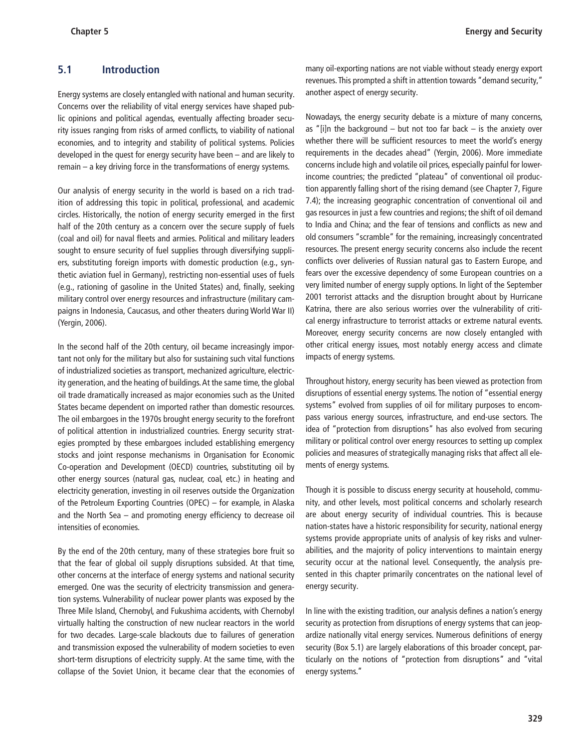## 5.1 Introduction

Energy systems are closely entangled with national and human security. Concerns over the reliability of vital energy services have shaped public opinions and political agendas, eventually affecting broader security issues ranging from risks of armed conflicts, to viability of national economies, and to integrity and stability of political systems. Policies developed in the quest for energy security have been – and are likely to remain – a key driving force in the transformations of energy systems.

Our analysis of energy security in the world is based on a rich tradition of addressing this topic in political, professional, and academic circles. Historically, the notion of energy security emerged in the first half of the 20th century as a concern over the secure supply of fuels (coal and oil) for naval fleets and armies. Political and military leaders sought to ensure security of fuel supplies through diversifying suppliers, substituting foreign imports with domestic production (e.g., synthetic aviation fuel in Germany), restricting non-essential uses of fuels (e.g., rationing of gasoline in the United States) and, finally, seeking military control over energy resources and infrastructure (military campaigns in Indonesia, Caucasus, and other theaters during World War II) (Yergin, 2006).

In the second half of the 20th century, oil became increasingly important not only for the military but also for sustaining such vital functions of industrialized societies as transport, mechanized agriculture, electricity generation, and the heating of buildings. At the same time, the global oil trade dramatically increased as major economies such as the United States became dependent on imported rather than domestic resources. The oil embargoes in the 1970s brought energy security to the forefront of political attention in industrialized countries. Energy security strategies prompted by these embargoes included establishing emergency stocks and joint response mechanisms in Organisation for Economic Co-operation and Development (OECD) countries, substituting oil by other energy sources (natural gas, nuclear, coal, etc.) in heating and electricity generation, investing in oil reserves outside the Organization of the Petroleum Exporting Countries (OPEC) – for example, in Alaska and the North Sea – and promoting energy efficiency to decrease oil intensities of economies.

By the end of the 20th century, many of these strategies bore fruit so that the fear of global oil supply disruptions subsided. At that time, other concerns at the interface of energy systems and national security emerged. One was the security of electricity transmission and generation systems. Vulnerability of nuclear power plants was exposed by the Three Mile Island, Chernobyl, and Fukushima accidents, with Chernobyl virtually halting the construction of new nuclear reactors in the world for two decades. Large-scale blackouts due to failures of generation and transmission exposed the vulnerability of modern societies to even short-term disruptions of electricity supply. At the same time, with the collapse of the Soviet Union, it became clear that the economies of many oil-exporting nations are not viable without steady energy export revenues. This prompted a shift in attention towards "demand security," another aspect of energy security.

Nowadays, the energy security debate is a mixture of many concerns, as "[i]n the background – but not too far back – is the anxiety over whether there will be sufficient resources to meet the world's energy requirements in the decades ahead" (Yergin, 2006). More immediate concerns include high and volatile oil prices, especially painful for lower-income countries; the predicted "plateau" of conventional oil production apparently falling short of the rising demand (see Chapter 7, Figure 7.4); the increasing geographic concentration of conventional oil and gas resources in just a few countries and regions; the shift of oil demand to India and China; and the fear of tensions and conflicts as new and old consumers "scramble" for the remaining, increasingly concentrated resources. The present energy security concerns also include the recent conflicts over deliveries of Russian natural gas to Eastern Europe, and fears over the excessive dependency of some European countries on a very limited number of energy supply options. In light of the September 2001 terrorist attacks and the disruption brought about by Hurricane Katrina, there are also serious worries over the vulnerability of critical energy infrastructure to terrorist attacks or extreme natural events. Moreover, energy security concerns are now closely entangled with other critical energy issues, most notably energy access and climate impacts of energy systems.

Throughout history, energy security has been viewed as protection from disruptions of essential energy systems. The notion of "essential energy systems" evolved from supplies of oil for military purposes to encompass various energy sources, infrastructure, and end-use sectors. The idea of "protection from disruptions" has also evolved from securing military or political control over energy resources to setting up complex policies and measures of strategically managing risks that affect all elements of energy systems.

Though it is possible to discuss energy security at household, community, and other levels, most political concerns and scholarly research are about energy security of individual countries. This is because nation-states have a historic responsibility for security, national energy systems provide appropriate units of analysis of key risks and vulnerabilities, and the majority of policy interventions to maintain energy security occur at the national level. Consequently, the analysis presented in this chapter primarily concentrates on the national level of energy security.

In line with the existing tradition, our analysis defines a nation's energy security as protection from disruptions of energy systems that can jeopardize nationally vital energy services. Numerous definitions of energy security (Box 5.1) are largely elaborations of this broader concept, particularly on the notions of "protection from disruptions" and "vital energy systems."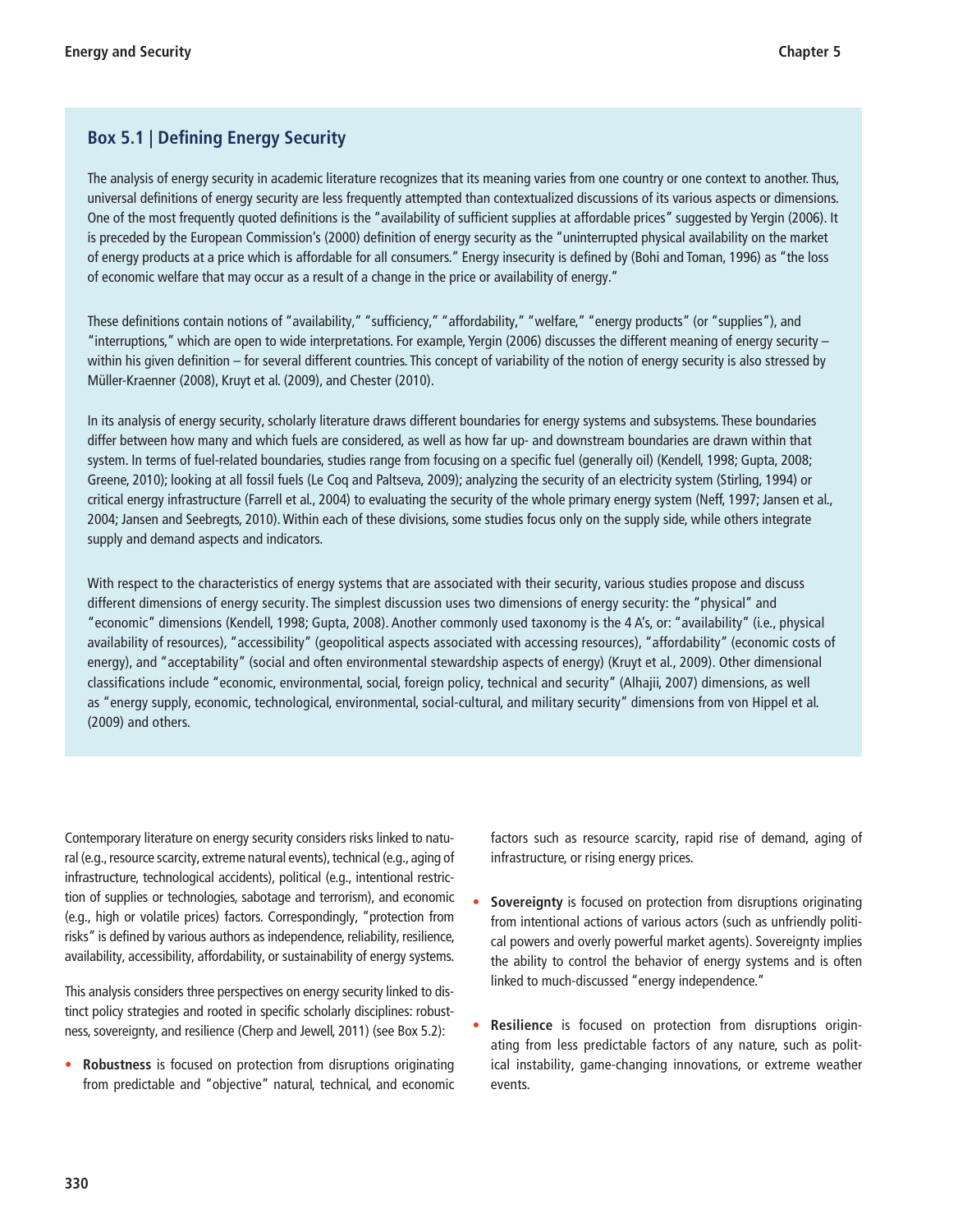## Box 5.1 | Defining Energy Security

The analysis of energy security in academic literature recognizes that its meaning varies from one country or one context to another. Thus, universal definitions of energy security are less frequently attempted than contextualized discussions of its various aspects or dimensions. One of the most frequently quoted definitions is the "availability of sufficient supplies at affordable prices" suggested by Yergin (2006). It is preceded by the European Commission's (2000) definition of energy security as the "uninterrupted physical availability on the market of energy products at a price which is affordable for all consumers." Energy insecurity is defined by (Bohi and Toman, 1996) as "the loss of economic welfare that may occur as a result of a change in the price or availability of energy."

These definitions contain notions of "availability," "sufficiency," "affordability," "welfare," "energy products" (or "supplies"), and "interruptions," which are open to wide interpretations. For example, Yergin (2006) discusses the different meaning of energy security – within his given definition – for several different countries. This concept of variability of the notion of energy security is also stressed by Müller-Kraenner (2008), Kruyt et al. (2009), and Chester (2010).

In its analysis of energy security, scholarly literature draws different boundaries for energy systems and subsystems. These boundaries differ between how many and which fuels are considered, as well as how far up- and downstream boundaries are drawn within that system. In terms of fuel-related boundaries, studies range from focusing on a specific fuel (generally oil) (Kendell, 1998; Gupta, 2008; Greene, 2010); looking at all fossil fuels (Le Coq and Paltseva, 2009); analyzing the security of an electricity system (Stirling, 1994) or critical energy infrastructure (Farrell et al., 2004) to evaluating the security of the whole primary energy system (Neff, 1997; Jansen et al., 2004; Jansen and Seebregts, 2010). Within each of these divisions, some studies focus only on the supply side, while others integrate supply and demand aspects and indicators.

With respect to the characteristics of energy systems that are associated with their security, various studies propose and discuss different dimensions of energy security. The simplest discussion uses two dimensions of energy security: the "physical" and "economic" dimensions (Kendell, 1998; Gupta, 2008). Another commonly used taxonomy is the 4 A's, or: "availability" (i.e., physical availability of resources), "accessibility" (geopolitical aspects associated with accessing resources), "affordability" (economic costs of energy), and "acceptability" (social and often environmental stewardship aspects of energy) (Kruyt et al., 2009). Other dimensional classifications include "economic, environmental, social, foreign policy, technical and security" (Alhajii, 2007) dimensions, as well as "energy supply, economic, technological, environmental, social-cultural, and military security" dimensions from von Hippel et al. (2009) and others.

---

Contemporary literature on energy security considers risks linked to natural (e.g., resource scarcity, extreme natural events), technical (e.g., aging of infrastructure, technological accidents), political (e.g., intentional restriction of supplies or technologies, sabotage and terrorism), and economic (e.g., high or volatile prices) factors. Correspondingly, "protection from risks" is defined by various authors as independence, reliability, resilience, availability, accessibility, affordability, or sustainability of energy systems.

This analysis considers three perspectives on energy security linked to distinct policy strategies and rooted in specific scholarly disciplines: robustness, sovereignty, and resilience (Cherp and Jewell, 2011) (see Box 5.2):

- **Robustness** is focused on protection from disruptions originating from predictable and "objective" natural, technical, and economic factors such as resource scarcity, rapid rise of demand, aging of infrastructure, or rising energy prices.
- **Sovereignty** is focused on protection from disruptions originating from intentional actions of various actors (such as unfriendly political powers and overly powerful market agents). Sovereignty implies the ability to control the behavior of energy systems and is often linked to much-discussed "energy independence."
- **Resilience** is focused on protection from disruptions originating from less predictable factors of any nature, such as political instability, game-changing innovations, or extreme weather events.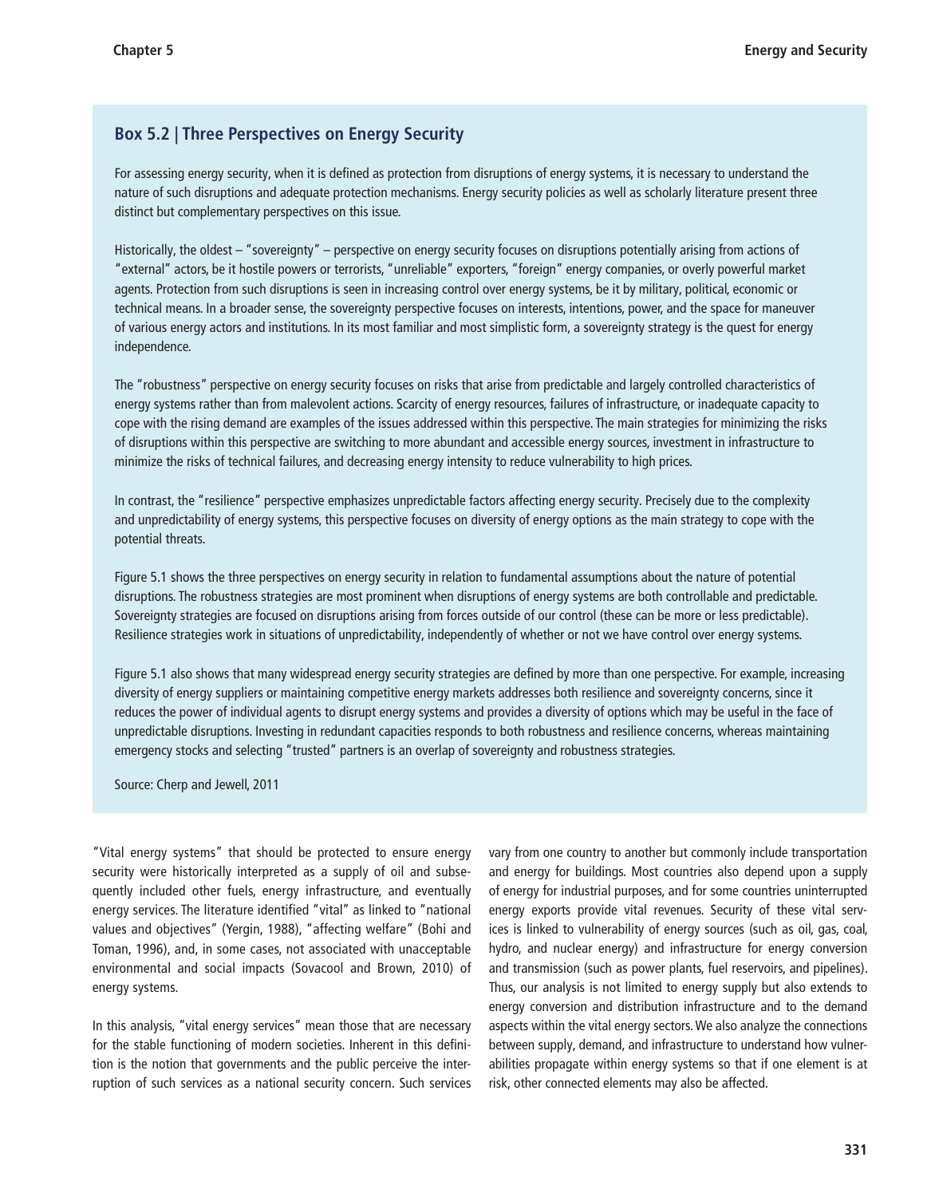### Box 5.2 | Three Perspectives on Energy Security

For assessing energy security, when it is defined as protection from disruptions of energy systems, it is necessary to understand the nature of such disruptions and adequate protection mechanisms. Energy security policies as well as scholarly literature present three distinct but complementary perspectives on this issue.

Historically, the oldest – "sovereignty" – perspective on energy security focuses on disruptions potentially arising from actions of "external" actors, be it hostile powers or terrorists, "unreliable" exporters, "foreign" energy companies, or overly powerful market agents. Protection from such disruptions is seen in increasing control over energy systems, be it by military, political, economic or technical means. In a broader sense, the sovereignty perspective focuses on interests, intentions, power, and the space for maneuver of various energy actors and institutions. In its most familiar and most simplistic form, a sovereignty strategy is the quest for energy independence.

The "robustness" perspective on energy security focuses on risks that arise from predictable and largely controlled characteristics of energy systems rather than from malevolent actions. Scarcity of energy resources, failures of infrastructure, or inadequate capacity to cope with the rising demand are examples of the issues addressed within this perspective. The main strategies for minimizing the risks of disruptions within this perspective are switching to more abundant and accessible energy sources, investment in infrastructure to minimize the risks of technical failures, and decreasing energy intensity to reduce vulnerability to high prices.

In contrast, the "resilience" perspective emphasizes unpredictable factors affecting energy security. Precisely due to the complexity and unpredictability of energy systems, this perspective focuses on diversity of energy options as the main strategy to cope with the potential threats.

Figure 5.1 shows the three perspectives on energy security in relation to fundamental assumptions about the nature of potential disruptions. The robustness strategies are most prominent when disruptions of energy systems are both controllable and predictable. Sovereignty strategies are focused on disruptions arising from forces outside of our control (these can be more or less predictable). Resilience strategies work in situations of unpredictability, independently of whether or not we have control over energy systems.

Figure 5.1 also shows that many widespread energy security strategies are defined by more than one perspective. For example, increasing diversity of energy suppliers or maintaining competitive energy markets addresses both resilience and sovereignty concerns, since it reduces the power of individual agents to disrupt energy systems and provides a diversity of options which may be useful in the face of unpredictable disruptions. Investing in redundant capacities responds to both robustness and resilience concerns, whereas maintaining emergency stocks and selecting "trusted" partners is an overlap of sovereignty and robustness strategies.

Source: Cherp and Jewell, 2011

"Vital energy systems" that should be protected to ensure energy security were historically interpreted as a supply of oil and subsequently included other fuels, energy infrastructure, and eventually energy services. The literature identified "vital" as linked to "national values and objectives" (Yergin, 1988), "affecting welfare" (Bohi and Toman, 1996), and, in some cases, not associated with unacceptable environmental and social impacts (Sovacool and Brown, 2010) of energy systems.

In this analysis, "vital energy services" mean those that are necessary for the stable functioning of modern societies. Inherent in this definition is the notion that governments and the public perceive the interruption of such services as a national security concern. Such services vary from one country to another but commonly include transportation and energy for buildings. Most countries also depend upon a supply of energy for industrial purposes, and for some countries uninterrupted energy exports provide vital revenues. Security of these vital services is linked to vulnerability of energy sources (such as oil, gas, coal, hydro, and nuclear energy) and infrastructure for energy conversion and transmission (such as power plants, fuel reservoirs, and pipelines). Thus, our analysis is not limited to energy supply but also extends to energy conversion and distribution infrastructure and to the demand aspects within the vital energy sectors. We also analyze the connections between supply, demand, and infrastructure to understand how vulnerabilities propagate within energy systems so that if one element is at risk, other connected elements may also be affected.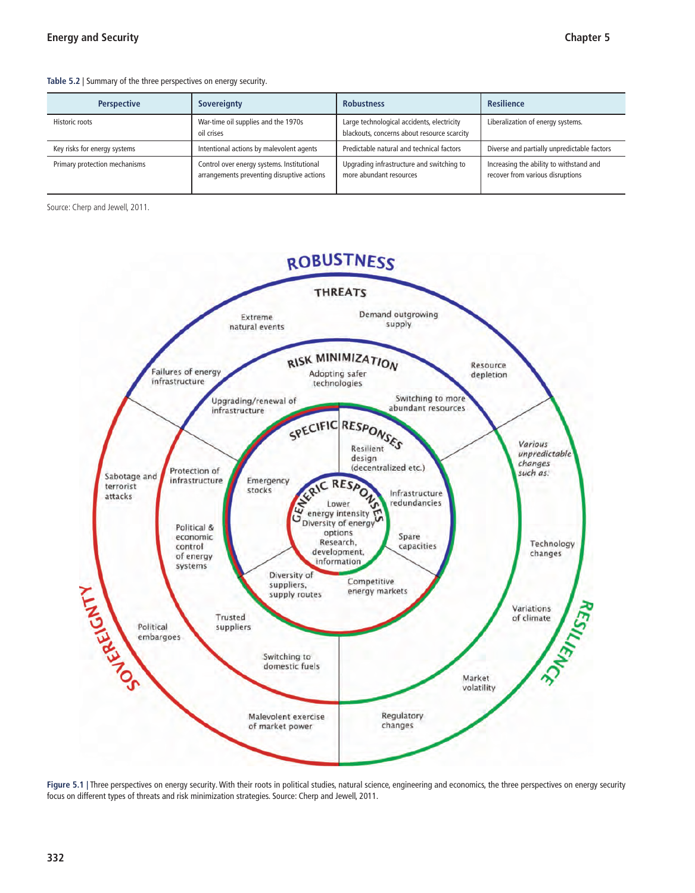Table 5.2 | Summary of the three perspectives on energy security.

| Perspective | Sovereignty | Robustness | Resilience |
|---|---|---|---|
| Historic roots | War-time oil supplies and the 1970s oil crises | Large technological accidents, electricity blackouts, concerns about resource scarcity | Liberalization of energy systems. |
| Key risks for energy systems | Intentional actions by malevolent agents | Predictable natural and technical factors | Diverse and partially unpredictable factors |
| Primary protection mechanisms | Control over energy systems. Institutional arrangements preventing disruptive actions | Upgrading infrastructure and switching to more abundant resources | Increasing the ability to withstand and recover from various disruptions |

Source: Cherp and Jewell, 2011.

Figure 5.1 | Three perspectives on energy security. With their roots in political studies, natural science, engineering and economics, the three perspectives on energy security focus on different types of threats and risk minimization strategies. Source: Cherp and Jewell, 2011.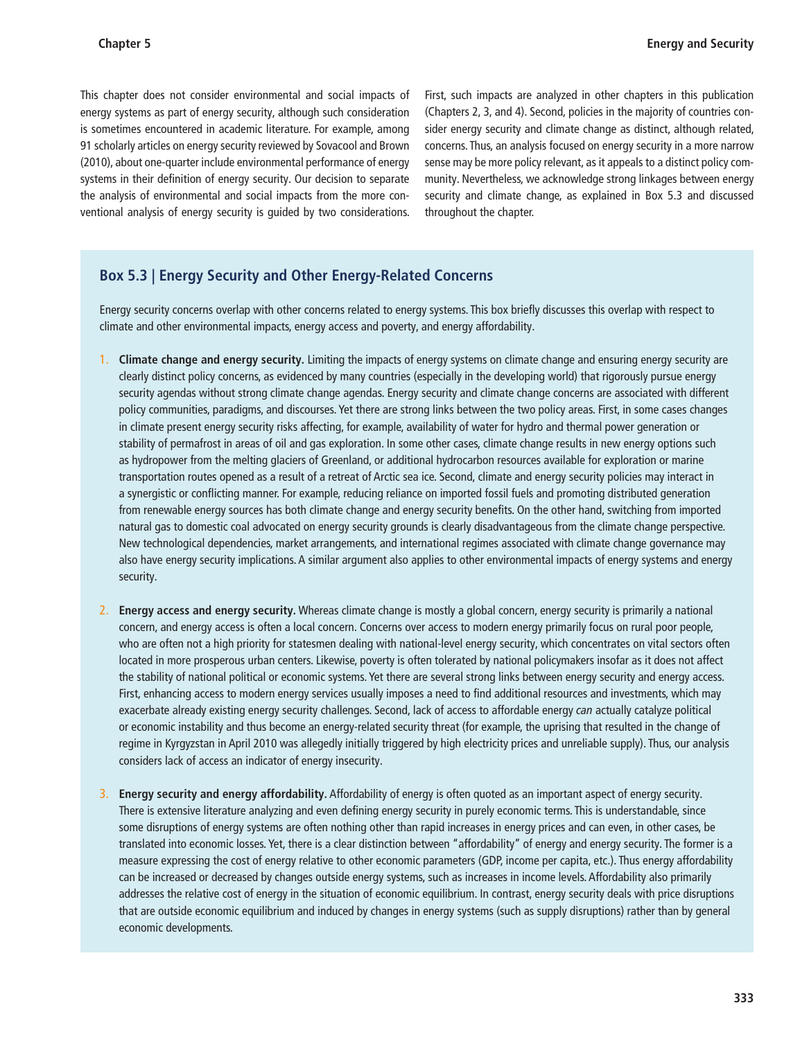This chapter does not consider environmental and social impacts of energy systems as part of energy security, although such consideration is sometimes encountered in academic literature. For example, among 91 scholarly articles on energy security reviewed by Sovacool and Brown (2010), about one-quarter include environmental performance of energy systems in their definition of energy security. Our decision to separate the analysis of environmental and social impacts from the more conventional analysis of energy security is guided by two considerations. First, such impacts are analyzed in other chapters in this publication (Chapters 2, 3, and 4). Second, policies in the majority of countries consider energy security and climate change as distinct, although related, concerns. Thus, an analysis focused on energy security in a more narrow sense may be more policy relevant, as it appeals to a distinct policy community. Nevertheless, we acknowledge strong linkages between energy security and climate change, as explained in Box 5.3 and discussed throughout the chapter.

### Box 5.3 | Energy Security and Other Energy-Related Concerns

Energy security concerns overlap with other concerns related to energy systems. This box briefly discusses this overlap with respect to climate and other environmental impacts, energy access and poverty, and energy affordability.

1. **Climate change and energy security.** Limiting the impacts of energy systems on climate change and ensuring energy security are clearly distinct policy concerns, as evidenced by many countries (especially in the developing world) that rigorously pursue energy security agendas without strong climate change agendas. Energy security and climate change concerns are associated with different policy communities, paradigms, and discourses. Yet there are strong links between the two policy areas. First, in some cases changes in climate present energy security risks affecting, for example, availability of water for hydro and thermal power generation or stability of permafrost in areas of oil and gas exploration. In some other cases, climate change results in new energy options such as hydropower from the melting glaciers of Greenland, or additional hydrocarbon resources available for exploration or marine transportation routes opened as a result of a retreat of Arctic sea ice. Second, climate and energy security policies may interact in a synergistic or conflicting manner. For example, reducing reliance on imported fossil fuels and promoting distributed generation from renewable energy sources has both climate change and energy security benefits. On the other hand, switching from imported natural gas to domestic coal advocated on energy security grounds is clearly disadvantageous from the climate perspective. New technological dependencies, market arrangements, and international regimes associated with climate change governance may also have energy security implications. A similar argument also applies to other environmental impacts of energy systems and energy security.

2. **Energy access and energy security.** Whereas climate change is mostly a global concern, energy security is primarily a national concern, and energy access is often a local concern. Concerns over access to modern energy primarily focus on rural poor people, who are often not a high priority for statesmen dealing with national-level energy security, which concentrates on vital sectors often located in more prosperous urban centers. Likewise, poverty is often tolerated by national policymakers insofar as it does not affect the stability of national political or economic systems. Yet there are several strong links between energy security and energy access. First, enhancing access to modern energy services usually imposes a need to find additional resources and investments, which may exacerbate already existing energy security challenges. Second, lack of access to affordable energy *can* actually catalyze political or economic instability and thus become an energy-related security threat (for example, the uprising that resulted in the change of regime in Kyrgyzstan in April 2010 was allegedly initially triggered by high electricity prices and unreliable supply). Thus, our analysis considers lack of access an indicator of energy insecurity.

3. **Energy security and energy affordability.** Affordability of energy is often quoted as an important aspect of energy security. There is extensive literature analyzing and even defining energy security in purely economic terms. This is understandable, since some disruptions of energy systems are often nothing other than rapid increases in energy prices and can even, in other cases, be translated into economic losses. Yet, there is a clear distinction between "affordability" of energy and energy security. The former is a measure expressing the cost of energy relative to other economic parameters (GDP, income per capita, etc.). Thus energy affordability can be increased or decreased by changes outside energy systems, such as increases in income levels. Affordability also primarily addresses the relative cost of energy in the situation of economic equilibrium. In contrast, energy security deals with price disruptions that are outside economic equilibrium and induced by changes in energy systems (such as supply disruptions) rather than by general economic developments.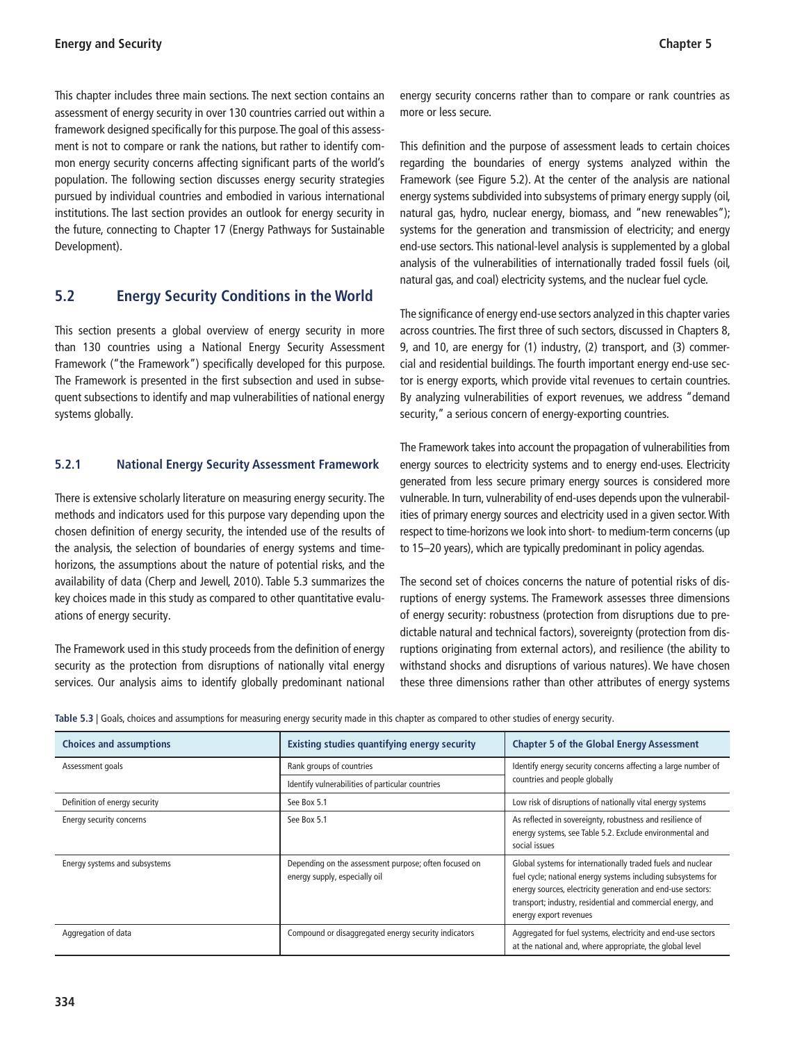This chapter includes three main sections. The next section contains an assessment of energy security in over 130 countries carried out within a framework designed specifically for this purpose. The goal of this assessment is not to compare or rank the nations, but rather to identify common energy security concerns affecting significant parts of the world's population. The following section discusses energy security strategies pursued by individual countries and embodied in various international institutions. The last section provides an outlook for energy security in the future, connecting to Chapter 17 (Energy Pathways for Sustainable Development).

## 5.2 Energy Security Conditions in the World

This section presents a global overview of energy security in more than 130 countries using a National Energy Security Assessment Framework ("the Framework") specifically developed for this purpose. The Framework is presented in the first subsection and used in subsequent subsections to identify and map vulnerabilities of national energy systems globally.

### 5.2.1 National Energy Security Assessment Framework

There is extensive scholarly literature on measuring energy security. The methods and indicators used for this purpose vary depending upon the chosen definition of energy security, the intended use of the results of the analysis, the selection of boundaries of energy systems and time-horizons, the assumptions about the nature of potential risks, and the availability of data (Cherp and Jewell, 2010). Table 5.3 summarizes the key choices made in this study as compared to other quantitative evaluations of energy security.

The Framework used in this study proceeds from the definition of energy security as the protection from disruptions of nationally vital energy services. Our analysis aims to identify globally predominant national energy security concerns rather than to compare or rank countries as more or less secure.

This definition and the purpose of assessment leads to certain choices regarding the boundaries of energy systems analyzed within the Framework (see Figure 5.2). At the center of the analysis are national energy systems subdivided into subsystems of primary energy supply (oil, natural gas, hydro, nuclear energy, biomass, and "new renewables"); systems for the generation and transmission of electricity; and energy end-use sectors. This national-level analysis is supplemented by a global analysis of the vulnerabilities of internationally traded fossil fuels (oil, natural gas, and coal) electricity systems, and the nuclear fuel cycle.

The significance of energy end-use sectors analyzed in this chapter varies across countries. The first three of such sectors, discussed in Chapters 8, 9, and 10, are energy for (1) industry, (2) transport, and (3) commercial and residential buildings. The fourth important energy end-use sector is energy exports, which provide vital revenues to certain countries. By analyzing vulnerabilities of export revenues, we address "demand security," a serious concern of energy-exporting countries.

The Framework takes into account the propagation of vulnerabilities from energy sources to electricity systems and to energy end-uses. Electricity generated from less secure primary energy sources is considered more vulnerable. In turn, vulnerability of end-uses depends upon the vulnerabilities of primary energy sources and electricity used in a given sector. With respect to time-horizons we look into short- to medium-term concerns (up to 15–20 years), which are typically predominant in policy agendas.

The second set of choices concerns the nature of potential risks of disruptions of energy systems. The Framework assesses three dimensions of energy security: robustness (protection from disruptions due to predictable natural and technical factors), sovereignty (protection from disruptions originating from external actors), and resilience (the ability to withstand shocks and disruptions of various natures). We have chosen these three dimensions rather than other attributes of energy systems

**Table 5.3** | Goals, choices and assumptions for measuring energy security made in this chapter as compared to other studies of energy security.

| Choices and assumptions | Existing studies quantifying energy security | Chapter 5 of the Global Energy Assessment |
|---|---|---|
| Assessment goals | Rank groups of countries | Identify energy security concerns affecting a large number of countries and people globally |
| | Identify vulnerabilities of particular countries | |
| Definition of energy security | See Box 5.1 | Low risk of disruptions of nationally vital energy systems |
| Energy security concerns | See Box 5.1 | As reflected in sovereignty, robustness and resilience of energy systems, see Table 5.2. Exclude environmental and social issues |
| Energy systems and subsystems | Depending on the assessment purpose; often focused on energy supply, especially oil | Global systems for internationally traded fuels and nuclear fuel cycle; national energy systems including subsystems for energy sources, electricity generation and end-use sectors: transport; industry, residential and commercial energy, and energy export revenues |
| Aggregation of data | Compound or disaggregated energy security indicators | Aggregated for fuel systems, electricity and end-use sectors at the national and, where appropriate, the global level |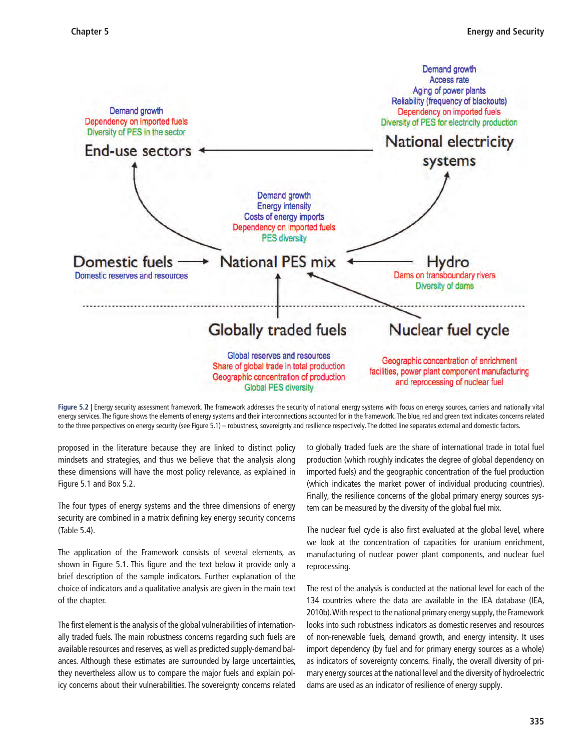Figure 5.2 | Energy security assessment framework. The framework addresses the security of national energy systems with focus on energy sources, carriers and nationally vital energy services. The figure shows the elements of energy systems and their interconnections accounted for in the framework. The blue, red and green text indicates concerns related to the three perspectives on energy security (see Figure 5.1) – robustness, sovereignty and resilience respectively. The dotted line separates external and domestic factors.

proposed in the literature because they are linked to distinct policy mindsets and strategies, and thus we believe that the analysis along these dimensions will have the most policy relevance, as explained in Figure 5.1 and Box 5.2.

The four types of energy systems and the three dimensions of energy security are combined in a matrix defining key energy security concerns (Table 5.4).

The application of the Framework consists of several elements, as shown in Figure 5.1. This figure and the text below it provide only a brief description of the sample indicators. Further explanation of the choice of indicators and a qualitative analysis are given in the main text of the chapter.

The first element is the analysis of the global vulnerabilities of internationally traded fuels. The main robustness concerns regarding such fuels are available resources and reserves, as well as predicted supply-demand balances. Although these estimates are surrounded by large uncertainties, they nevertheless allow us to compare the major fuels and explain policy concerns about their vulnerabilities. The sovereignty concerns related to globally traded fuels are the share of international trade in total fuel production (which roughly indicates the degree of global dependency on imported fuels) and the geographic concentration of the fuel production (which indicates the market power of individual producing countries). Finally, the resilience concerns of the global primary energy sources system can be measured by the diversity of the global fuel mix.

The nuclear fuel cycle is also first evaluated at the global level, where we look at the concentration of capacities for uranium enrichment, manufacturing of nuclear power plant components, and nuclear fuel reprocessing.

The rest of the analysis is conducted at the national level for each of the 134 countries where the data are available in the IEA database (IEA, 2010b). With respect to the national primary energy supply, the Framework looks into such robustness indicators as domestic reserves and resources of non-renewable fuels, demand growth, and energy intensity. It uses import dependency (by fuel and for primary energy sources as a whole) as indicators of sovereignty concerns. Finally, the overall diversity of primary energy sources at the national level and the diversity of hydroelectric dams are used as an indicator of resilience of energy supply.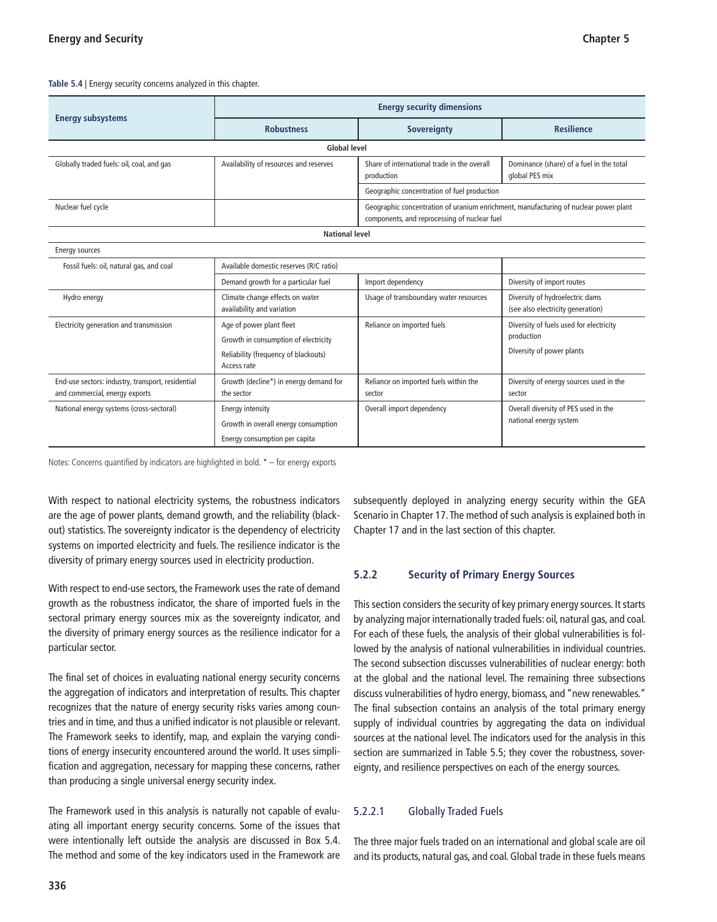**Table 5.4** | Energy security concerns analyzed in this chapter.

| Energy subsystems | Energy security dimensions | | |
|---|---|---|---|
| | **Robustness** | **Sovereignty** | **Resilience** |
| **Global level** | | | |
| Globally traded fuels: oil, coal, and gas | Availability of resources and reserves | Share of international trade in the overall production | Dominance (share) of a fuel in the total global PES mix |
| | | Geographic concentration of fuel production | |
| Nuclear fuel cycle | | Geographic concentration of uranium enrichment, manufacturing of nuclear power plant components, and reprocessing of nuclear fuel | |
| **National level** | | | |
| Energy sources | | | |
| Fossil fuels: oil, natural gas, and coal | Available domestic reserves (R/C ratio) | | |
| | Demand growth for a particular fuel | Import dependency | Diversity of import routes |
| Hydro energy | Climate change effects on water availability and variation | Usage of transboundary water resources | Diversity of hydroelectric dams (see also electricity generation) |
| Electricity generation and transmission | Age of power plant fleet<br>Growth in consumption of electricity<br>Reliability (frequency of blackouts)<br>Access rate | Reliance on imported fuels | Diversity of fuels used for electricity production<br>Diversity of power plants |
| End-use sectors: industry, transport, residential and commercial, energy exports | Growth (decline*) in energy demand for the sector | Reliance on imported fuels within the sector | Diversity of energy sources used in the sector |
| National energy systems (cross-sectoral) | Energy intensity<br>Growth in overall energy consumption<br>Energy consumption per capita | Overall import dependency | Overall diversity of PES used in the national energy system |

Notes: Concerns quantified by indicators are highlighted in bold. * – for energy exports

With respect to national electricity systems, the robustness indicators are the age of power plants, demand growth, and the reliability (blackout) statistics. The sovereignty indicator is the dependency of electricity systems on imported electricity and fuels. The resilience indicator is the diversity of primary energy sources used in electricity production.

With respect to end-use sectors, the Framework uses the rate of demand growth as the robustness indicator, the share of imported fuels in the sectoral primary energy sources mix as the sovereignty indicator, and the diversity of primary energy sources as the resilience indicator for a particular sector.

The final set of choices in evaluating national energy security concerns the aggregation of indicators and interpretation of results. This chapter recognizes that the nature of energy security risks varies among countries and in time, and thus a unified indicator is not plausible or relevant. The Framework seeks to identify, map, and explain the varying conditions of energy insecurity encountered around the world. It uses simplification and aggregation, necessary for mapping these concerns, rather than producing a single universal energy security index.

The Framework used in this analysis is naturally not capable of evaluating all important energy security concerns. Some of the issues that were intentionally left outside the analysis are discussed in Box 5.4. The method and some of the key indicators used in the Framework are subsequently deployed in analyzing energy security within the GEA Scenario in Chapter 17. The method of such analysis is explained both in Chapter 17 and in the last section of this chapter.

### 5.2.2 Security of Primary Energy Sources

This section considers the security of key primary energy sources. It starts by analyzing major internationally traded fuels: oil, natural gas, and coal. For each of these fuels, the analysis of their global vulnerabilities is followed by the analysis of national vulnerabilities in individual countries. The second subsection discusses vulnerabilities of nuclear energy: both at the global and the national level. The remaining three subsections discuss vulnerabilities of hydro energy, biomass, and "new renewables." The final subsection contains an analysis of the total primary energy supply of individual countries by aggregating the data on individual sources at the national level. The indicators used for the analysis in this section are summarized in Table 5.5; they cover the robustness, sovereignty, and resilience perspectives on each of the energy sources.

#### 5.2.2.1 Globally Traded Fuels

The three major fuels traded on an international and global scale are oil and its products, natural gas, and coal. Global trade in these fuels means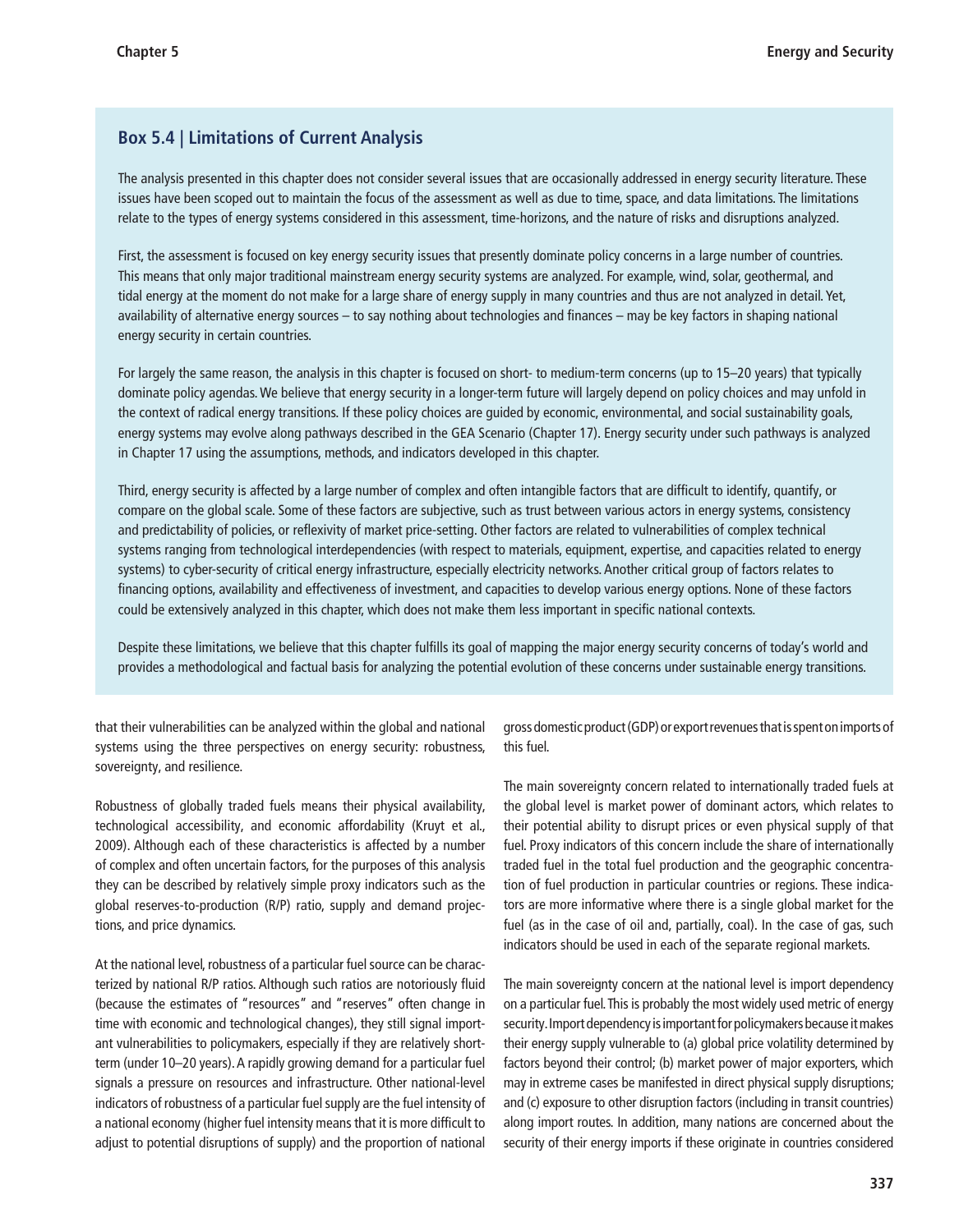### Box 5.4 | Limitations of Current Analysis

The analysis presented in this chapter does not consider several issues that are occasionally addressed in energy security literature. These issues have been scoped out to maintain the focus of the assessment as well as due to time, space, and data limitations. The limitations relate to the types of energy systems considered in this assessment, time-horizons, and the nature of risks and disruptions analyzed.

First, the assessment is focused on key energy security issues that presently dominate policy concerns in a large number of countries. This means that only major traditional mainstream energy security systems are analyzed. For example, wind, solar, geothermal, and tidal energy at the moment do not make for a large share of energy supply in many countries and thus are not analyzed in detail. Yet, availability of alternative energy sources – to say nothing about technologies and finances – may be key factors in shaping national energy security in certain countries.

For largely the same reason, the analysis in this chapter is focused on short- to medium-term concerns (up to 15–20 years) that typically dominate policy agendas. We believe that energy security in a longer-term future will largely depend on policy choices and may unfold in the context of radical energy transitions. If these policy choices are guided by economic, environmental, and social sustainability goals, energy systems may evolve along pathways described in the GEA Scenario (Chapter 17). Energy security under such pathways is analyzed in Chapter 17 using the assumptions, methods, and indicators developed in this chapter.

Third, energy security is affected by a large number of complex and often intangible factors that are difficult to identify, quantify, or compare on the global scale. Some of these factors are subjective, such as trust between various actors in energy systems, consistency and predictability of policies, or reflexivity of market price-setting. Other factors are related to vulnerabilities of complex technical systems ranging from technological interdependencies (with respect to materials, equipment, expertise, and capacities related to energy systems) to cyber-security of critical energy infrastructure, especially electricity networks. Another critical group of factors relates to financing options, availability and effectiveness of investment, and capacities to develop various energy options. None of these factors could be extensively analyzed in this chapter, which does not make them less important in specific national contexts.

Despite these limitations, we believe that this chapter fulfills its goal of mapping the major energy security concerns of today's world and provides a methodological and factual basis for analyzing the potential evolution of these concerns under sustainable energy transitions.

that their vulnerabilities can be analyzed within the global and national systems using the three perspectives on energy security: robustness, sovereignty, and resilience.

Robustness of globally traded fuels means their physical availability, technological accessibility, and economic affordability (Kruyt et al., 2009). Although each of these characteristics is affected by a number of complex and often uncertain factors, for the purposes of this analysis they can be described by relatively simple proxy indicators such as the global reserves-to-production (R/P) ratio, supply and demand projections, and price dynamics.

At the national level, robustness of a particular fuel source can be characterized by national R/P ratios. Although such ratios are notoriously fluid (because the estimates of "resources" and "reserves" often change in time with economic and technological changes), they still signal important vulnerabilities to policymakers, especially if they are relatively short-term (under 10–20 years). A rapidly growing demand for a particular fuel signals a pressure on resources and infrastructure. Other national-level indicators of robustness of a particular fuel supply are the fuel intensity of a national economy (higher fuel intensity means that it is more difficult to adjust to potential disruptions of supply) and the proportion of national gross domestic product (GDP) or export revenues that is spent on imports of this fuel.

The main sovereignty concern related to internationally traded fuels at the global level is market power of dominant actors, which relates to their potential ability to disrupt prices or even physical supply of that fuel. Proxy indicators of this concern include the share of internationally traded fuel in the total fuel production and the geographic concentration of fuel production in particular countries or regions. These indicators are more informative where there is a single global market for the fuel (as in the case of oil and, partially, coal). In the case of gas, such indicators should be used in each of the separate regional markets.

The main sovereignty concern at the national level is import dependency on a particular fuel. This is probably the most widely used metric of energy security. Import dependency is important for policymakers because it makes their energy supply vulnerable to (a) global price volatility determined by factors beyond their control; (b) market power of major exporters, which may in extreme cases be manifested in direct physical supply disruptions; and (c) exposure to other disruption factors (including in transit countries) along import routes. In addition, many nations are concerned about the security of their energy imports if these originate in countries considered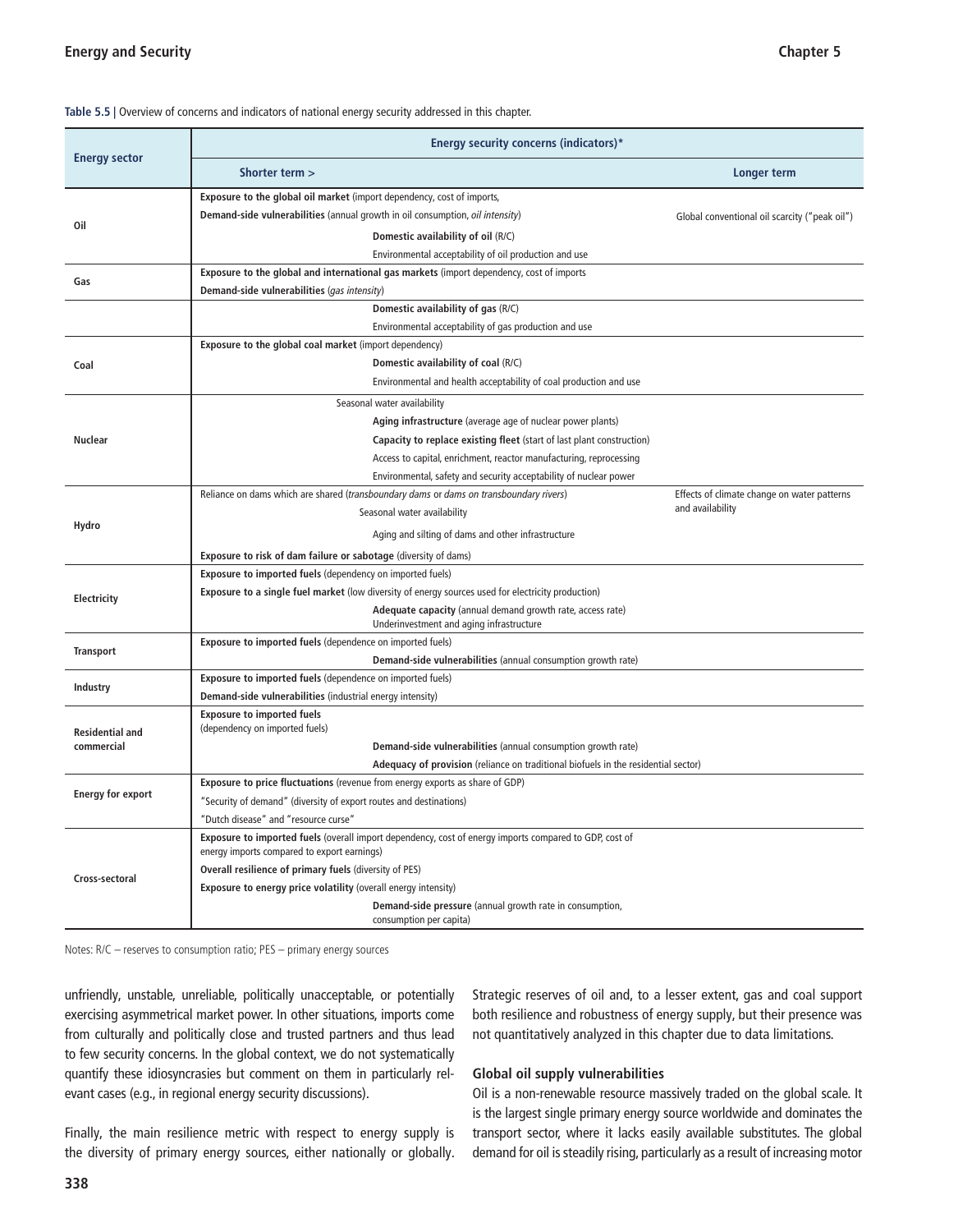**Table 5.5** | Overview of concerns and indicators of national energy security addressed in this chapter.

| Energy sector | Energy security concerns (indicators)* | |
|---|---|---|
| | Shorter term > | Longer term |
| Oil | **Exposure to the global oil market** (import dependency, cost of imports,<br>**Demand-side vulnerabilities** (annual growth in oil consumption, *oil intensity*)<br>**Domestic availability of oil** (R/C)<br>Environmental acceptability of oil production and use | Global conventional oil scarcity ("peak oil") |
| Gas | **Exposure to the global and international gas markets** (import dependency, cost of imports<br>**Demand-side vulnerabilities** (*gas intensity*) | |
| | **Domestic availability of gas** (R/C)<br>Environmental acceptability of gas production and use | |
| Coal | **Exposure to the global coal market** (import dependency)<br>**Domestic availability of coal** (R/C)<br>Environmental and health acceptability of coal production and use | |
| Nuclear | Seasonal water availability<br>**Aging infrastructure** (average age of nuclear power plants)<br>**Capacity to replace existing fleet** (start of last plant construction)<br>Access to capital, enrichment, reactor manufacturing, reprocessing<br>Environmental, safety and security acceptability of nuclear power | |
| Hydro | Reliance on dams which are shared (*transboundary dams* or *dams on transboundary rivers*)<br>Seasonal water availability<br>Aging and silting of dams and other infrastructure<br>**Exposure to risk of dam failure or sabotage** (diversity of dams) | Effects of climate change on water patterns and availability |
| Electricity | **Exposure to imported fuels** (dependency on imported fuels)<br>**Exposure to a single fuel market** (low diversity of energy sources used for electricity production)<br>**Adequate capacity** (annual demand growth rate, access rate)<br>Underinvestment and aging infrastructure | |
| Transport | **Exposure to imported fuels** (dependence on imported fuels)<br>**Demand-side vulnerabilities** (annual consumption growth rate) | |
| Industry | **Exposure to imported fuels** (dependence on imported fuels)<br>**Demand-side vulnerabilities** (industrial energy intensity) | |
| Residential and commercial | **Exposure to imported fuels** (dependency on imported fuels)<br>**Demand-side vulnerabilities** (annual consumption growth rate)<br>**Adequacy of provision** (reliance on traditional biofuels in the residential sector) | |
| Energy for export | **Exposure to price fluctuations** (revenue from energy exports as share of GDP)<br>"Security of demand" (diversity of export routes and destinations)<br>"Dutch disease" and "resource curse" | |
| Cross-sectoral | **Exposure to imported fuels** (overall import dependency, cost of energy imports compared to GDP, cost of energy imports compared to export earnings)<br>**Overall resilience of primary fuels** (diversity of PES)<br>**Exposure to energy price volatility** (overall energy intensity)<br>**Demand-side pressure** (annual growth rate in consumption, consumption per capita) | |

Notes: R/C – reserves to consumption ratio; PES – primary energy sources

unfriendly, unstable, unreliable, politically unacceptable, or potentially exercising asymmetrical market power. In other situations, imports come from culturally and politically close and trusted partners and thus lead to few security concerns. In the global context, we do not systematically quantify these idiosyncrasies but comment on them in particularly relevant cases (e.g., in regional energy security discussions).

Finally, the main resilience metric with respect to energy supply is the diversity of primary energy sources, either nationally or globally. Strategic reserves of oil and, to a lesser extent, gas and coal support both resilience and robustness of energy supply, but their presence was not quantitatively analyzed in this chapter due to data limitations.

### Global oil supply vulnerabilities

Oil is a non-renewable resource massively traded on the global scale. It is the largest single primary energy source worldwide and dominates the transport sector, where it lacks easily available substitutes. The global demand for oil is steadily rising, particularly as a result of increasing motor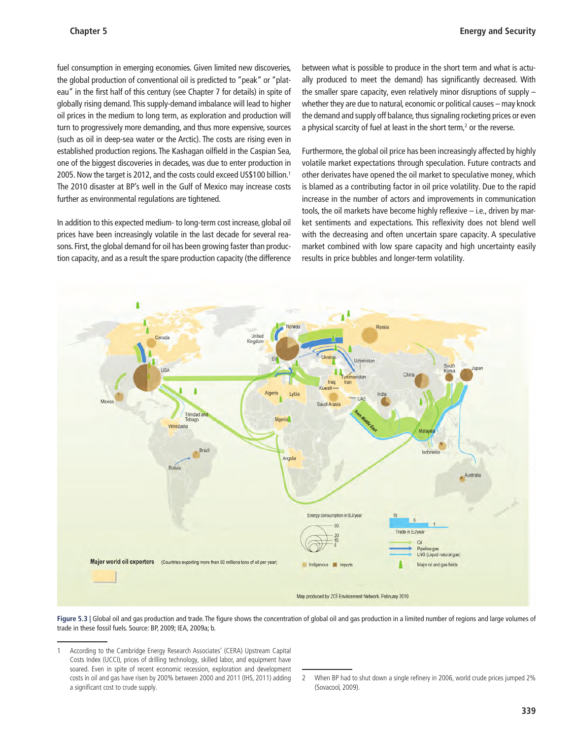fuel consumption in emerging economies. Given limited new discoveries, the global production of conventional oil is predicted to "peak" or "plateau" in the first half of this century (see Chapter 7 for details) in spite of globally rising demand. This supply-demand imbalance will lead to higher oil prices in the medium to long term, as exploration and production will turn to progressively more demanding, and thus more expensive, sources (such as oil in deep-sea water or the Arctic). The costs are rising even in established production regions. The Kashagan oilfield in the Caspian Sea, one of the biggest discoveries in decades, was due to enter production in 2005. Now the target is 2012, and the costs could exceed US$100 billion.[1] The 2010 disaster at BP's well in the Gulf of Mexico may increase costs further as environmental regulations are tightened.

In addition to this expected medium- to long-term cost increase, global oil prices have been increasingly volatile in the last decade for several reasons. First, the global demand for oil has been growing faster than production capacity, and as a result the spare production capacity (the difference between what is possible to produce in the short term and what is actually produced to meet the demand) has significantly decreased. With the smaller spare capacity, even relatively minor disruptions of supply – whether they are due to natural, economic or political causes – may knock the demand and supply off balance, thus signaling rocketing prices or even a physical scarcity of fuel at least in the short term,[2] or the reverse.

Furthermore, the global oil price has been increasingly affected by highly volatile market expectations through speculation. Future contracts and other derivates have opened the oil market to speculative money, which is blamed as a contributing factor in oil price volatility. Due to the rapid increase in the number of actors and improvements in communication tools, the oil markets have become highly reflexive – i.e., driven by market sentiments and expectations. This reflexivity does not blend well with the decreasing and often uncertain spare capacity. A speculative market combined with low spare capacity and high uncertainty easily results in price bubbles and longer-term volatility.

**Figure 5.3** | Global oil and gas production and trade. The figure shows the concentration of global oil and gas production in a limited number of regions and large volumes of trade in these fossil fuels. Source: BP, 2009; IEA, 2009a; b.

---

1 According to the Cambridge Energy Research Associates' (CERA) Upstream Capital Costs Index (UCCI), prices of drilling technology, skilled labor, and equipment have soared. Even in spite of recent economic recession, exploration and development costs in oil and gas have risen by 200% between 2000 and 2011 (IHS, 2011) adding a significant cost to crude supply.

2 When BP had to shut down a single refinery in 2006, world crude prices jumped 2% (Sovacool, 2009).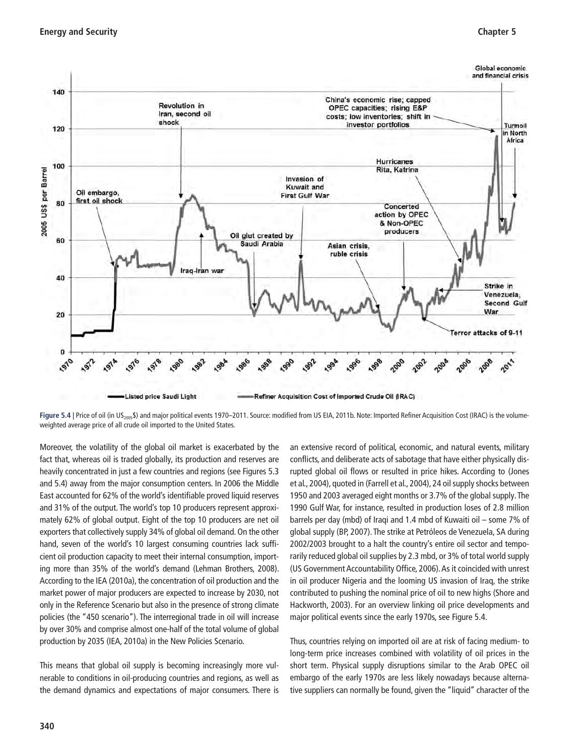**Figure 5.4** | Price of oil (in US$_{2005}$) and major political events 1970–2011. Source: modified from US EIA, 2011b. Note: Imported Refiner Acquisition Cost (IRAC) is the volume-weighted average price of all crude oil imported to the United States.

Moreover, the volatility of the global oil market is exacerbated by the fact that, whereas oil is traded globally, its production and reserves are heavily concentrated in just a few countries and regions (see Figures 5.3 and 5.4) away from the major consumption centers. In 2006 the Middle East accounted for 62% of the world's identifiable proved liquid reserves and 31% of the output. The world's top 10 producers represent approximately 62% of global output. Eight of the top 10 producers are net oil exporters that collectively supply 34% of global oil demand. On the other hand, seven of the world's 10 largest consuming countries lack sufficient oil production capacity to meet their internal consumption, importing more than 35% of the world's demand (Lehman Brothers, 2008). According to the IEA (2010a), the concentration of oil production and the market power of major producers are expected to increase by 2030, not only in the Reference Scenario but also in the presence of strong climate policies (the "450 scenario"). The interregional trade in oil will increase by over 30% and comprise almost one-half of the total volume of global production by 2035 (IEA, 2010a) in the New Policies Scenario.

This means that global oil supply is becoming increasingly more vulnerable to conditions in oil-producing countries and regions, as well as the demand dynamics and expectations of major consumers. There is an extensive record of political, economic, and natural events, military conflicts, and deliberate acts of sabotage that have either physically disrupted global oil flows or resulted in price hikes. According to (Jones et al., 2004), quoted in (Farrell et al., 2004), 24 oil supply shocks between 1950 and 2003 averaged eight months or 3.7% of the global supply. The 1990 Gulf War, for instance, resulted in production loses of 2.8 million barrels per day (mbd) of Iraqi and 1.4 mbd of Kuwaiti oil – some 7% of global supply (BP, 2007). The strike at Petróleos de Venezuela, SA during 2002/2003 brought to a halt the country's entire oil sector and temporarily reduced global oil supplies by 2.3 mbd, or 3% of total world supply (US Government Accountability Office, 2006). As it coincided with unrest in oil producer Nigeria and the looming US invasion of Iraq, the strike contributed to pushing the nominal price of oil to new highs (Shore and Hackworth, 2003). For an overview linking oil price developments and major political events since the early 1970s, see Figure 5.4.

Thus, countries relying on imported oil are at risk of facing medium- to long-term price increases combined with volatility of oil prices in the short term. Physical supply disruptions similar to the Arab OPEC oil embargo of the early 1970s are less likely nowadays because alternative suppliers can normally be found, given the "liquid" character of the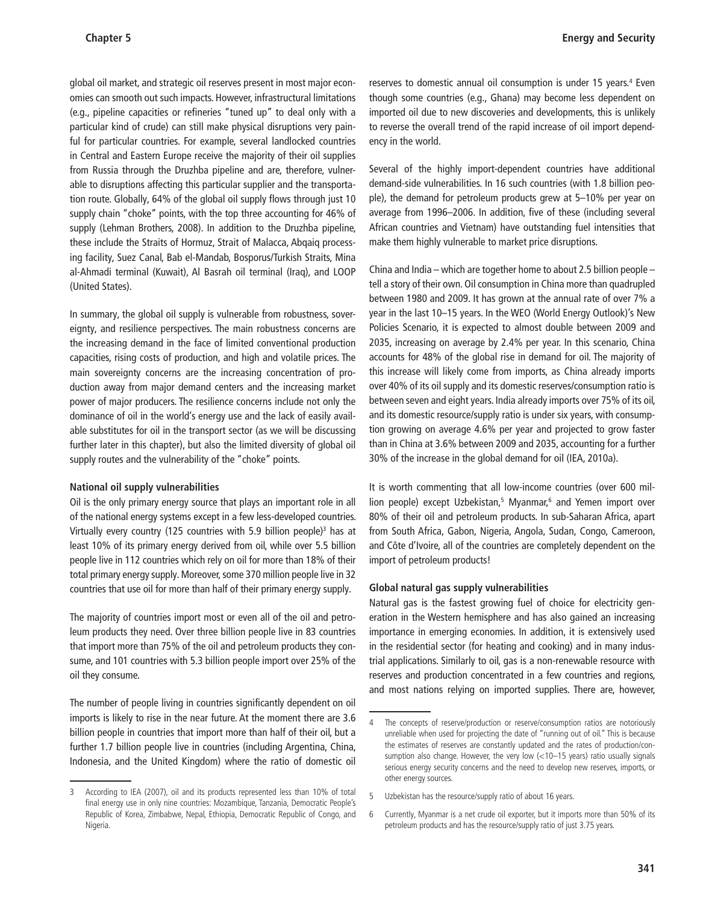global oil market, and strategic oil reserves present in most major economies can smooth out such impacts. However, infrastructural limitations (e.g., pipeline capacities or refineries "tuned up" to deal only with a particular kind of crude) can still make physical disruptions very painful for particular countries. For example, several landlocked countries in Central and Eastern Europe receive the majority of their oil supplies from Russia through the Druzhba pipeline and are, therefore, vulnerable to disruptions affecting this particular supplier and the transportation route. Globally, 64% of the global oil supply flows through just 10 supply chain "choke" points, with the top three accounting for 46% of supply (Lehman Brothers, 2008). In addition to the Druzhba pipeline, these include the Straits of Hormuz, Strait of Malacca, Abqaiq processing facility, Suez Canal, Bab el-Mandab, Bosporus/Turkish Straits, Mina al-Ahmadi terminal (Kuwait), Al Basrah oil terminal (Iraq), and LOOP (United States).

In summary, the global oil supply is vulnerable from robustness, sovereignty, and resilience perspectives. The main robustness concerns are the increasing demand in the face of limited conventional production capacities, rising costs of production, and high and volatile prices. The main sovereignty concerns are the increasing concentration of production away from major demand centers and the increasing market power of major producers. The resilience concerns include not only the dominance of oil in the world's energy use and the lack of easily available substitutes for oil in the transport sector (as we will be discussing further later in this chapter), but also the limited diversity of global oil supply routes and the vulnerability of the "choke" points.

**National oil supply vulnerabilities**

Oil is the only primary energy source that plays an important role in all of the national energy systems except in a few less-developed countries. Virtually every country (125 countries with 5.9 billion people)[3] has at least 10% of its primary energy derived from oil, while over 5.5 billion people live in 112 countries which rely on oil for more than 18% of their total primary energy supply. Moreover, some 370 million people live in 32 countries that use oil for more than half of their primary energy supply.

The majority of countries import most or even all of the oil and petroleum products they need. Over three billion people live in 83 countries that import more than 75% of the oil and petroleum products they consume, and 101 countries with 5.3 billion people import over 25% of the oil they consume.

The number of people living in countries significantly dependent on oil imports is likely to rise in the near future. At the moment there are 3.6 billion people in countries that import more than half of their oil, but a further 1.7 billion people live in countries (including Argentina, China, Indonesia, and the United Kingdom) where the ratio of domestic oil reserves to domestic annual oil consumption is under 15 years.[4] Even though some countries (e.g., Ghana) may become less dependent on imported oil due to new discoveries and developments, this is unlikely to reverse the overall trend of the rapid increase of oil import dependency in the world.

Several of the highly import-dependent countries have additional demand-side vulnerabilities. In 16 such countries (with 1.8 billion people), the demand for petroleum products grew at 5–10% per year on average from 1996–2006. In addition, five of these (including several African countries and Vietnam) have outstanding fuel intensities that make them highly vulnerable to market price disruptions.

China and India – which are together home to about 2.5 billion people – tell a story of their own. Oil consumption in China more than quadrupled between 1980 and 2009. It has grown at the annual rate of over 7% a year in the last 10–15 years. In the WEO (World Energy Outlook)'s New Policies Scenario, it is expected to almost double between 2009 and 2035, increasing on average by 2.4% per year. In this scenario, China accounts for 48% of the global rise in demand for oil. The majority of this increase will likely come from imports, as China already imports over 40% of its oil supply and its domestic reserves/consumption ratio is between seven and eight years. India already imports over 75% of its oil, and its domestic resource/supply ratio is under six years, with consumption growing on average 4.6% per year and projected to grow faster than in China at 3.6% between 2009 and 2035, accounting for a further 30% of the increase in the global demand for oil (IEA, 2010a).

It is worth commenting that all low-income countries (over 600 million people) except Uzbekistan,[5] Myanmar,[6] and Yemen import over 80% of their oil and petroleum products. In sub-Saharan Africa, apart from South Africa, Gabon, Nigeria, Angola, Sudan, Congo, Cameroon, and Côte d'Ivoire, all of the countries are completely dependent on the import of petroleum products!

**Global natural gas supply vulnerabilities**

Natural gas is the fastest growing fuel of choice for electricity generation in the Western hemisphere and has also gained an increasing importance in emerging economies. In addition, it is extensively used in the residential sector (for heating and cooking) and in many industrial applications. Similarly to oil, gas is a non-renewable resource with reserves and production concentrated in a few countries and regions, and most nations relying on imported supplies. There are, however,

---

3 According to IEA (2007), oil and its products represented less than 10% of total final energy use in only nine countries: Mozambique, Tanzania, Democratic People's Republic of Korea, Zimbabwe, Nepal, Ethiopia, Democratic Republic of Congo, and Nigeria.

4 The concepts of reserve/production or reserve/consumption ratios are notoriously unreliable when used for projecting the date of "running out of oil." This is because the estimates of reserves are constantly updated and the rates of production/consumption also change. However, the very low (<10–15 years) ratio usually signals serious energy security concerns and the need to develop new reserves, imports, or other energy sources.

5 Uzbekistan has the resource/supply ratio of about 16 years.

6 Currently, Myanmar is a net crude oil exporter, but it imports more than 50% of its petroleum products and has the resource/supply ratio of just 3.75 years.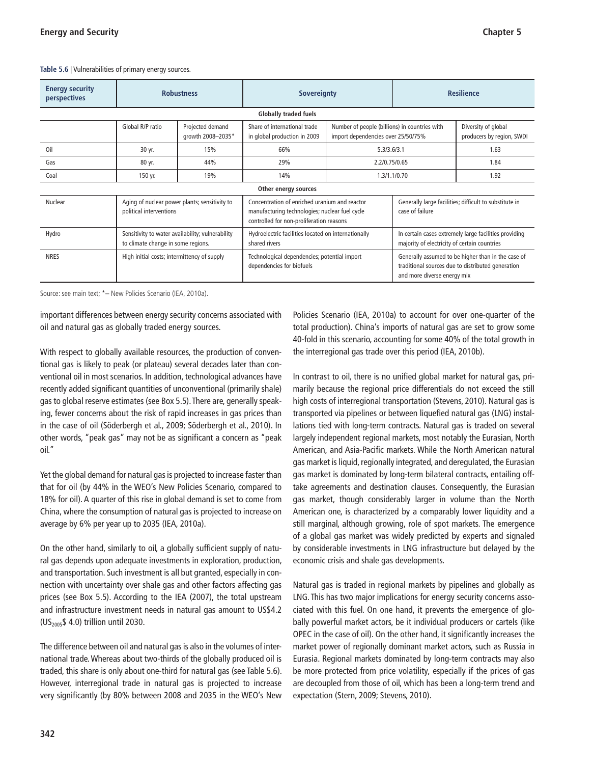**Table 5.6** | Vulnerabilities of primary energy sources.

| Energy security perspectives | Robustness | | Sovereignty | | Resilience |
|---|---|---|---|---|---|
| **Globally traded fuels** | | | | | |
| | Global R/P ratio | Projected demand growth 2008–2035* | Share of international trade in global production in 2009 | Number of people (billions) in countries with import dependencies over 25/50/75% | Diversity of global producers by region, SWDI |
| Oil | 30 yr. | 15% | 66% | 5.3/3.6/3.1 | 1.63 |
| Gas | 80 yr. | 44% | 29% | 2.2/0.75/0.65 | 1.84 |
| Coal | 150 yr. | 19% | 14% | 1.3/1.1/0.70 | 1.92 |
| **Other energy sources** | | | | | |
| Nuclear | Aging of nuclear power plants; sensitivity to political interventions | | Concentration of enriched uranium and reactor manufacturing technologies; nuclear fuel cycle controlled for non-proliferation reasons | | Generally large facilities; difficult to substitute in case of failure |
| Hydro | Sensitivity to water availability; vulnerability to climate change in some regions. | | Hydroelectric facilities located on internationally shared rivers | | In certain cases extremely large facilities providing majority of electricity of certain countries |
| NRES | High initial costs; intermittency of supply | | Technological dependencies; potential import dependencies for biofuels | | Generally assumed to be higher than in the case of traditional sources due to distributed generation and more diverse energy mix |

Source: see main text; *– New Policies Scenario (IEA, 2010a).

important differences between energy security concerns associated with oil and natural gas as globally traded energy sources.

With respect to globally available resources, the production of conventional gas is likely to peak (or plateau) several decades later than conventional oil in most scenarios. In addition, technological advances have recently added significant quantities of unconventional (primarily shale) gas to global reserve estimates (see Box 5.5). There are, generally speaking, fewer concerns about the risk of rapid increases in gas prices than in the case of oil (Söderbergh et al., 2009; Söderbergh et al., 2010). In other words, "peak gas" may not be as significant a concern as "peak oil."

Yet the global demand for natural gas is projected to increase faster than that for oil (by 44% in the WEO's New Policies Scenario, compared to 18% for oil). A quarter of this rise in global demand is set to come from China, where the consumption of natural gas is projected to increase on average by 6% per year up to 2035 (IEA, 2010a).

On the other hand, similarly to oil, a globally sufficient supply of natural gas depends upon adequate investments in exploration, production, and transportation. Such investment is all but granted, especially in connection with uncertainty over shale gas and other factors affecting gas prices (see Box 5.5). According to the IEA (2007), the total upstream and infrastructure investment needs in natural gas amount to US$4.2 ($US_{2005}$$ 4.0) trillion until 2030.

The difference between oil and natural gas is also in the volumes of international trade. Whereas about two-thirds of the globally produced oil is traded, this share is only about one-third for natural gas (see Table 5.6). However, interregional trade in natural gas is projected to increase very significantly (by 80% between 2008 and 2035 in the WEO's New Policies Scenario (IEA, 2010a) to account for over one-quarter of the total production). China's imports of natural gas are set to grow some 40-fold in this scenario, accounting for some 40% of the total growth in the interregional gas trade over this period (IEA, 2010b).

In contrast to oil, there is no unified global market for natural gas, primarily because the regional price differentials do not exceed the still high costs of interregional transportation (Stevens, 2010). Natural gas is transported via pipelines or between liquefied natural gas (LNG) installations tied with long-term contracts. Natural gas is traded on several largely independent regional markets, most notably the Eurasian, North American, and Asia-Pacific markets. While the North American natural gas market is liquid, regionally integrated, and deregulated, the Eurasian gas market is dominated by long-term bilateral contracts, entailing off-take agreements and destination clauses. Consequently, the Eurasian gas market, though considerably larger in volume than the North American one, is characterized by a comparably lower liquidity and a still marginal, although growing, role of spot markets. The emergence of a global gas market was widely predicted by experts and signaled by considerable investments in LNG infrastructure but delayed by the economic crisis and shale gas developments.

Natural gas is traded in regional markets by pipelines and globally as LNG. This has two major implications for energy security concerns associated with this fuel. On one hand, it prevents the emergence of globally powerful market actors, be it individual producers or cartels (like OPEC in the case of oil). On the other hand, it significantly increases the market power of regionally dominant market actors, such as Russia in Eurasia. Regional markets dominated by long-term contracts may also be more protected from price volatility, especially if the prices of gas are decoupled from those of oil, which has been a long-term trend and expectation (Stern, 2009; Stevens, 2010).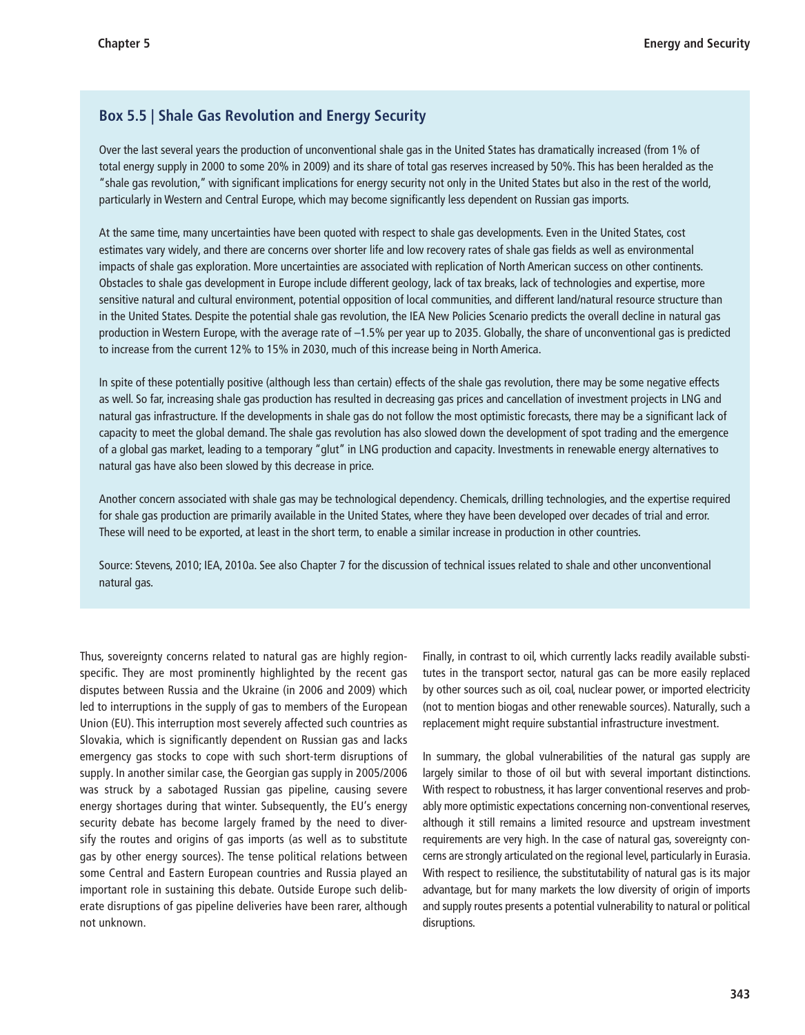### Box 5.5 | Shale Gas Revolution and Energy Security

Over the last several years the production of unconventional shale gas in the United States has dramatically increased (from 1% of total energy supply in 2000 to some 20% in 2009) and its share of total gas reserves increased by 50%. This has been heralded as the "shale gas revolution," with significant implications for energy security not only in the United States but also in the rest of the world, particularly in Western and Central Europe, which may become significantly less dependent on Russian gas imports.

At the same time, many uncertainties have been quoted with respect to shale gas developments. Even in the United States, cost estimates vary widely, and there are concerns over shorter life and low recovery rates of shale gas fields as well as environmental impacts of shale gas exploration. More uncertainties are associated with replication of North American success on other continents. Obstacles to shale gas development in Europe include different geology, lack of tax breaks, lack of technologies and expertise, more sensitive natural and cultural environment, potential opposition of local communities, and different land/natural resource structure than in the United States. Despite the potential shale gas revolution, the IEA New Policies Scenario predicts the overall decline in natural gas production in Western Europe, with the average rate of –1.5% per year up to 2035. Globally, the share of unconventional gas is predicted to increase from the current 12% to 15% in 2030, much of this increase being in North America.

In spite of these potentially positive (although less than certain) effects of the shale gas revolution, there may be some negative effects as well. So far, increasing shale gas production has resulted in decreasing gas prices and cancellation of investment projects in LNG and natural gas infrastructure. If the developments in shale gas do not follow the most optimistic forecasts, there may be a significant lack of capacity to meet the global demand. The shale gas revolution has also slowed down the development of spot trading and the emergence of a global gas market, leading to a temporary "glut" in LNG production and capacity. Investments in renewable energy alternatives to natural gas have also been slowed by this decrease in price.

Another concern associated with shale gas may be technological dependency. Chemicals, drilling technologies, and the expertise required for shale gas production are primarily available in the United States, where they have been developed over decades of trial and error. These will need to be exported, at least in the short term, to enable a similar increase in production in other countries.

Source: Stevens, 2010; IEA, 2010a. See also Chapter 7 for the discussion of technical issues related to shale and other unconventional natural gas.

Thus, sovereignty concerns related to natural gas are highly region-specific. They are most prominently highlighted by the recent gas disputes between Russia and the Ukraine (in 2006 and 2009) which led to interruptions in the supply of gas to members of the European Union (EU). This interruption most severely affected such countries as Slovakia, which is significantly dependent on Russian gas and lacks emergency gas stocks to cope with such short-term disruptions of supply. In another similar case, the Georgian gas supply in 2005/2006 was struck by a sabotaged Russian gas pipeline, causing severe energy shortages during that winter. Subsequently, the EU's energy security debate has become largely framed by the need to diversify the routes and origins of gas imports (as well as to substitute gas by other energy sources). The tense political relations between some Central and Eastern European countries and Russia played an important role in sustaining this debate. Outside Europe such deliberate disruptions of gas pipeline deliveries have been rarer, although not unknown.

Finally, in contrast to oil, which currently lacks readily available substitutes in the transport sector, natural gas can be more easily replaced by other sources such as oil, coal, nuclear power, or imported electricity (not to mention biogas and other renewable sources). Naturally, such a replacement might require substantial infrastructure investment.

In summary, the global vulnerabilities of the natural gas supply are largely similar to those of oil but with several important distinctions. With respect to robustness, it has larger conventional reserves and probably more optimistic expectations concerning non-conventional reserves, although it still remains a limited resource and upstream investment requirements are very high. In the case of natural gas, sovereignty concerns are strongly articulated on the regional level, particularly in Eurasia. With respect to resilience, the substitutability of natural gas is its major advantage, but for many markets the low diversity of origin of imports and supply routes presents a potential vulnerability to natural or political disruptions.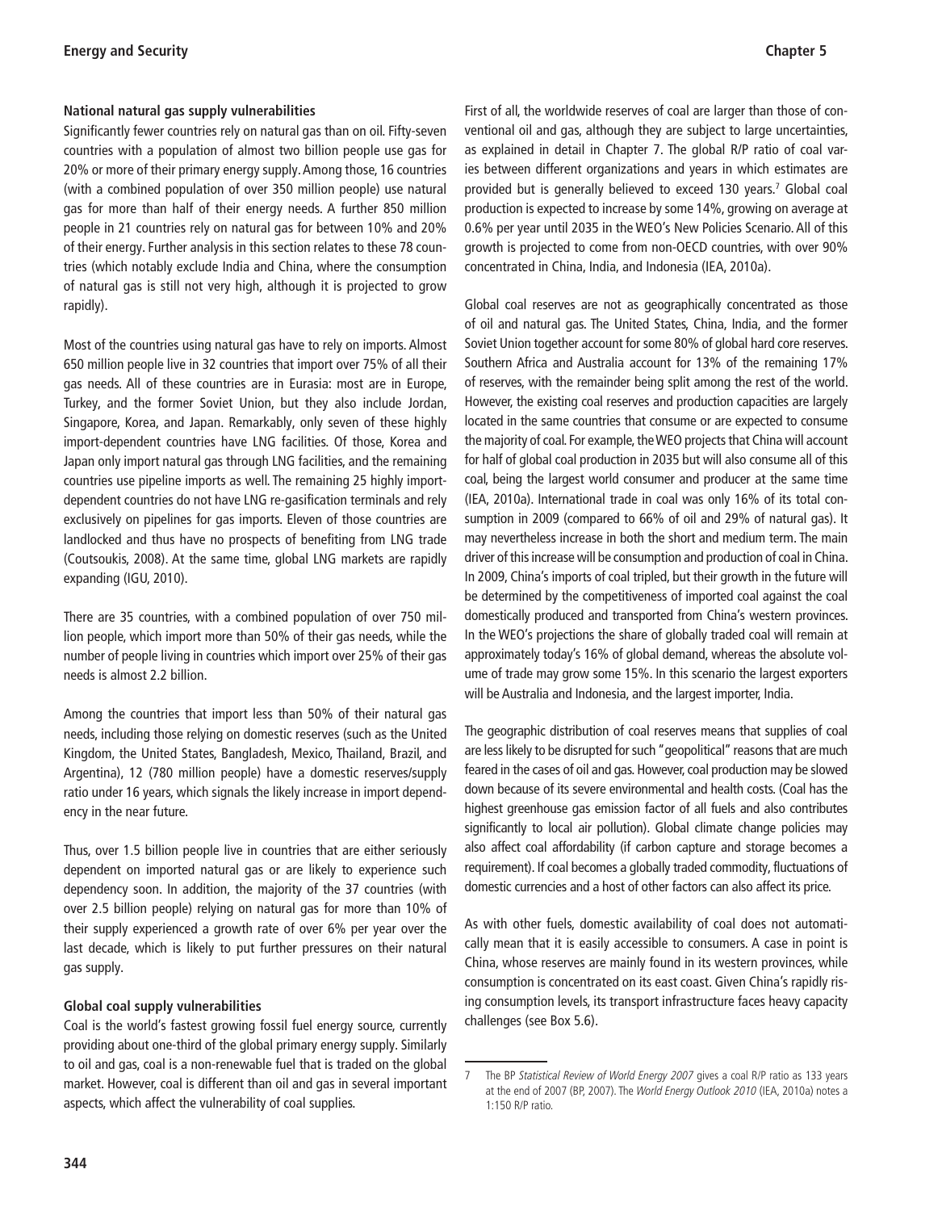### National natural gas supply vulnerabilities

Significantly fewer countries rely on natural gas than on oil. Fifty-seven countries with a population of almost two billion people use gas for 20% or more of their primary energy supply. Among those, 16 countries (with a combined population of over 350 million people) use natural gas for more than half of their energy needs. A further 850 million people in 21 countries rely on natural gas for between 10% and 20% of their energy. Further analysis in this section relates to these 78 countries (which notably exclude India and China, where the consumption of natural gas is still not very high, although it is projected to grow rapidly).

Most of the countries using natural gas have to rely on imports. Almost 650 million people live in 32 countries that import over 75% of all their gas needs. All of these countries are in Eurasia: most are in Europe, Turkey, and the former Soviet Union, but they also include Jordan, Singapore, Korea, and Japan. Remarkably, only seven of these highly import-dependent countries have LNG facilities. Of those, Korea and Japan only import natural gas through LNG facilities, and the remaining countries use pipeline imports as well. The remaining 25 highly import-dependent countries do not have LNG re-gasification terminals and rely exclusively on pipelines for gas imports. Eleven of those countries are landlocked and thus have no prospects of benefiting from LNG trade (Coutsoukis, 2008). At the same time, global LNG markets are rapidly expanding (IGU, 2010).

There are 35 countries, with a combined population of over 750 million people, which import more than 50% of their gas needs, while the number of people living in countries which import over 25% of their gas needs is almost 2.2 billion.

Among the countries that import less than 50% of their natural gas needs, including those relying on domestic reserves (such as the United Kingdom, the United States, Bangladesh, Mexico, Thailand, Brazil, and Argentina), 12 (780 million people) have a domestic reserves/supply ratio under 16 years, which signals the likely increase in import dependency in the near future.

Thus, over 1.5 billion people live in countries that are either seriously dependent on imported natural gas or are likely to experience such dependency soon. In addition, the majority of the 37 countries (with over 2.5 billion people) relying on natural gas for more than 10% of their supply experienced a growth rate of over 6% per year over the last decade, which is likely to put further pressures on their natural gas supply.

### Global coal supply vulnerabilities

Coal is the world's fastest growing fossil fuel energy source, currently providing about one-third of the global primary energy supply. Similarly to oil and gas, coal is a non-renewable fuel that is traded on the global market. However, coal is different than oil and gas in several important aspects, which affect the vulnerability of coal supplies.

First of all, the worldwide reserves of coal are larger than those of conventional oil and gas, although they are subject to large uncertainties, as explained in detail in Chapter 7. The global R/P ratio of coal varies between different organizations and years in which estimates are provided but is generally believed to exceed 130 years.[7] Global coal production is expected to increase by some 14%, growing on average at 0.6% per year until 2035 in the WEO's New Policies Scenario. All of this growth is projected to come from non-OECD countries, with over 90% concentrated in China, India, and Indonesia (IEA, 2010a).

Global coal reserves are not as geographically concentrated as those of oil and natural gas. The United States, China, India, and the former Soviet Union together account for some 80% of global hard core reserves. Southern Africa and Australia account for 13% of the remaining 17% of reserves, with the remainder being split among the rest of the world. However, the existing coal reserves and production capacities are largely located in the same countries that consume or are expected to consume the majority of coal. For example, the WEO projects that China will account for half of global coal production in 2035 but will also consume all of this coal, being the largest world consumer and producer at the same time (IEA, 2010a). International trade in coal was only 16% of its total consumption in 2009 (compared to 66% of oil and 29% of natural gas). It may nevertheless increase in both the short and medium term. The main driver of this increase will be consumption and production of coal in China. In 2009, China's imports of coal tripled, but their growth in the future will be determined by the competitiveness of imported coal against the coal domestically produced and transported from China's western provinces. In the WEO's projections the share of globally traded coal will remain at approximately today's 16% of global demand, whereas the absolute volume of trade may grow some 15%. In this scenario the largest exporters will be Australia and Indonesia, and the largest importer, India.

The geographic distribution of coal reserves means that supplies of coal are less likely to be disrupted for such "geopolitical" reasons that are much feared in the cases of oil and gas. However, coal production may be slowed down because of its severe environmental and health costs. (Coal has the highest greenhouse gas emission factor of all fuels and also contributes significantly to local air pollution). Global climate change policies may also affect coal affordability (if carbon capture and storage becomes a requirement). If coal becomes a globally traded commodity, fluctuations of domestic currencies and a host of other factors can also affect its price.

As with other fuels, domestic availability of coal does not automatically mean that it is easily accessible to consumers. A case in point is China, whose reserves are mainly found in its western provinces, while consumption is concentrated on its east coast. Given China's rapidly rising consumption levels, its transport infrastructure faces heavy capacity challenges (see Box 5.6).

---

7 The BP *Statistical Review of World Energy 2007* gives a coal R/P ratio as 133 years at the end of 2007 (BP, 2007). The *World Energy Outlook 2010* (IEA, 2010a) notes a 1:150 R/P ratio.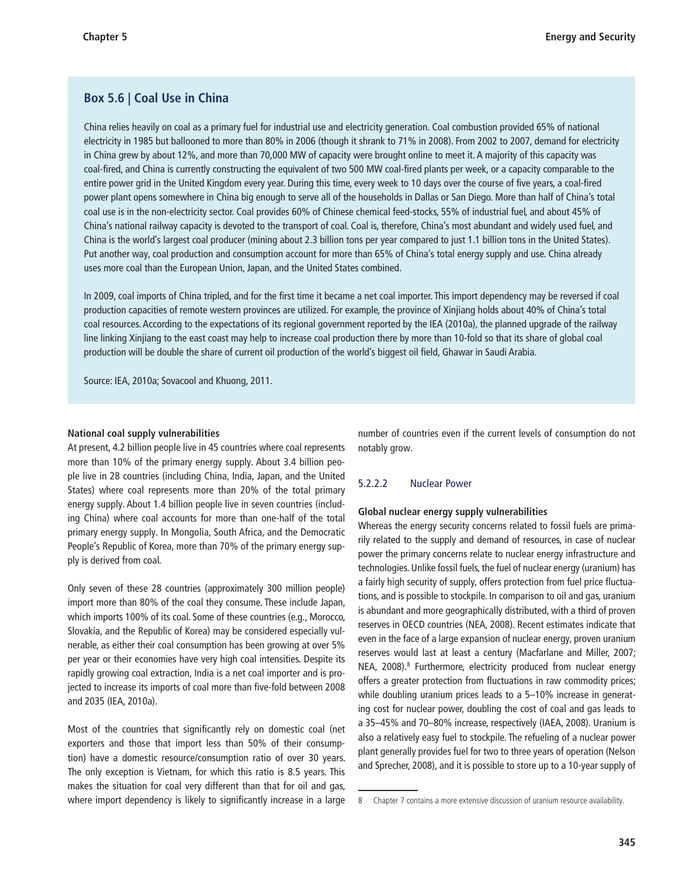## Box 5.6 | Coal Use in China

China relies heavily on coal as a primary fuel for industrial use and electricity generation. Coal combustion provided 65% of national electricity in 1985 but ballooned to more than 80% in 2006 (though it shrank to 71% in 2008). From 2002 to 2007, demand for electricity in China grew by about 12%, and more than 70,000 MW of capacity were brought online to meet it. A majority of this capacity was coal-fired, and China is currently constructing the equivalent of two 500 MW coal-fired plants per week, or a capacity comparable to the entire power grid in the United Kingdom every year. During this time, every week to 10 days over the course of five years, a coal-fired power plant opens somewhere in China big enough to serve all of the households in Dallas or San Diego. More than half of China's total coal use is in the non-electricity sector. Coal provides 60% of Chinese chemical feed-stocks, 55% of industrial fuel, and about 45% of China's national railway capacity is devoted to the transport of coal. Coal is, therefore, China's most abundant and widely used fuel, and China is the world's largest coal producer (mining about 2.3 billion tons per year compared to just 1.1 billion tons in the United States). Put another way, coal production and consumption account for more than 65% of China's total energy supply and use. China already uses more coal than the European Union, Japan, and the United States combined.

In 2009, coal imports of China tripled, and for the first time it became a net coal importer. This import dependency may be reversed if coal production capacities of remote western provinces are utilized. For example, the province of Xinjiang holds about 40% of China's total coal resources. According to the expectations of its regional government reported by the IEA (2010a), the planned upgrade of the railway line linking Xinjiang to the east coast may help to increase coal production there by more than 10-fold so that its share of global coal production will be double the share of current oil production of the world's biggest oil field, Ghawar in Saudi Arabia.

Source: IEA, 2010a; Sovacool and Khuong, 2011.

**National coal supply vulnerabilities**

At present, 4.2 billion people live in 45 countries where coal represents more than 10% of the primary energy supply. About 3.4 billion people live in 28 countries (including China, India, Japan, and the United States) where coal represents more than 20% of the total primary energy supply. About 1.4 billion people live in seven countries (including China) where coal accounts for more than one-half of the total primary energy supply. In Mongolia, South Africa, and the Democratic People's Republic of Korea, more than 70% of the primary energy supply is derived from coal.

Only seven of these 28 countries (approximately 300 million people) import more than 80% of the coal they consume. These include Japan, which imports 100% of its coal. Some of these countries (e.g., Morocco, Slovakia, and the Republic of Korea) may be considered especially vulnerable, as either their coal consumption has been growing at over 5% per year or their economies have very high coal intensities. Despite its rapidly growing coal extraction, India is a net coal importer and is projected to increase its imports of coal more than five-fold between 2008 and 2035 (IEA, 2010a).

Most of the countries that significantly rely on domestic coal (net exporters and those that import less than 50% of their consumption) have a domestic resource/consumption ratio of over 30 years. The only exception is Vietnam, for which this ratio is 8.5 years. This makes the situation for coal very different than that for oil and gas, where import dependency is likely to significantly increase in a large number of countries even if the current levels of consumption do not notably grow.

### 5.2.2.2 Nuclear Power

**Global nuclear energy supply vulnerabilities**

Whereas the energy security concerns related to fossil fuels are primarily related to the supply and demand of resources, in case of nuclear power the primary concerns relate to nuclear energy infrastructure and technologies. Unlike fossil fuels, the fuel of nuclear energy (uranium) has a fairly high security of supply, offers protection from fuel price fluctuations, and is possible to stockpile. In comparison to oil and gas, uranium is abundant and more geographically distributed, with a third of proven reserves in OECD countries (NEA, 2008). Recent estimates indicate that even in the face of a large expansion of nuclear energy, proven uranium reserves would last at least a century (Macfarlane and Miller, 2007; NEA, 2008).[8] Furthermore, electricity produced from nuclear energy offers a greater protection from fluctuations in raw commodity prices; while doubling uranium prices leads to a 5–10% increase in generating cost for nuclear power, doubling the cost of coal and gas leads to a 35–45% and 70–80% increase, respectively (IAEA, 2008). Uranium is also a relatively easy fuel to stockpile. The refueling of a nuclear power plant generally provides fuel for two to three years of operation (Nelson and Sprecher, 2008), and it is possible to store up to a 10-year supply of

8 Chapter 7 contains a more extensive discussion of uranium resource availability.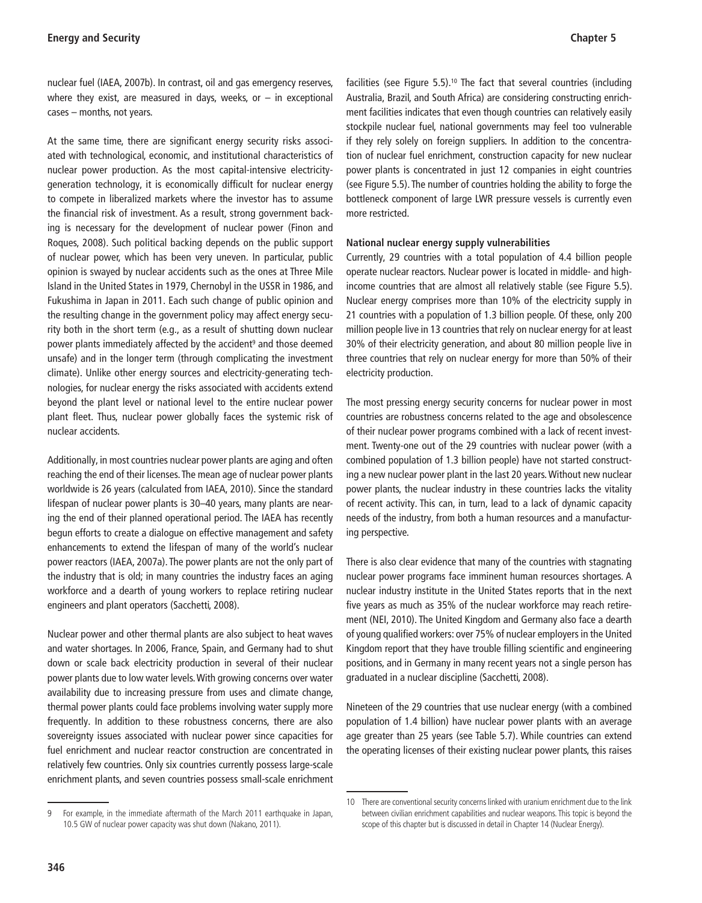nuclear fuel (IAEA, 2007b). In contrast, oil and gas emergency reserves, where they exist, are measured in days, weeks, or – in exceptional cases – months, not years.

At the same time, there are significant energy security risks associated with technological, economic, and institutional characteristics of nuclear power production. As the most capital-intensive electricity-generation technology, it is economically difficult for nuclear energy to compete in liberalized markets where the investor has to assume the financial risk of investment. As a result, strong government backing is necessary for the development of nuclear power (Finon and Roques, 2008). Such political backing depends on the public support of nuclear power, which has been very uneven. In particular, public opinion is swayed by nuclear accidents such as the ones at Three Mile Island in the United States in 1979, Chernobyl in the USSR in 1986, and Fukushima in Japan in 2011. Each such change of public opinion and the resulting change in the government policy may affect energy security both in the short term (e.g., as a result of shutting down nuclear power plants immediately affected by the accident[9] and those deemed unsafe) and in the longer term (through complicating the investment climate). Unlike other energy sources and electricity-generating technologies, for nuclear energy the risks associated with accidents extend beyond the plant level or national level to the entire nuclear power plant fleet. Thus, nuclear power globally faces the systemic risk of nuclear accidents.

Additionally, in most countries nuclear power plants are aging and often reaching the end of their licenses. The mean age of nuclear power plants worldwide is 26 years (calculated from IAEA, 2010). Since the standard lifespan of nuclear power plants is 30–40 years, many plants are nearing the end of their planned operational period. The IAEA has recently begun efforts to create a dialogue on effective management and safety enhancements to extend the lifespan of many of the world's nuclear power reactors (IAEA, 2007a). The power plants are not the only part of the industry that is old; in many countries the industry faces an aging workforce and a dearth of young workers to replace retiring nuclear engineers and plant operators (Sacchetti, 2008).

Nuclear power and other thermal plants are also subject to heat waves and water shortages. In 2006, France, Spain, and Germany had to shut down or scale back electricity production in several of their nuclear power plants due to low water levels. With growing concerns over water availability due to increasing pressure from uses and climate change, thermal power plants could face problems involving water supply more frequently. In addition to these robustness concerns, there are also sovereignty issues associated with nuclear power since capacities for fuel enrichment and nuclear reactor construction are concentrated in relatively few countries. Only six countries currently possess large-scale enrichment plants, and seven countries possess small-scale enrichment facilities (see Figure 5.5).[10] The fact that several countries (including Australia, Brazil, and South Africa) are considering constructing enrichment facilities indicates that even though countries can relatively easily stockpile nuclear fuel, national governments may feel too vulnerable if they rely solely on foreign suppliers. In addition to the concentration of nuclear fuel enrichment, construction capacity for new nuclear power plants is concentrated in just 12 companies in eight countries (see Figure 5.5). The number of countries holding the ability to forge the bottleneck component of large LWR pressure vessels is currently even more restricted.

**National nuclear energy supply vulnerabilities**

Currently, 29 countries with a total population of 4.4 billion people operate nuclear reactors. Nuclear power is located in middle- and high-income countries that are almost all relatively stable (see Figure 5.5). Nuclear energy comprises more than 10% of the electricity supply in 21 countries with a population of 1.3 billion people. Of these, only 200 million people live in 13 countries that rely on nuclear energy for at least 30% of their electricity generation, and about 80 million people live in three countries that rely on nuclear energy for more than 50% of their electricity production.

The most pressing energy security concerns for nuclear power in most countries are robustness concerns related to the age and obsolescence of their nuclear power programs combined with a lack of recent investment. Twenty-one out of the 29 countries with nuclear power (with a combined population of 1.3 billion people) have not started constructing a new nuclear power plant in the last 20 years. Without new nuclear power plants, the nuclear industry in these countries lacks the vitality of recent activity. This can, in turn, lead to a lack of dynamic capacity needs of the industry, from both a human resources and a manufacturing perspective.

There is also clear evidence that many of the countries with stagnating nuclear power programs face imminent human resources shortages. A nuclear industry institute in the United States reports that in the next five years as much as 35% of the nuclear workforce may reach retirement (NEI, 2010). The United Kingdom and Germany also face a dearth of young qualified workers: over 75% of nuclear employers in the United Kingdom report that they have trouble filling scientific and engineering positions, and in Germany in many recent years not a single person has graduated in a nuclear discipline (Sacchetti, 2008).

Nineteen of the 29 countries that use nuclear energy (with a combined population of 1.4 billion) have nuclear power plants with an average age greater than 25 years (see Table 5.7). While countries can extend the operating licenses of their existing nuclear power plants, this raises

---

9 For example, in the immediate aftermath of the March 2011 earthquake in Japan, 10.5 GW of nuclear power capacity was shut down (Nakano, 2011).

10 There are conventional security concerns linked with uranium enrichment due to the link between civilian enrichment capabilities and nuclear weapons. This topic is beyond the scope of this chapter but is discussed in detail in Chapter 14 (Nuclear Energy).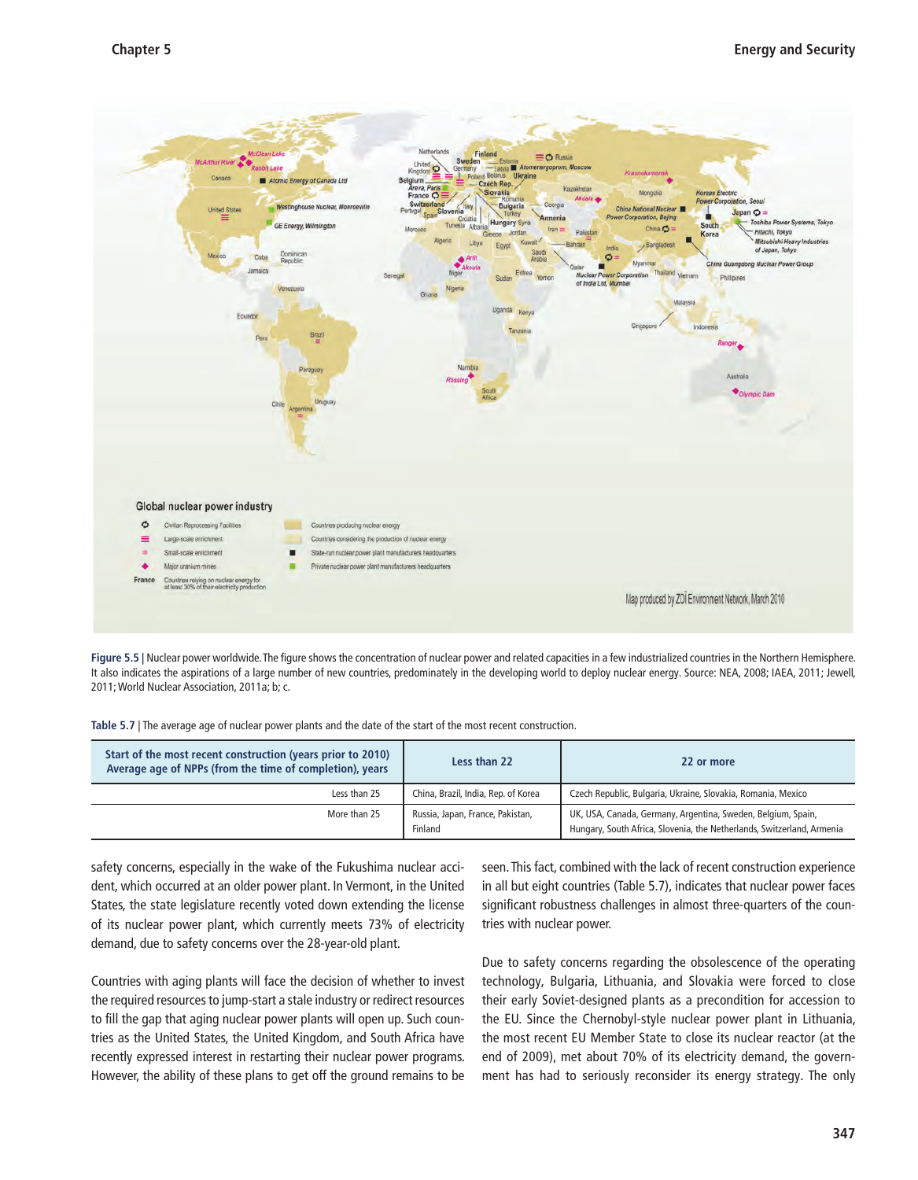Figure 5.5 | Nuclear power worldwide. The figure shows the concentration of nuclear power and related capacities in a few industrialized countries in the Northern Hemisphere. It also indicates the aspirations of a large number of new countries, predominately in the developing world to deploy nuclear energy. Source: NEA, 2008; IAEA, 2011; Jewell, 2011; World Nuclear Association, 2011a; b; c.

Table 5.7 | The average age of nuclear power plants and the date of the start of the most recent construction.

| Start of the most recent construction (years prior to 2010) / Average age of NPPs (from the time of completion), years | Less than 22 | 22 or more |
|---|---|---|
| Less than 25 | China, Brazil, India, Rep. of Korea | Czech Republic, Bulgaria, Ukraine, Slovakia, Romania, Mexico |
| More than 25 | Russia, Japan, France, Pakistan, Finland | UK, USA, Canada, Germany, Argentina, Sweden, Belgium, Spain, Hungary, South Africa, Slovenia, the Netherlands, Switzerland, Armenia |

safety concerns, especially in the wake of the Fukushima nuclear accident, which occurred at an older power plant. In Vermont, in the United States, the state legislature recently voted down extending the license of its nuclear power plant, which currently meets 73% of electricity demand, due to safety concerns over the 28-year-old plant.

Countries with aging plants will face the decision of whether to invest the required resources to jump-start a stale industry or redirect resources to fill the gap that aging nuclear power plants will open up. Such countries as the United States, the United Kingdom, and South Africa have recently expressed interest in restarting their nuclear power programs. However, the ability of these plans to get off the ground remains to be seen. This fact, combined with the lack of recent construction experience in all but eight countries (Table 5.7), indicates that nuclear power faces significant robustness challenges in almost three-quarters of the countries with nuclear power.

Due to safety concerns regarding the obsolescence of the operating technology, Bulgaria, Lithuania, and Slovakia were forced to close their early Soviet-designed plants as a precondition for accession to the EU. Since the Chernobyl-style nuclear power plant in Lithuania, the most recent EU Member State to close its nuclear reactor (at the end of 2009), met about 70% of its electricity demand, the government has had to seriously reconsider its energy strategy. The only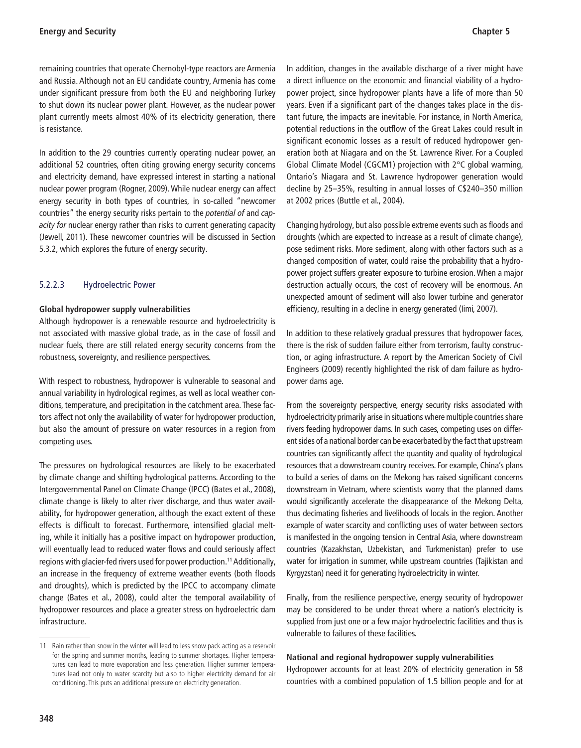remaining countries that operate Chernobyl-type reactors are Armenia and Russia. Although not an EU candidate country, Armenia has come under significant pressure from both the EU and neighboring Turkey to shut down its nuclear power plant. However, as the nuclear power plant currently meets almost 40% of its electricity generation, there is resistance.

In addition to the 29 countries currently operating nuclear power, an additional 52 countries, often citing growing energy security concerns and electricity demand, have expressed interest in starting a national nuclear power program (Rogner, 2009). While nuclear energy can affect energy security in both types of countries, in so-called "newcomer countries" the energy security risks pertain to the *potential of* and *capacity for* nuclear energy rather than risks to current generating capacity (Jewell, 2011). These newcomer countries will be discussed in Section 5.3.2, which explores the future of energy security.

### 5.2.2.3 Hydroelectric Power

**Global hydropower supply vulnerabilities**

Although hydropower is a renewable resource and hydroelectricity is not associated with massive global trade, as in the case of fossil and nuclear fuels, there are still related energy security concerns from the robustness, sovereignty, and resilience perspectives.

With respect to robustness, hydropower is vulnerable to seasonal and annual variability in hydrological regimes, as well as local weather conditions, temperature, and precipitation in the catchment area. These factors affect not only the availability of water for hydropower production, but also the amount of pressure on water resources in a region from competing uses.

The pressures on hydrological resources are likely to be exacerbated by climate change and shifting hydrological patterns. According to the Intergovernmental Panel on Climate Change (IPCC) (Bates et al., 2008), climate change is likely to alter river discharge, and thus water availability, for hydropower generation, although the exact extent of these effects is difficult to forecast. Furthermore, intensified glacial melting, while it initially has a positive impact on hydropower production, will eventually lead to reduced water flows and could seriously affect regions with glacier-fed rivers used for power production.[11] Additionally, an increase in the frequency of extreme weather events (both floods and droughts), which is predicted by the IPCC to accompany climate change (Bates et al., 2008), could alter the temporal availability of hydropower resources and place a greater stress on hydroelectric dam infrastructure.

In addition, changes in the available discharge of a river might have a direct influence on the economic and financial viability of a hydropower project, since hydropower plants have a life of more than 50 years. Even if a significant part of the changes takes place in the distant future, the impacts are inevitable. For instance, in North America, potential reductions in the outflow of the Great Lakes could result in significant economic losses as a result of reduced hydropower generation both at Niagara and on the St. Lawrence River. For a Coupled Global Climate Model (CGCM1) projection with 2°C global warming, Ontario's Niagara and St. Lawrence hydropower generation would decline by 25–35%, resulting in annual losses of C$240–350 million at 2002 prices (Buttle et al., 2004).

Changing hydrology, but also possible extreme events such as floods and droughts (which are expected to increase as a result of climate change), pose sediment risks. More sediment, along with other factors such as a changed composition of water, could raise the probability that a hydropower project suffers greater exposure to turbine erosion. When a major destruction actually occurs, the cost of recovery will be enormous. An unexpected amount of sediment will also lower turbine and generator efficiency, resulting in a decline in energy generated (Iimi, 2007).

In addition to these relatively gradual pressures that hydropower faces, there is the risk of sudden failure either from terrorism, faulty construction, or aging infrastructure. A report by the American Society of Civil Engineers (2009) recently highlighted the risk of dam failure as hydropower dams age.

From the sovereignty perspective, energy security risks associated with hydroelectricity primarily arise in situations where multiple countries share rivers feeding hydropower dams. In such cases, competing uses on different sides of a national border can be exacerbated by the fact that upstream countries can significantly affect the quantity and quality of hydrological resources that a downstream country receives. For example, China's plans to build a series of dams on the Mekong has raised significant concerns downstream in Vietnam, where scientists worry that the planned dams would significantly accelerate the disappearance of the Mekong Delta, thus decimating fisheries and livelihoods of locals in the region. Another example of water scarcity and conflicting uses of water between sectors is manifested in the ongoing tension in Central Asia, where downstream countries (Kazakhstan, Uzbekistan, and Turkmenistan) prefer to use water for irrigation in summer, while upstream countries (Tajikistan and Kyrgyzstan) need it for generating hydroelectricity in winter.

Finally, from the resilience perspective, energy security of hydropower may be considered to be under threat where a nation's electricity is supplied from just one or a few major hydroelectric facilities and thus is vulnerable to failures of these facilities.

**National and regional hydropower supply vulnerabilities**

Hydropower accounts for at least 20% of electricity generation in 58 countries with a combined population of 1.5 billion people and for at

---

[11] Rain rather than snow in the winter will lead to less snow pack acting as a reservoir for the spring and summer months, leading to summer shortages. Higher temperatures can lead to more evaporation and less generation. Higher summer temperatures lead not only to water scarcity but also to higher electricity demand for air conditioning. This puts an additional pressure on electricity generation.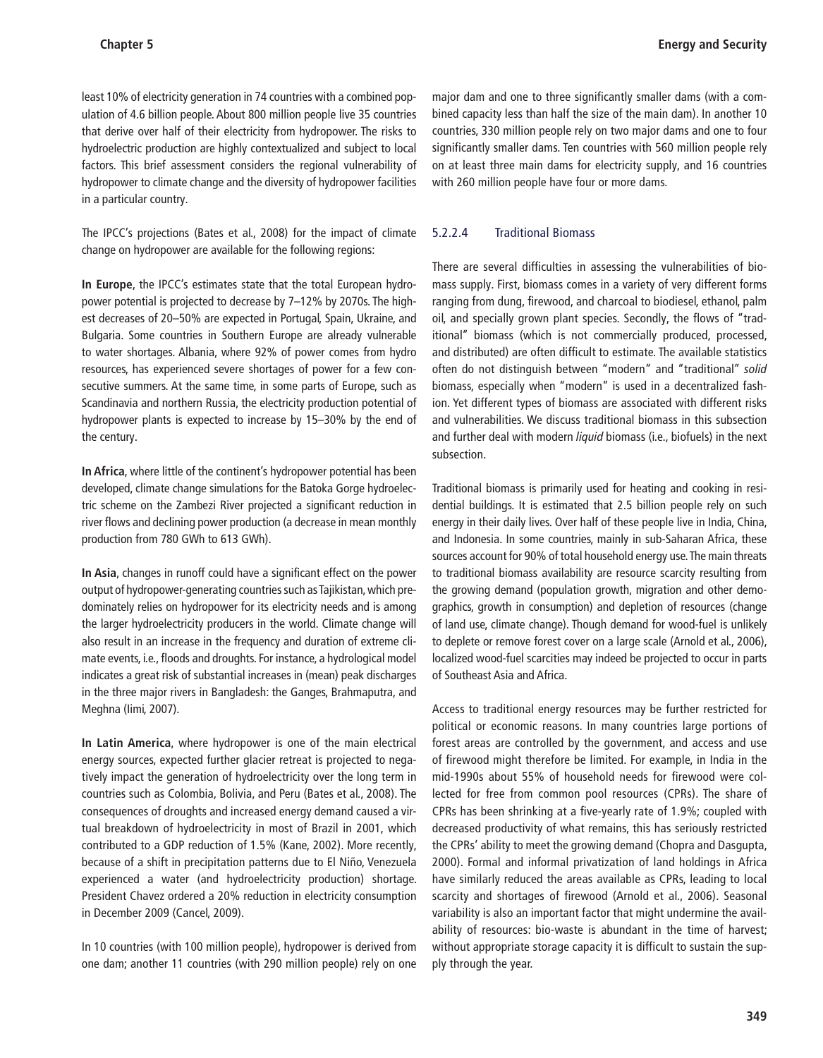least 10% of electricity generation in 74 countries with a combined population of 4.6 billion people. About 800 million people live 35 countries that derive over half of their electricity from hydropower. The risks to hydroelectric production are highly contextualized and subject to local factors. This brief assessment considers the regional vulnerability of hydropower to climate change and the diversity of hydropower facilities in a particular country.

The IPCC's projections (Bates et al., 2008) for the impact of climate change on hydropower are available for the following regions:

**In Europe**, the IPCC's estimates state that the total European hydropower potential is projected to decrease by 7–12% by 2070s. The highest decreases of 20–50% are expected in Portugal, Spain, Ukraine, and Bulgaria. Some countries in Southern Europe are already vulnerable to water shortages. Albania, where 92% of power comes from hydro resources, has experienced severe shortages of power for a few consecutive summers. At the same time, in some parts of Europe, such as Scandinavia and northern Russia, the electricity production potential of hydropower plants is expected to increase by 15–30% by the end of the century.

**In Africa**, where little of the continent's hydropower potential has been developed, climate change simulations for the Batoka Gorge hydroelectric scheme on the Zambezi River projected a significant reduction in river flows and declining power production (a decrease in mean monthly production from 780 GWh to 613 GWh).

**In Asia**, changes in runoff could have a significant effect on the power output of hydropower-generating countries such as Tajikistan, which predominately relies on hydropower for its electricity needs and is among the larger hydroelectricity producers in the world. Climate change will also result in an increase in the frequency and duration of extreme climate events, i.e., floods and droughts. For instance, a hydrological model indicates a great risk of substantial increases in (mean) peak discharges in the three major rivers in Bangladesh: the Ganges, Brahmaputra, and Meghna (Iimi, 2007).

**In Latin America**, where hydropower is one of the main electrical energy sources, expected further glacier retreat is projected to negatively impact the generation of hydroelectricity over the long term in countries such as Colombia, Bolivia, and Peru (Bates et al., 2008). The consequences of droughts and increased energy demand caused a virtual breakdown of hydroelectricity in most of Brazil in 2001, which contributed to a GDP reduction of 1.5% (Kane, 2002). More recently, because of a shift in precipitation patterns due to El Niño, Venezuela experienced a water (and hydroelectricity production) shortage. President Chavez ordered a 20% reduction in electricity consumption in December 2009 (Cancel, 2009).

In 10 countries (with 100 million people), hydropower is derived from one dam; another 11 countries (with 290 million people) rely on one major dam and one to three significantly smaller dams (with a combined capacity less than half the size of the main dam). In another 10 countries, 330 million people rely on two major dams and one to four significantly smaller dams. Ten countries with 560 million people rely on at least three main dams for electricity supply, and 16 countries with 260 million people have four or more dams.

#### 5.2.2.4 Traditional Biomass

There are several difficulties in assessing the vulnerabilities of biomass supply. First, biomass comes in a variety of very different forms ranging from dung, firewood, and charcoal to biodiesel, ethanol, palm oil, and specially grown plant species. Secondly, the flows of "traditional" biomass (which is not commercially produced, processed, and distributed) are often difficult to estimate. The available statistics often do not distinguish between "modern" and "traditional" *solid* biomass, especially when "modern" is used in a decentralized fashion. Yet different types of biomass are associated with different risks and vulnerabilities. We discuss traditional biomass in this subsection and further deal with modern *liquid* biomass (i.e., biofuels) in the next subsection.

Traditional biomass is primarily used for heating and cooking in residential buildings. It is estimated that 2.5 billion people rely on such energy in their daily lives. Over half of these people live in India, China, and Indonesia. In some countries, mainly in sub-Saharan Africa, these sources account for 90% of total household energy use. The main threats to traditional biomass availability are resource scarcity resulting from the growing demand (population growth, migration and other demographics, growth in consumption) and depletion of resources (change of land use, climate change). Though demand for wood-fuel is unlikely to deplete or remove forest cover on a large scale (Arnold et al., 2006), localized wood-fuel scarcities may indeed be projected to occur in parts of Southeast Asia and Africa.

Access to traditional energy resources may be further restricted for political or economic reasons. In many countries large portions of forest areas are controlled by the government, and access and use of firewood might therefore be limited. For example, in India in the mid-1990s about 55% of household needs for firewood were collected for free from common pool resources (CPRs). The share of CPRs has been shrinking at a five-yearly rate of 1.9%; coupled with decreased productivity of what remains, this has seriously restricted the CPRs' ability to meet the growing demand (Chopra and Dasgupta, 2000). Formal and informal privatization of land holdings in Africa have similarly reduced the areas available as CPRs, leading to local scarcity and shortages of firewood (Arnold et al., 2006). Seasonal variability is also an important factor that might undermine the availability of resources: bio-waste is abundant in the time of harvest; without appropriate storage capacity it is difficult to sustain the supply through the year.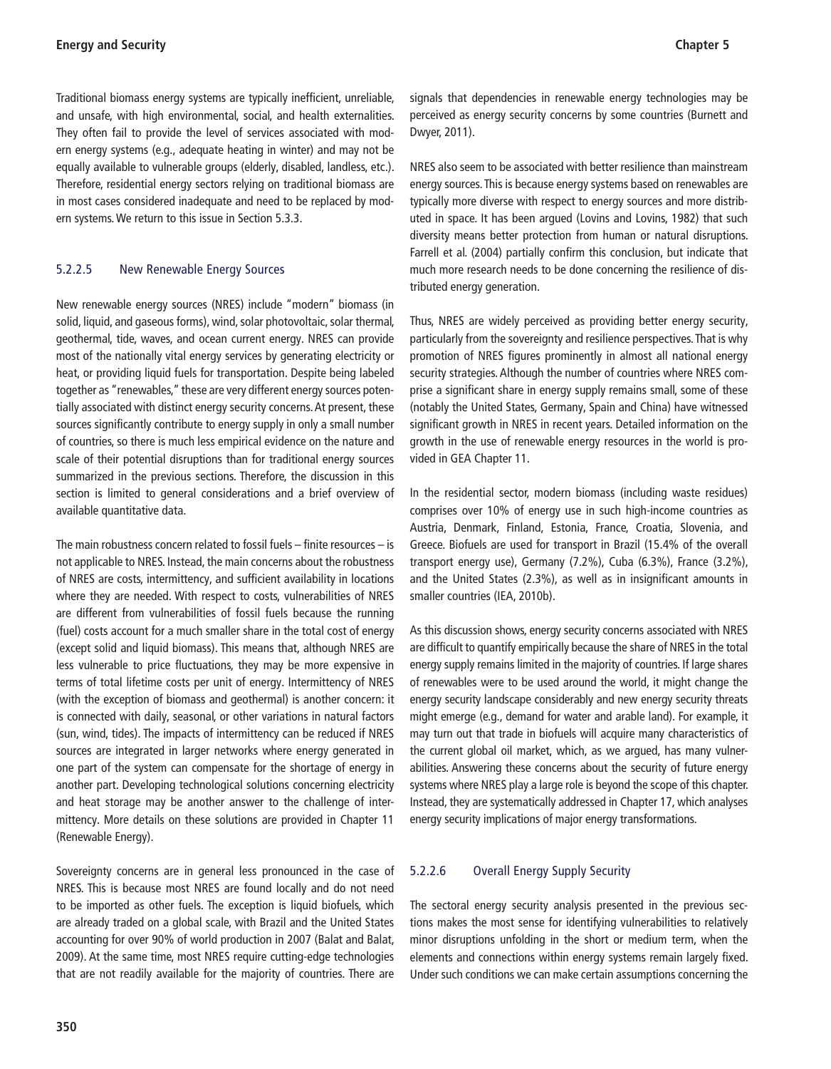Traditional biomass energy systems are typically inefficient, unreliable, and unsafe, with high environmental, social, and health externalities. They often fail to provide the level of services associated with modern energy systems (e.g., adequate heating in winter) and may not be equally available to vulnerable groups (elderly, disabled, landless, etc.). Therefore, residential energy sectors relying on traditional biomass are in most cases considered inadequate and need to be replaced by modern systems. We return to this issue in Section 5.3.3.

### 5.2.2.5 New Renewable Energy Sources

New renewable energy sources (NRES) include "modern" biomass (in solid, liquid, and gaseous forms), wind, solar photovoltaic, solar thermal, geothermal, tide, waves, and ocean current energy. NRES can provide most of the nationally vital energy services by generating electricity or heat, or providing liquid fuels for transportation. Despite being labeled together as "renewables," these are very different energy sources potentially associated with distinct energy security concerns. At present, these sources significantly contribute to energy supply in only a small number of countries, so there is much less empirical evidence on the nature and scale of their potential disruptions than for traditional energy sources summarized in the previous sections. Therefore, the discussion in this section is limited to general considerations and a brief overview of available quantitative data.

The main robustness concern related to fossil fuels – finite resources – is not applicable to NRES. Instead, the main concerns about the robustness of NRES are costs, intermittency, and sufficient availability in locations where they are needed. With respect to costs, vulnerabilities of NRES are different from vulnerabilities of fossil fuels because the running (fuel) costs account for a much smaller share in the total cost of energy (except solid and liquid biomass). This means that, although NRES are less vulnerable to price fluctuations, they may be more expensive in terms of total lifetime costs per unit of energy. Intermittency of NRES (with the exception of biomass and geothermal) is another concern: it is connected with daily, seasonal, or other variations in natural factors (sun, wind, tides). The impacts of intermittency can be reduced if NRES sources are integrated in larger networks where energy generated in one part of the system can compensate for the shortage of energy in another part. Developing technological solutions concerning electricity and heat storage may be another answer to the challenge of intermittency. More details on these solutions are provided in Chapter 11 (Renewable Energy).

Sovereignty concerns are in general less pronounced in the case of NRES. This is because most NRES are found locally and do not need to be imported as other fuels. The exception is liquid biofuels, which are already traded on a global scale, with Brazil and the United States accounting for over 90% of world production in 2007 (Balat and Balat, 2009). At the same time, most NRES require cutting-edge technologies that are not readily available for the majority of countries. There are signals that dependencies in renewable energy technologies may be perceived as energy security concerns by some countries (Burnett and Dwyer, 2011).

NRES also seem to be associated with better resilience than mainstream energy sources. This is because energy systems based on renewables are typically more diverse with respect to energy sources and more distributed in space. It has been argued (Lovins and Lovins, 1982) that such diversity means better protection from human or natural disruptions. Farrell et al. (2004) partially confirm this conclusion, but indicate that much more research needs to be done concerning the resilience of distributed energy generation.

Thus, NRES are widely perceived as providing better energy security, particularly from the sovereignty and resilience perspectives. That is why promotion of NRES figures prominently in almost all national energy security strategies. Although the number of countries where NRES comprise a significant share in energy supply remains small, some of these (notably the United States, Germany, Spain and China) have witnessed significant growth in NRES in recent years. Detailed information on the growth in the use of renewable energy resources in the world is provided in GEA Chapter 11.

In the residential sector, modern biomass (including waste residues) comprises over 10% of energy use in such high-income countries as Austria, Denmark, Finland, Estonia, France, Croatia, Slovenia, and Greece. Biofuels are used for transport in Brazil (15.4% of the overall transport energy use), Germany (7.2%), Cuba (6.3%), France (3.2%), and the United States (2.3%), as well as in insignificant amounts in smaller countries (IEA, 2010b).

As this discussion shows, energy security concerns associated with NRES are difficult to quantify empirically because the share of NRES in the total energy supply remains limited in the majority of countries. If large shares of renewables were to be used around the world, it might change the energy security landscape considerably and new energy security threats might emerge (e.g., demand for water and arable land). For example, it may turn out that trade in biofuels will acquire many characteristics of the current global oil market, which, as we argued, has many vulnerabilities. Answering these concerns about the security of future energy systems where NRES play a large role is beyond the scope of this chapter. Instead, they are systematically addressed in Chapter 17, which analyses energy security implications of major energy transformations.

### 5.2.2.6 Overall Energy Supply Security

The sectoral energy security analysis presented in the previous sections makes the most sense for identifying vulnerabilities to relatively minor disruptions unfolding in the short or medium term, when the elements and connections within energy systems remain largely fixed. Under such conditions we can make certain assumptions concerning the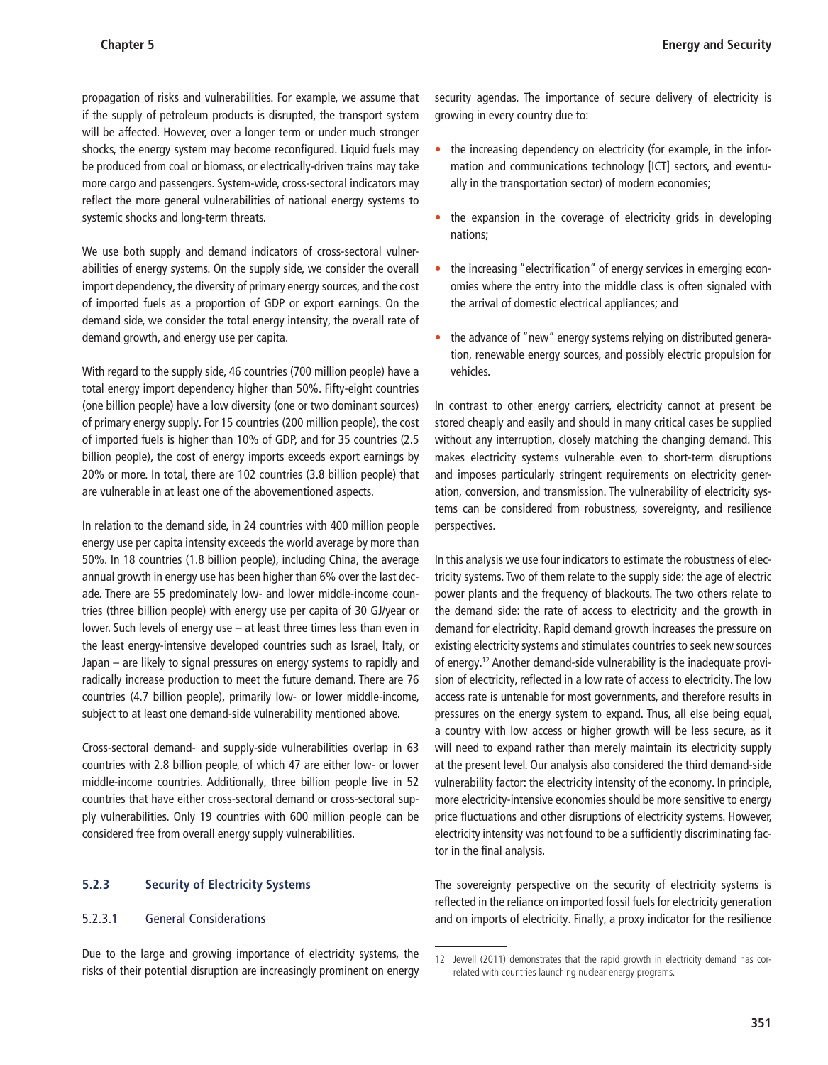propagation of risks and vulnerabilities. For example, we assume that if the supply of petroleum products is disrupted, the transport system will be affected. However, over a longer term or under much stronger shocks, the energy system may become reconfigured. Liquid fuels may be produced from coal or biomass, or electrically-driven trains may take more cargo and passengers. System-wide, cross-sectoral indicators may reflect the more general vulnerabilities of national energy systems to systemic shocks and long-term threats.

We use both supply and demand indicators of cross-sectoral vulnerabilities of energy systems. On the supply side, we consider the overall import dependency, the diversity of primary energy sources, and the cost of imported fuels as a proportion of GDP or export earnings. On the demand side, we consider the total energy intensity, the overall rate of demand growth, and energy use per capita.

With regard to the supply side, 46 countries (700 million people) have a total energy import dependency higher than 50%. Fifty-eight countries (one billion people) have a low diversity (one or two dominant sources) of primary energy supply. For 15 countries (200 million people), the cost of imported fuels is higher than 10% of GDP, and for 35 countries (2.5 billion people), the cost of energy imports exceeds export earnings by 20% or more. In total, there are 102 countries (3.8 billion people) that are vulnerable in at least one of the abovementioned aspects.

In relation to the demand side, in 24 countries with 400 million people energy use per capita intensity exceeds the world average by more than 50%. In 18 countries (1.8 billion people), including China, the average annual growth in energy use has been higher than 6% over the last decade. There are 55 predominately low- and lower middle-income countries (three billion people) with energy use per capita of 30 GJ/year or lower. Such levels of energy use – at least three times less than even in the least energy-intensive developed countries such as Israel, Italy, or Japan – are likely to signal pressures on energy systems to rapidly and radically increase production to meet the future demand. There are 76 countries (4.7 billion people), primarily low- or lower middle-income, subject to at least one demand-side vulnerability mentioned above.

Cross-sectoral demand- and supply-side vulnerabilities overlap in 63 countries with 2.8 billion people, of which 47 are either low- or lower middle-income countries. Additionally, three billion people live in 52 countries that have either cross-sectoral demand or cross-sectoral supply vulnerabilities. Only 19 countries with 600 million people can be considered free from overall energy supply vulnerabilities.

### 5.2.3 Security of Electricity Systems

#### 5.2.3.1 General Considerations

Due to the large and growing importance of electricity systems, the risks of their potential disruption are increasingly prominent on energy security agendas. The importance of secure delivery of electricity is growing in every country due to:

- the increasing dependency on electricity (for example, in the information and communications technology [ICT] sectors, and eventually in the transportation sector) of modern economies;
- the expansion in the coverage of electricity grids in developing nations;
- the increasing "electrification" of energy services in emerging economies where the entry into the middle class is often signaled with the arrival of domestic electrical appliances; and
- the advance of "new" energy systems relying on distributed generation, renewable energy sources, and possibly electric propulsion for vehicles.

In contrast to other energy carriers, electricity cannot at present be stored cheaply and easily and should in many critical cases be supplied without any interruption, closely matching the changing demand. This makes electricity systems vulnerable even to short-term disruptions and imposes particularly stringent requirements on electricity generation, conversion, and transmission. The vulnerability of electricity systems can be considered from robustness, sovereignty, and resilience perspectives.

In this analysis we use four indicators to estimate the robustness of electricity systems. Two of them relate to the supply side: the age of electric power plants and the frequency of blackouts. The two others relate to the demand side: the rate of access to electricity and the growth in demand for electricity. Rapid demand growth increases the pressure on existing electricity systems and stimulates countries to seek new sources of energy.[12] Another demand-side vulnerability is the inadequate provision of electricity, reflected in a low rate of access to electricity. The low access rate is untenable for most governments, and therefore results in pressures on the energy system to expand. Thus, all else being equal, a country with low access or higher growth will be less secure, as it will need to expand rather than merely maintain its electricity supply at the present level. Our analysis also considered the third demand-side vulnerability factor: the electricity intensity of the economy. In principle, more electricity-intensive economies should be more sensitive to energy price fluctuations and other disruptions of electricity systems. However, electricity intensity was not found to be a sufficiently discriminating factor in the final analysis.

The sovereignty perspective on the security of electricity systems is reflected in the reliance on imported fossil fuels for electricity generation and on imports of electricity. Finally, a proxy indicator for the resilience

12 Jewell (2011) demonstrates that the rapid growth in electricity demand has correlated with countries launching nuclear energy programs.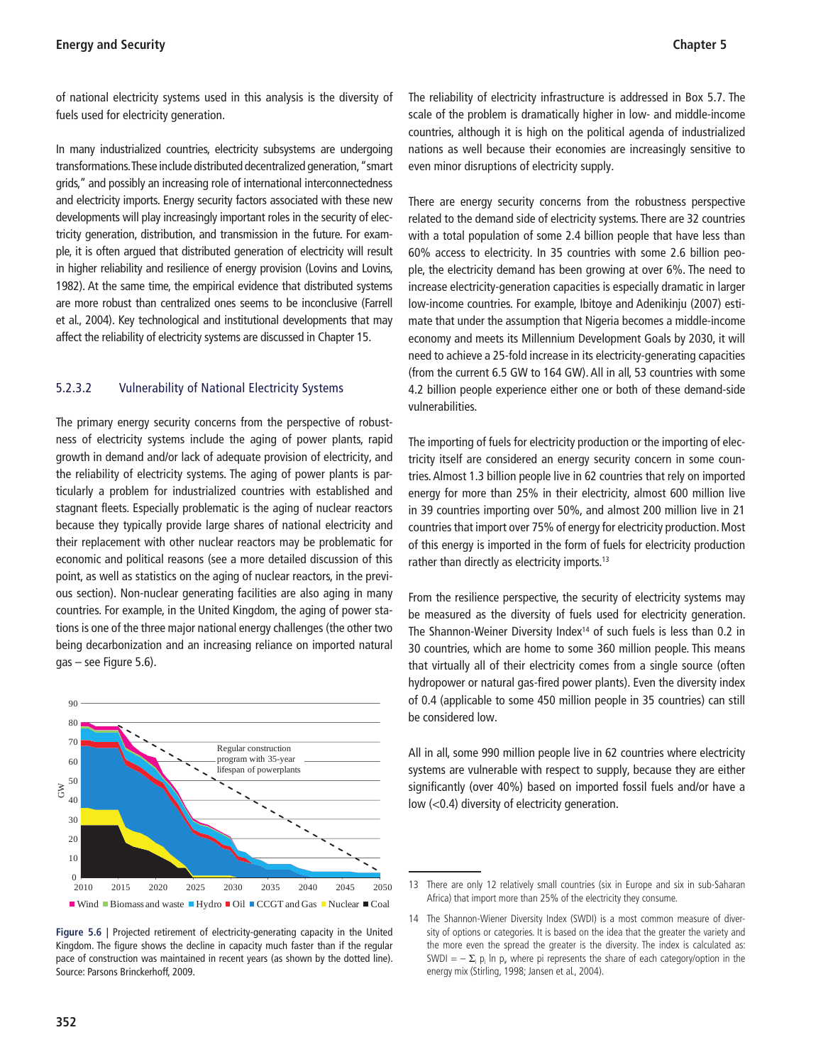of national electricity systems used in this analysis is the diversity of fuels used for electricity generation.

In many industrialized countries, electricity subsystems are undergoing transformations. These include distributed decentralized generation, "smart grids," and possibly an increasing role of international interconnectedness and electricity imports. Energy security factors associated with these new developments will play increasingly important roles in the security of electricity generation, distribution, and transmission in the future. For example, it is often argued that distributed generation of electricity will result in higher reliability and resilience of energy provision (Lovins and Lovins, 1982). At the same time, the empirical evidence that distributed systems are more robust than centralized ones seems to be inconclusive (Farrell et al., 2004). Key technological and institutional developments that may affect the reliability of electricity systems are discussed in Chapter 15.

### 5.2.3.2 Vulnerability of National Electricity Systems

The primary energy security concerns from the perspective of robustness of electricity systems include the aging of power plants, rapid growth in demand and/or lack of adequate provision of electricity, and the reliability of electricity systems. The aging of power plants is particularly a problem for industrialized countries with established and stagnant fleets. Especially problematic is the aging of nuclear reactors because they typically provide large shares of national electricity and their replacement with other nuclear reactors may be problematic for economic and political reasons (see a more detailed discussion of this point, as well as statistics on the aging of nuclear reactors, in the previous section). Non-nuclear generating facilities are also aging in many countries. For example, in the United Kingdom, the aging of power stations is one of the three major national energy challenges (the other two being decarbonization and an increasing reliance on imported natural gas – see Figure 5.6).

90
80
70
60
50
40
30
20
10
0
GW
2010 2015 2020 2025 2030 2035 2040 2045 2050
Regular construction program with 35-year lifespan of powerplants
Wind Biomass and waste Hydro Oil CCGT and Gas Nuclear Coal

**Figure 5.6** | Projected retirement of electricity-generating capacity in the United Kingdom. The figure shows the decline in capacity much faster than if the regular pace of construction was maintained in recent years (as shown by the dotted line). Source: Parsons Brinckerhoff, 2009.

The reliability of electricity infrastructure is addressed in Box 5.7. The scale of the problem is dramatically higher in low- and middle-income countries, although it is high on the political agenda of industrialized nations as well because their economies are increasingly sensitive to even minor disruptions of electricity supply.

There are energy security concerns from the robustness perspective related to the demand side of electricity systems. There are 32 countries with a total population of some 2.4 billion people that have less than 60% access to electricity. In 35 countries with some 2.6 billion people, the electricity demand has been growing at over 6%. The need to increase electricity-generation capacities is especially dramatic in larger low-income countries. For example, Ibitoye and Adenikinju (2007) estimate that under the assumption that Nigeria becomes a middle-income economy and meets its Millennium Development Goals by 2030, it will need to achieve a 25-fold increase in its electricity-generating capacities (from the current 6.5 GW to 164 GW). All in all, 53 countries with some 4.2 billion people experience either one or both of these demand-side vulnerabilities.

The importing of fuels for electricity production or the importing of electricity itself are considered an energy security concern in some countries. Almost 1.3 billion people live in 62 countries that rely on imported energy for more than 25% in their electricity, almost 600 million live in 39 countries importing over 50%, and almost 200 million live in 21 countries that import over 75% of energy for electricity production. Most of this energy is imported in the form of fuels for electricity production rather than directly as electricity imports.[13]

From the resilience perspective, the security of electricity systems may be measured as the diversity of fuels used for electricity generation. The Shannon-Weiner Diversity Index[14] of such fuels is less than 0.2 in 30 countries, which are home to some 360 million people. This means that virtually all of their electricity comes from a single source (often hydropower or natural gas-fired power plants). Even the diversity index of 0.4 (applicable to some 450 million people in 35 countries) can still be considered low.

All in all, some 990 million people live in 62 countries where electricity systems are vulnerable with respect to supply, because they are either significantly (over 40%) based on imported fossil fuels and/or have a low (<0.4) diversity of electricity generation.

---

13 There are only 12 relatively small countries (six in Europe and six in sub-Saharan Africa) that import more than 25% of the electricity they consume.

14 The Shannon-Wiener Diversity Index (SWDI) is a most common measure of diversity of options or categories. It is based on the idea that the greater the variety and the more even the spread the greater is the diversity. The index is calculated as: $SWDI = -\Sigma_i p_i \ln p_i$, where pi represents the share of each category/option in the energy mix (Stirling, 1998; Jansen et al., 2004).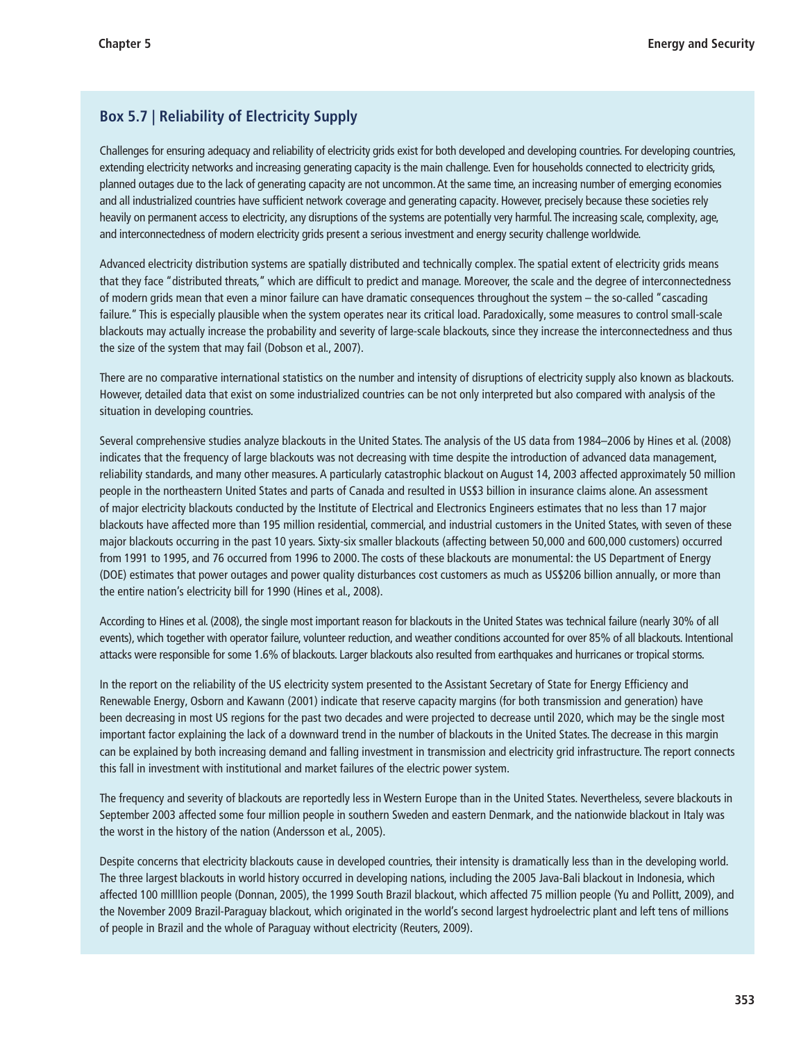## Box 5.7 | Reliability of Electricity Supply

Challenges for ensuring adequacy and reliability of electricity grids exist for both developed and developing countries. For developing countries, extending electricity networks and increasing generating capacity is the main challenge. Even for households connected to electricity grids, planned outages due to the lack of generating capacity are not uncommon. At the same time, an increasing number of emerging economies and all industrialized countries have sufficient network coverage and generating capacity. However, precisely because these societies rely heavily on permanent access to electricity, any disruptions of the systems are potentially very harmful. The increasing scale, complexity, age, and interconnectedness of modern electricity grids present a serious investment and energy security challenge worldwide.

Advanced electricity distribution systems are spatially distributed and technically complex. The spatial extent of electricity grids means that they face "distributed threats," which are difficult to predict and manage. Moreover, the scale and the degree of interconnectedness of modern grids mean that even a minor failure can have dramatic consequences throughout the system – the so-called "cascading failure." This is especially plausible when the system operates near its critical load. Paradoxically, some measures to control small-scale blackouts may actually increase the probability and severity of large-scale blackouts, since they increase the interconnectedness and thus the size of the system that may fail (Dobson et al., 2007).

There are no comparative international statistics on the number and intensity of disruptions of electricity supply also known as blackouts. However, detailed data that exist on some industrialized countries can be not only interpreted but also compared with analysis of the situation in developing countries.

Several comprehensive studies analyze blackouts in the United States. The analysis of the US data from 1984–2006 by Hines et al. (2008) indicates that the frequency of large blackouts was not decreasing with time despite the introduction of advanced data management, reliability standards, and many other measures. A particularly catastrophic blackout on August 14, 2003 affected approximately 50 million people in the northeastern United States and parts of Canada and resulted in US$3 billion in insurance claims alone. An assessment of major electricity blackouts conducted by the Institute of Electrical and Electronics Engineers estimates that no less than 17 major blackouts have affected more than 195 million residential, commercial, and industrial customers in the United States, with seven of these major blackouts occurring in the past 10 years. Sixty-six smaller blackouts (affecting between 50,000 and 600,000 customers) occurred from 1991 to 1995, and 76 occurred from 1996 to 2000. The costs of these blackouts are monumental: the US Department of Energy (DOE) estimates that power outages and power quality disturbances cost customers as much as US$206 billion annually, or more than the entire nation's electricity bill for 1990 (Hines et al., 2008).

According to Hines et al. (2008), the single most important reason for blackouts in the United States was technical failure (nearly 30% of all events), which together with operator failure, volunteer reduction, and weather conditions accounted for over 85% of all blackouts. Intentional attacks were responsible for some 1.6% of blackouts. Larger blackouts also resulted from earthquakes and hurricanes or tropical storms.

In the report on the reliability of the US electricity system presented to the Assistant Secretary of State for Energy Efficiency and Renewable Energy, Osborn and Kawann (2001) indicate that reserve capacity margins (for both transmission and generation) have been decreasing in most US regions for the past two decades and were projected to decrease until 2020, which may be the single most important factor explaining the lack of a downward trend in the number of blackouts in the United States. The decrease in this margin can be explained by both increasing demand and falling investment in transmission and electricity grid infrastructure. The report connects this fall in investment with institutional and market failures of the electric power system.

The frequency and severity of blackouts are reportedly less in Western Europe than in the United States. Nevertheless, severe blackouts in September 2003 affected some four million people in southern Sweden and eastern Denmark, and the nationwide blackout in Italy was the worst in the history of the nation (Andersson et al., 2005).

Despite concerns that electricity blackouts cause in developed countries, their intensity is dramatically less than in the developing world. The three largest blackouts in world history occurred in developing nations, including the 2005 Java-Bali blackout in Indonesia, which affected 100 millllion people (Donnan, 2005), the 1999 South Brazil blackout, which affected 75 million people (Yu and Pollitt, 2009), and the November 2009 Brazil-Paraguay blackout, which originated in the world's second largest hydroelectric plant and left tens of millions of people in Brazil and the whole of Paraguay without electricity (Reuters, 2009).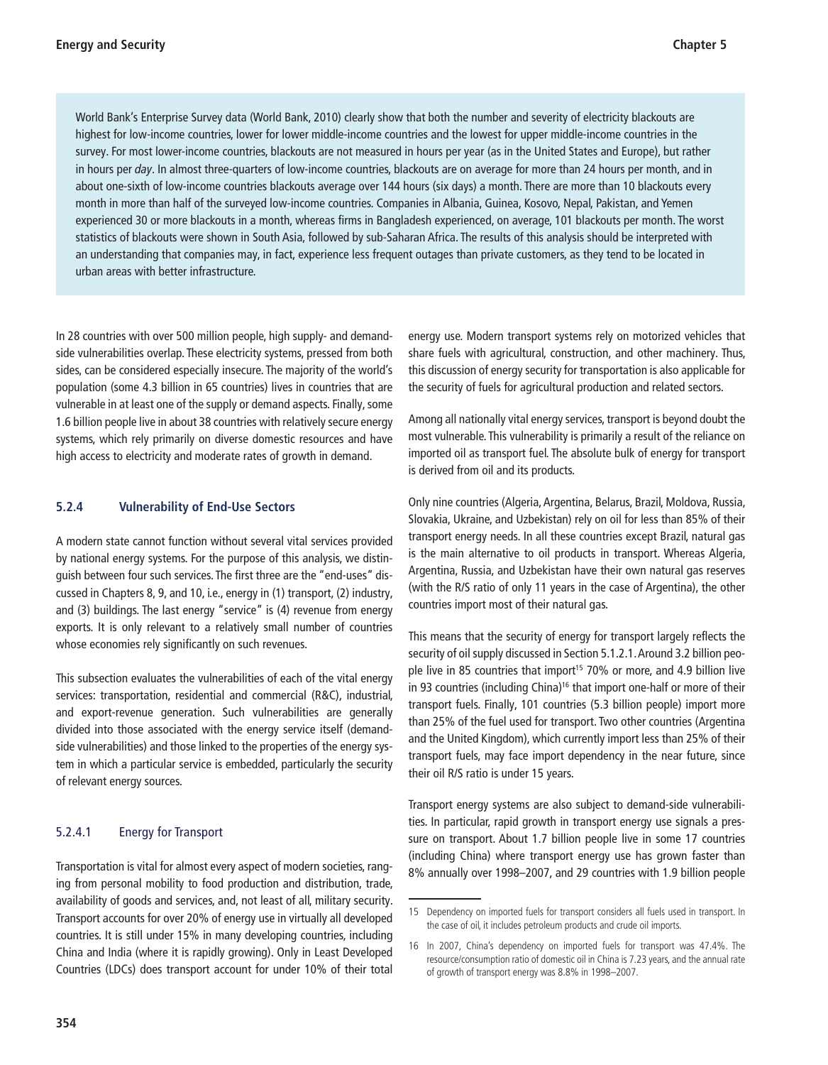World Bank's Enterprise Survey data (World Bank, 2010) clearly show that both the number and severity of electricity blackouts are highest for low-income countries, lower for lower middle-income countries and the lowest for upper middle-income countries in the survey. For most lower-income countries, blackouts are not measured in hours per year (as in the United States and Europe), but rather in hours per *day*. In almost three-quarters of low-income countries, blackouts are on average for more than 24 hours per month, and in about one-sixth of low-income countries blackouts average over 144 hours (six days) a month. There are more than 10 blackouts every month in more than half of the surveyed low-income countries. Companies in Albania, Guinea, Kosovo, Nepal, Pakistan, and Yemen experienced 30 or more blackouts in a month, whereas firms in Bangladesh experienced, on average, 101 blackouts per month. The worst statistics of blackouts were shown in South Asia, followed by sub-Saharan Africa. The results of this analysis should be interpreted with an understanding that companies may, in fact, experience less frequent outages than private customers, as they tend to be located in urban areas with better infrastructure.

In 28 countries with over 500 million people, high supply- and demand-side vulnerabilities overlap. These electricity systems, pressed from both sides, can be considered especially insecure. The majority of the world's population (some 4.3 billion in 65 countries) lives in countries that are vulnerable in at least one of the supply or demand aspects. Finally, some 1.6 billion people live in about 38 countries with relatively secure energy systems, which rely primarily on diverse domestic resources and have high access to electricity and moderate rates of growth in demand.

### 5.2.4 Vulnerability of End-Use Sectors

A modern state cannot function without several vital services provided by national energy systems. For the purpose of this analysis, we distinguish between four such services. The first three are the "end-uses" discussed in Chapters 8, 9, and 10, i.e., energy in (1) transport, (2) industry, and (3) buildings. The last energy "service" is (4) revenue from energy exports. It is only relevant to a relatively small number of countries whose economies rely significantly on such revenues.

This subsection evaluates the vulnerabilities of each of the vital energy services: transportation, residential and commercial (R&C), industrial, and export-revenue generation. Such vulnerabilities are generally divided into those associated with the energy service itself (demand-side vulnerabilities) and those linked to the properties of the energy system in which a particular service is embedded, particularly the security of relevant energy sources.

#### 5.2.4.1 Energy for Transport

Transportation is vital for almost every aspect of modern societies, ranging from personal mobility to food production and distribution, trade, availability of goods and services, and, not least of all, military security. Transport accounts for over 20% of energy use in virtually all developed countries. It is still under 15% in many developing countries, including China and India (where it is rapidly growing). Only in Least Developed Countries (LDCs) does transport account for under 10% of their total energy use. Modern transport systems rely on motorized vehicles that share fuels with agricultural, construction, and other machinery. Thus, this discussion of energy security for transportation is also applicable for the security of fuels for agricultural production and related sectors.

Among all nationally vital energy services, transport is beyond doubt the most vulnerable. This vulnerability is primarily a result of the reliance on imported oil as transport fuel. The absolute bulk of energy for transport is derived from oil and its products.

Only nine countries (Algeria, Argentina, Belarus, Brazil, Moldova, Russia, Slovakia, Ukraine, and Uzbekistan) rely on oil for less than 85% of their transport energy needs. In all these countries except Brazil, natural gas is the main alternative to oil products in transport. Whereas Algeria, Argentina, Russia, and Uzbekistan have their own natural gas reserves (with the R/S ratio of only 11 years in the case of Argentina), the other countries import most of their natural gas.

This means that the security of energy for transport largely reflects the security of oil supply discussed in Section 5.1.2.1. Around 3.2 billion people live in 85 countries that import[15] 70% or more, and 4.9 billion live in 93 countries (including China)[16] that import one-half or more of their transport fuels. Finally, 101 countries (5.3 billion people) import more than 25% of the fuel used for transport. Two other countries (Argentina and the United Kingdom), which currently import less than 25% of their transport fuels, may face import dependency in the near future, since their oil R/S ratio is under 15 years.

Transport energy systems are also subject to demand-side vulnerabilities. In particular, rapid growth in transport energy use signals a pressure on transport. About 1.7 billion people live in some 17 countries (including China) where transport energy use has grown faster than 8% annually over 1998–2007, and 29 countries with 1.9 billion people

15 Dependency on imported fuels for transport considers all fuels used in transport. In the case of oil, it includes petroleum products and crude oil imports.

16 In 2007, China's dependency on imported fuels for transport was 47.4%. The resource/consumption ratio of domestic oil in China is 7.23 years, and the annual rate of growth of transport energy was 8.8% in 1998–2007.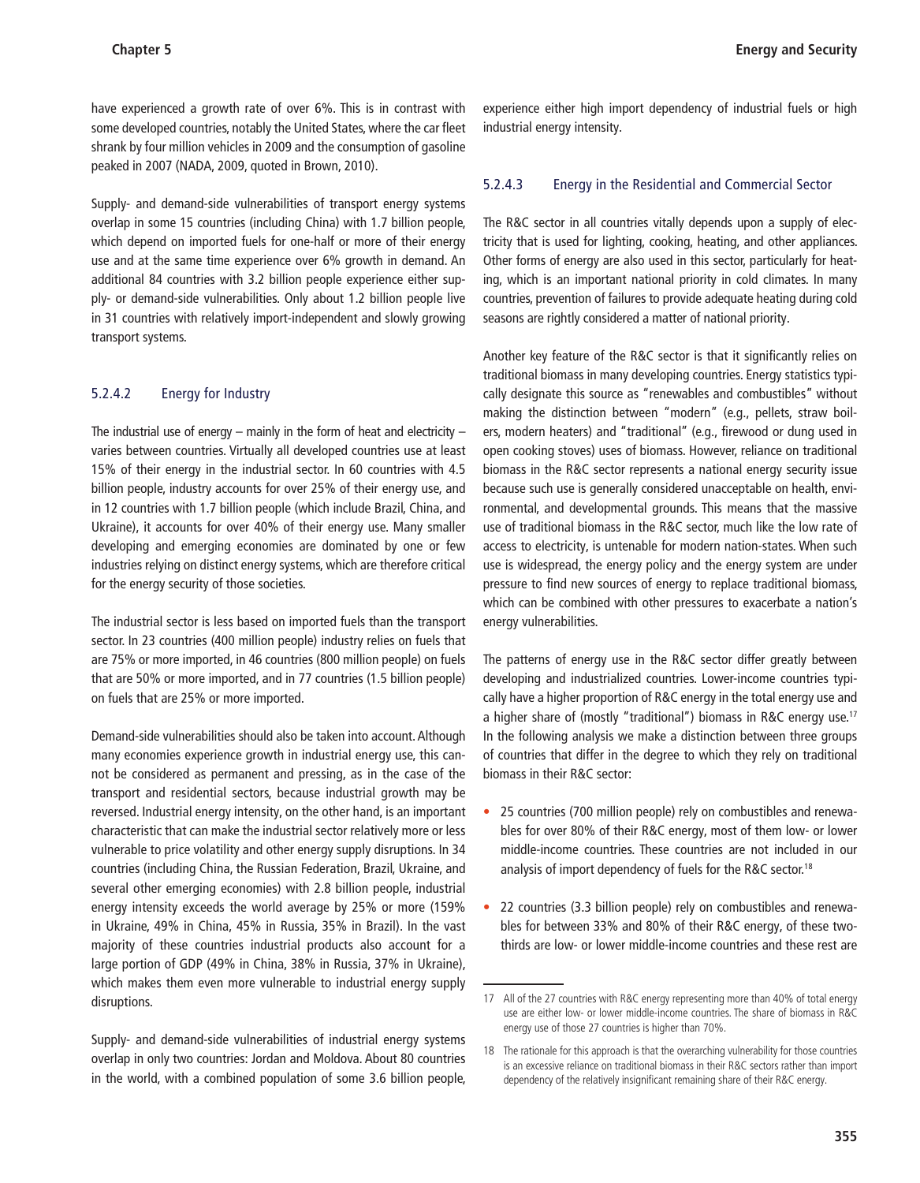have experienced a growth rate of over 6%. This is in contrast with some developed countries, notably the United States, where the car fleet shrank by four million vehicles in 2009 and the consumption of gasoline peaked in 2007 (NADA, 2009, quoted in Brown, 2010).

Supply- and demand-side vulnerabilities of transport energy systems overlap in some 15 countries (including China) with 1.7 billion people, which depend on imported fuels for one-half or more of their energy use and at the same time experience over 6% growth in demand. An additional 84 countries with 3.2 billion people experience either supply- or demand-side vulnerabilities. Only about 1.2 billion people live in 31 countries with relatively import-independent and slowly growing transport systems.

#### 5.2.4.2 Energy for Industry

The industrial use of energy – mainly in the form of heat and electricity – varies between countries. Virtually all developed countries use at least 15% of their energy in the industrial sector. In 60 countries with 4.5 billion people, industry accounts for over 25% of their energy use, and in 12 countries with 1.7 billion people (which include Brazil, China, and Ukraine), it accounts for over 40% of their energy use. Many smaller developing and emerging economies are dominated by one or few industries relying on distinct energy systems, which are therefore critical for the energy security of those societies.

The industrial sector is less based on imported fuels than the transport sector. In 23 countries (400 million people) industry relies on fuels that are 75% or more imported, in 46 countries (800 million people) on fuels that are 50% or more imported, and in 77 countries (1.5 billion people) on fuels that are 25% or more imported.

Demand-side vulnerabilities should also be taken into account. Although many economies experience growth in industrial energy use, this cannot be considered as permanent and pressing, as in the case of the transport and residential sectors, because industrial growth may be reversed. Industrial energy intensity, on the other hand, is an important characteristic that can make the industrial sector relatively more or less vulnerable to price volatility and other energy supply disruptions. In 34 countries (including China, the Russian Federation, Brazil, Ukraine, and several other emerging economies) with 2.8 billion people, industrial energy intensity exceeds the world average by 25% or more (159% in Ukraine, 49% in China, 45% in Russia, 35% in Brazil). In the vast majority of these countries industrial products also account for a large portion of GDP (49% in China, 38% in Russia, 37% in Ukraine), which makes them even more vulnerable to industrial energy supply disruptions.

Supply- and demand-side vulnerabilities of industrial energy systems overlap in only two countries: Jordan and Moldova. About 80 countries in the world, with a combined population of some 3.6 billion people, experience either high import dependency of industrial fuels or high industrial energy intensity.

#### 5.2.4.3 Energy in the Residential and Commercial Sector

The R&C sector in all countries vitally depends upon a supply of electricity that is used for lighting, cooking, heating, and other appliances. Other forms of energy are also used in this sector, particularly for heating, which is an important national priority in cold climates. In many countries, prevention of failures to provide adequate heating during cold seasons are rightly considered a matter of national priority.

Another key feature of the R&C sector is that it significantly relies on traditional biomass in many developing countries. Energy statistics typically designate this source as "renewables and combustibles" without making the distinction between "modern" (e.g., pellets, straw boilers, modern heaters) and "traditional" (e.g., firewood or dung used in open cooking stoves) uses of biomass. However, reliance on traditional biomass in the R&C sector represents a national energy security issue because such use is generally considered unacceptable on health, environmental, and developmental grounds. This means that the massive use of traditional biomass in the R&C sector, much like the low rate of access to electricity, is untenable for modern nation-states. When such use is widespread, the energy policy and the energy system are under pressure to find new sources of energy to replace traditional biomass, which can be combined with other pressures to exacerbate a nation's energy vulnerabilities.

The patterns of energy use in the R&C sector differ greatly between developing and industrialized countries. Lower-income countries typically have a higher proportion of R&C energy in the total energy use and a higher share of (mostly "traditional") biomass in R&C energy use.[17] In the following analysis we make a distinction between three groups of countries that differ in the degree to which they rely on traditional biomass in their R&C sector:

- 25 countries (700 million people) rely on combustibles and renewables for over 80% of their R&C energy, most of them low- or lower middle-income countries. These countries are not included in our analysis of import dependency of fuels for the R&C sector.[18]
- 22 countries (3.3 billion people) rely on combustibles and renewables for between 33% and 80% of their R&C energy, of these two-thirds are low- or lower middle-income countries and these rest are

---

17 All of the 27 countries with R&C energy representing more than 40% of total energy use are either low- or lower middle-income countries. The share of biomass in R&C energy use of those 27 countries is higher than 70%.

18 The rationale for this approach is that the overarching vulnerability for those countries is an excessive reliance on traditional biomass in their R&C sectors rather than import dependency of the relatively insignificant remaining share of their R&C energy.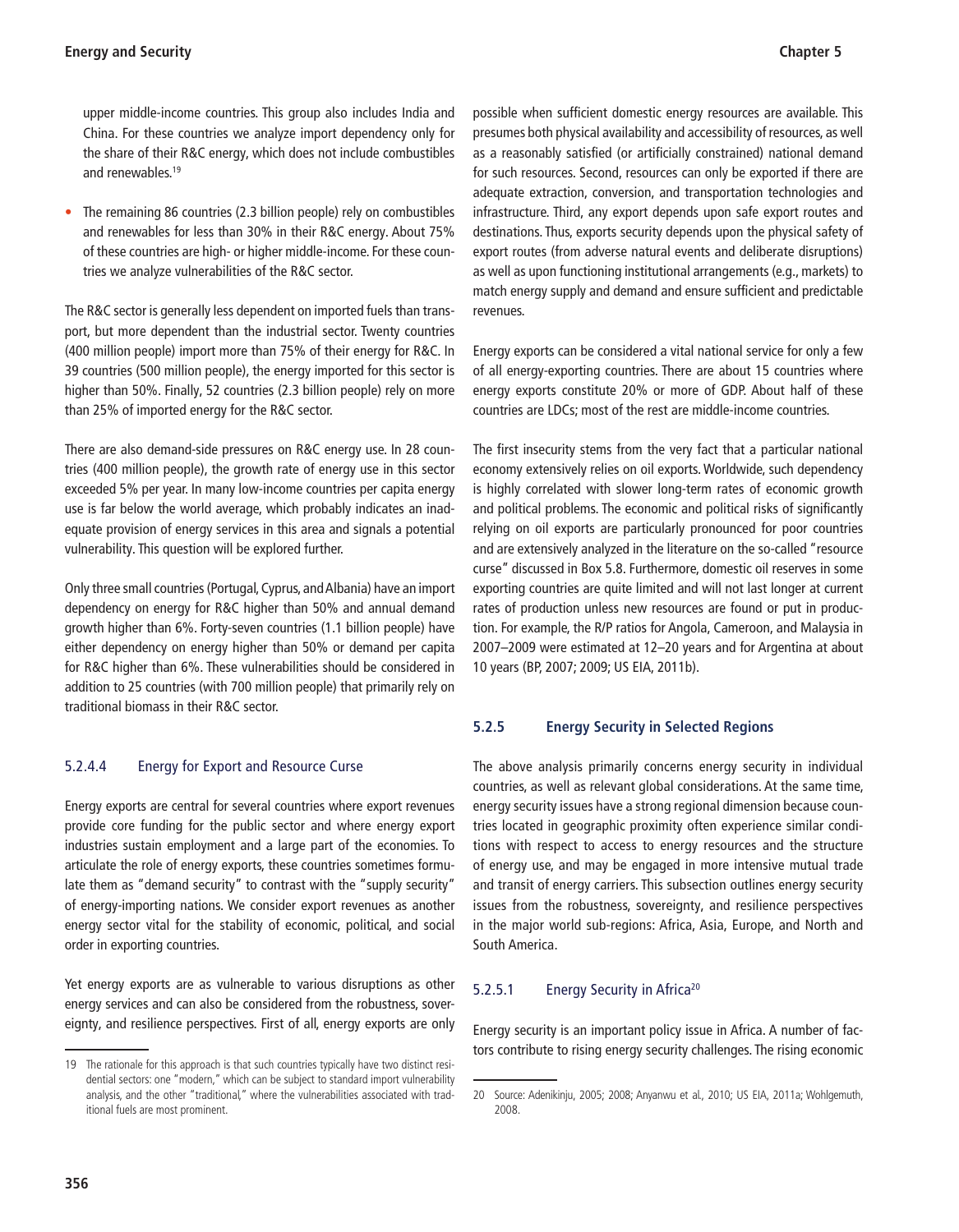upper middle-income countries. This group also includes India and China. For these countries we analyze import dependency only for the share of their R&C energy, which does not include combustibles and renewables.[19]

- The remaining 86 countries (2.3 billion people) rely on combustibles and renewables for less than 30% in their R&C energy. About 75% of these countries are high- or higher middle-income. For these countries we analyze vulnerabilities of the R&C sector.

The R&C sector is generally less dependent on imported fuels than transport, but more dependent than the industrial sector. Twenty countries (400 million people) import more than 75% of their energy for R&C. In 39 countries (500 million people), the energy imported for this sector is higher than 50%. Finally, 52 countries (2.3 billion people) rely on more than 25% of imported energy for the R&C sector.

There are also demand-side pressures on R&C energy use. In 28 countries (400 million people), the growth rate of energy use in this sector exceeded 5% per year. In many low-income countries per capita energy use is far below the world average, which probably indicates an inadequate provision of energy services in this area and signals a potential vulnerability. This question will be explored further.

Only three small countries (Portugal, Cyprus, and Albania) have an import dependency on energy for R&C higher than 50% and annual demand growth higher than 6%. Forty-seven countries (1.1 billion people) have either dependency on energy higher than 50% or demand per capita for R&C higher than 6%. These vulnerabilities should be considered in addition to 25 countries (with 700 million people) that primarily rely on traditional biomass in their R&C sector.

#### 5.2.4.4 Energy for Export and Resource Curse

Energy exports are central for several countries where export revenues provide core funding for the public sector and where energy export industries sustain employment and a large part of the economies. To articulate the role of energy exports, these countries sometimes formulate them as "demand security" to contrast with the "supply security" of energy-importing nations. We consider export revenues as another energy sector vital for the stability of economic, political, and social order in exporting countries.

Yet energy exports are as vulnerable to various disruptions as other energy services and can also be considered from the robustness, sovereignty, and resilience perspectives. First of all, energy exports are only possible when sufficient domestic energy resources are available. This presumes both physical availability and accessibility of resources, as well as a reasonably satisfied (or artificially constrained) national demand for such resources. Second, resources can only be exported if there are adequate extraction, conversion, and transportation technologies and infrastructure. Third, any export depends upon safe export routes and destinations. Thus, exports security depends upon the physical safety of export routes (from adverse natural events and deliberate disruptions) as well as upon functioning institutional arrangements (e.g., markets) to match energy supply and demand and ensure sufficient and predictable revenues.

Energy exports can be considered a vital national service for only a few of all energy-exporting countries. There are about 15 countries where energy exports constitute 20% or more of GDP. About half of these countries are LDCs; most of the rest are middle-income countries.

The first insecurity stems from the very fact that a particular national economy extensively relies on oil exports. Worldwide, such dependency is highly correlated with slower long-term rates of economic growth and political problems. The economic and political risks of significantly relying on oil exports are particularly pronounced for poor countries and are extensively analyzed in the literature on the so-called "resource curse" discussed in Box 5.8. Furthermore, domestic oil reserves in some exporting countries are quite limited and will not last longer at current rates of production unless new resources are found or put in production. For example, the R/P ratios for Angola, Cameroon, and Malaysia in 2007–2009 were estimated at 12–20 years and for Argentina at about 10 years (BP, 2007; 2009; US EIA, 2011b).

### 5.2.5 Energy Security in Selected Regions

The above analysis primarily concerns energy security in individual countries, as well as relevant global considerations. At the same time, energy security issues have a strong regional dimension because countries located in geographic proximity often experience similar conditions with respect to access to energy resources and the structure of energy use, and may be engaged in more intensive mutual trade and transit of energy carriers. This subsection outlines energy security issues from the robustness, sovereignty, and resilience perspectives in the major world sub-regions: Africa, Asia, Europe, and North and South America.

#### 5.2.5.1 Energy Security in Africa[20]

Energy security is an important policy issue in Africa. A number of factors contribute to rising energy security challenges. The rising economic

---

19 The rationale for this approach is that such countries typically have two distinct residential sectors: one "modern," which can be subject to standard import vulnerability analysis, and the other "traditional," where the vulnerabilities associated with traditional fuels are most prominent.

20 Source: Adenikinju, 2005; 2008; Anyanwu et al., 2010; US EIA, 2011a; Wohlgemuth, 2008.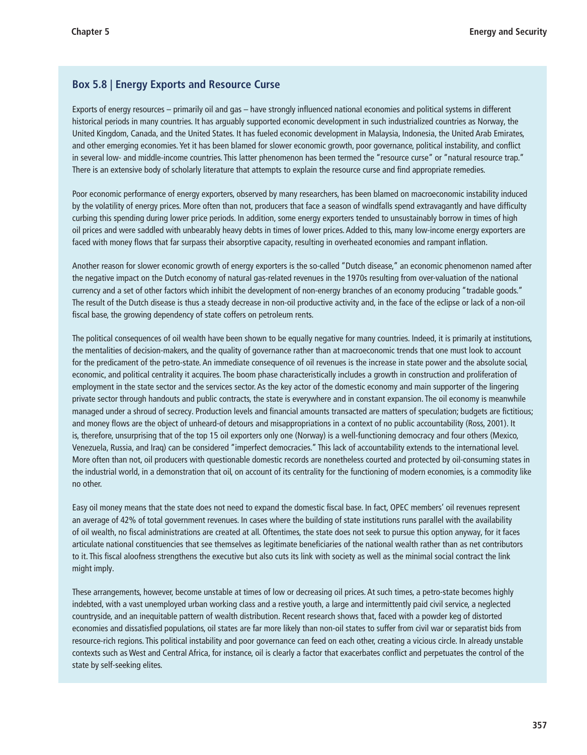## Box 5.8 | Energy Exports and Resource Curse

Exports of energy resources – primarily oil and gas – have strongly influenced national economies and political systems in different historical periods in many countries. It has arguably supported economic development in such industrialized countries as Norway, the United Kingdom, Canada, and the United States. It has fueled economic development in Malaysia, Indonesia, the United Arab Emirates, and other emerging economies. Yet it has been blamed for slower economic growth, poor governance, political instability, and conflict in several low- and middle-income countries. This latter phenomenon has been termed the "resource curse" or "natural resource trap." There is an extensive body of scholarly literature that attempts to explain the resource curse and find appropriate remedies.

Poor economic performance of energy exporters, observed by many researchers, has been blamed on macroeconomic instability induced by the volatility of energy prices. More often than not, producers that face a season of windfalls spend extravagantly and have difficulty curbing this spending during lower price periods. In addition, some energy exporters tended to unsustainably borrow in times of high oil prices and were saddled with unbearably heavy debts in times of lower prices. Added to this, many low-income energy exporters are faced with money flows that far surpass their absorptive capacity, resulting in overheated economies and rampant inflation.

Another reason for slower economic growth of energy exporters is the so-called "Dutch disease," an economic phenomenon named after the negative impact on the Dutch economy of natural gas-related revenues in the 1970s resulting from over-valuation of the national currency and a set of other factors which inhibit the development of non-energy branches of an economy producing "tradable goods." The result of the Dutch disease is thus a steady decrease in non-oil productive activity and, in the face of the eclipse or lack of a non-oil fiscal base, the growing dependency of state coffers on petroleum rents.

The political consequences of oil wealth have been shown to be equally negative for many countries. Indeed, it is primarily at institutions, the mentalities of decision-makers, and the quality of governance rather than at macroeconomic trends that one must look to account for the predicament of the petro-state. An immediate consequence of oil revenues is the increase in state power and the absolute social, economic, and political centrality it acquires. The boom phase characteristically includes a growth in construction and proliferation of employment in the state sector and the services sector. As the key actor of the domestic economy and main supporter of the lingering private sector through handouts and public contracts, the state is everywhere and in constant expansion. The oil economy is meanwhile managed under a shroud of secrecy. Production levels and financial amounts transacted are matters of speculation; budgets are fictitious; and money flows are the object of unheard-of detours and misappropriations in a context of no public accountability (Ross, 2001). It is, therefore, unsurprising that of the top 15 oil exporters only one (Norway) is a well-functioning democracy and four others (Mexico, Venezuela, Russia, and Iraq) can be considered "imperfect democracies." This lack of accountability extends to the international level. More often than not, oil producers with questionable domestic records are nonetheless courted and protected by oil-consuming states in the industrial world, in a demonstration that oil, on account of its centrality for the functioning of modern economies, is a commodity like no other.

Easy oil money means that the state does not need to expand the domestic fiscal base. In fact, OPEC members' oil revenues represent an average of 42% of total government revenues. In cases where the building of state institutions runs parallel with the availability of oil wealth, no fiscal administrations are created at all. Oftentimes, the state does not seek to pursue this option anyway, for it faces articulate national constituencies that see themselves as legitimate beneficiaries of the national wealth rather than as net contributors to it. This fiscal aloofness strengthens the executive but also cuts its link with society as well as the minimal social contract the link might imply.

These arrangements, however, become unstable at times of low or decreasing oil prices. At such times, a petro-state becomes highly indebted, with a vast unemployed urban working class and a restive youth, a large and intermittently paid civil service, a neglected countryside, and an inequitable pattern of wealth distribution. Recent research shows that, faced with a powder keg of distorted economies and dissatisfied populations, oil states are far more likely than non-oil states to suffer from civil war or separatist bids from resource-rich regions. This political instability and poor governance can feed on each other, creating a vicious circle. In already unstable contexts such as West and Central Africa, for instance, oil is clearly a factor that exacerbates conflict and perpetuates the control of the state by self-seeking elites.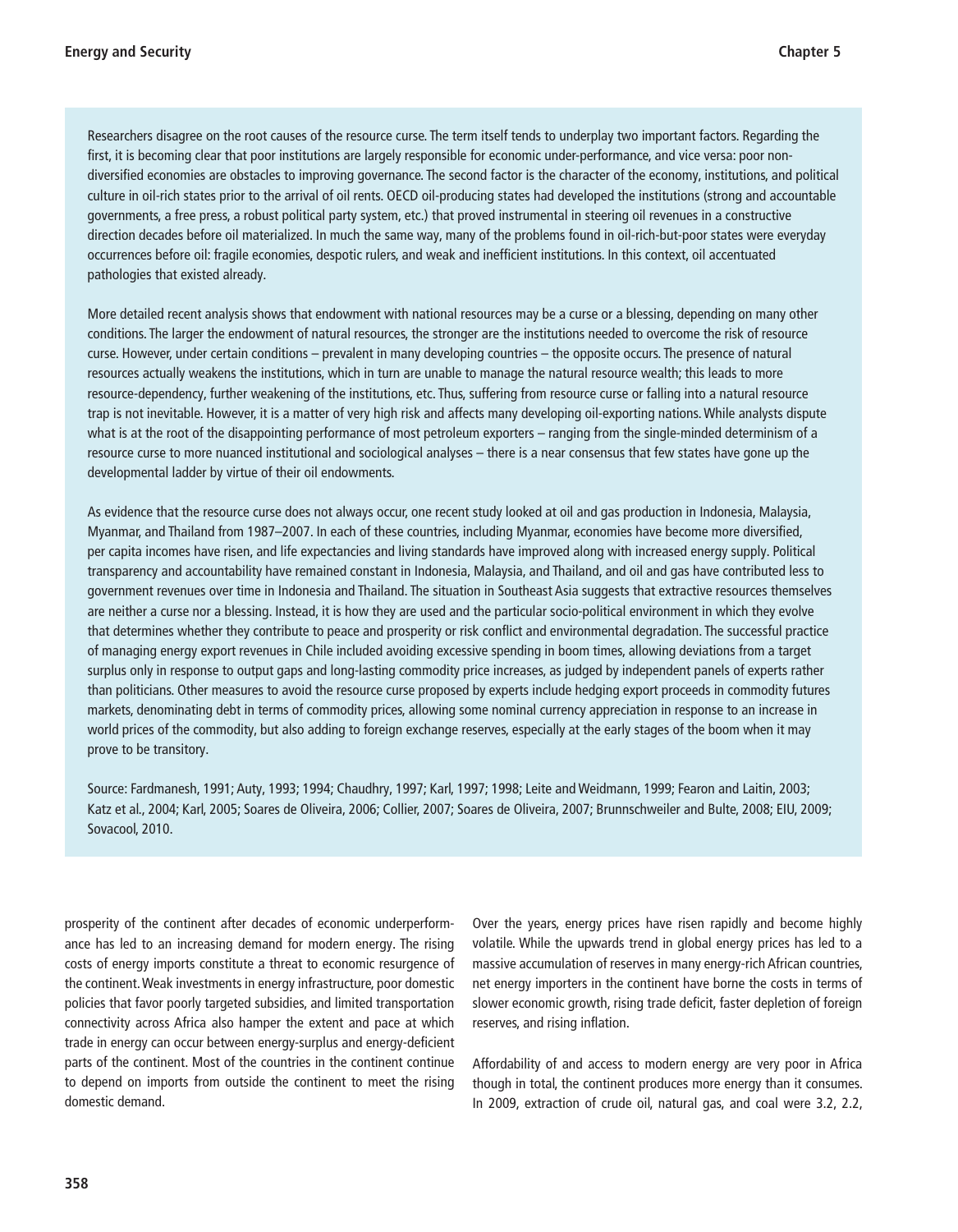Researchers disagree on the root causes of the resource curse. The term itself tends to underplay two important factors. Regarding the first, it is becoming clear that poor institutions are largely responsible for economic under-performance, and vice versa: poor non-diversified economies are obstacles to improving governance. The second factor is the character of the economy, institutions, and political culture in oil-rich states prior to the arrival of oil rents. OECD oil-producing states had developed the institutions (strong and accountable governments, a free press, a robust political party system, etc.) that proved instrumental in steering oil revenues in a constructive direction decades before oil materialized. In much the same way, many of the problems found in oil-rich-but-poor states were everyday occurrences before oil: fragile economies, despotic rulers, and weak and inefficient institutions. In this context, oil accentuated pathologies that existed already.

More detailed recent analysis shows that endowment with national resources may be a curse or a blessing, depending on many other conditions. The larger the endowment of natural resources, the stronger are the institutions needed to overcome the risk of resource curse. However, under certain conditions – prevalent in many developing countries – the opposite occurs. The presence of natural resources actually weakens the institutions, which in turn are unable to manage the natural resource wealth; this leads to more resource-dependency, further weakening of the institutions, etc. Thus, suffering from resource curse or falling into a natural resource trap is not inevitable. However, it is a matter of very high risk and affects many developing oil-exporting nations. While analysts dispute what is at the root of the disappointing performance of most petroleum exporters – ranging from the single-minded determinism of a resource curse to more nuanced institutional and sociological analyses – there is a near consensus that few states have gone up the developmental ladder by virtue of their oil endowments.

As evidence that the resource curse does not always occur, one recent study looked at oil and gas production in Indonesia, Malaysia, Myanmar, and Thailand from 1987–2007. In each of these countries, including Myanmar, economies have become more diversified, per capita incomes have risen, and life expectancies and living standards have improved along with increased energy supply. Political transparency and accountability have remained constant in Indonesia, Malaysia, and Thailand, and oil and gas have contributed less to government revenues over time in Indonesia and Thailand. The situation in Southeast Asia suggests that extractive resources themselves are neither a curse nor a blessing. Instead, it is how they are used and the particular socio-political environment in which they evolve that determines whether they contribute to peace and prosperity or risk conflict and environmental degradation. The successful practice of managing energy export revenues in Chile included avoiding excessive spending in boom times, allowing deviations from a target surplus only in response to output gaps and long-lasting commodity price increases, as judged by independent panels of experts rather than politicians. Other measures to avoid the resource curse proposed by experts include hedging export proceeds in commodity futures markets, denominating debt in terms of commodity prices, allowing some nominal currency appreciation in response to an increase in world prices of the commodity, but also adding to foreign exchange reserves, especially at the early stages of the boom when it may prove to be transitory.

Source: Fardmanesh, 1991; Auty, 1993; 1994; Chaudhry, 1997; Karl, 1997; 1998; Leite and Weidmann, 1999; Fearon and Laitin, 2003; Katz et al., 2004; Karl, 2005; Soares de Oliveira, 2006; Collier, 2007; Soares de Oliveira, 2007; Brunnschweiler and Bulte, 2008; EIU, 2009; Sovacool, 2010.

prosperity of the continent after decades of economic underperformance has led to an increasing demand for modern energy. The rising costs of energy imports constitute a threat to economic resurgence of the continent. Weak investments in energy infrastructure, poor domestic policies that favor poorly targeted subsidies, and limited transportation connectivity across Africa also hamper the extent and pace at which trade in energy can occur between energy-surplus and energy-deficient parts of the continent. Most of the countries in the continent continue to depend on imports from outside the continent to meet the rising domestic demand.

Over the years, energy prices have risen rapidly and become highly volatile. While the upwards trend in global energy prices has led to a massive accumulation of reserves in many energy-rich African countries, net energy importers in the continent have borne the costs in terms of slower economic growth, rising trade deficit, faster depletion of foreign reserves, and rising inflation.

Affordability of and access to modern energy are very poor in Africa though in total, the continent produces more energy than it consumes. In 2009, extraction of crude oil, natural gas, and coal were 3.2, 2.2,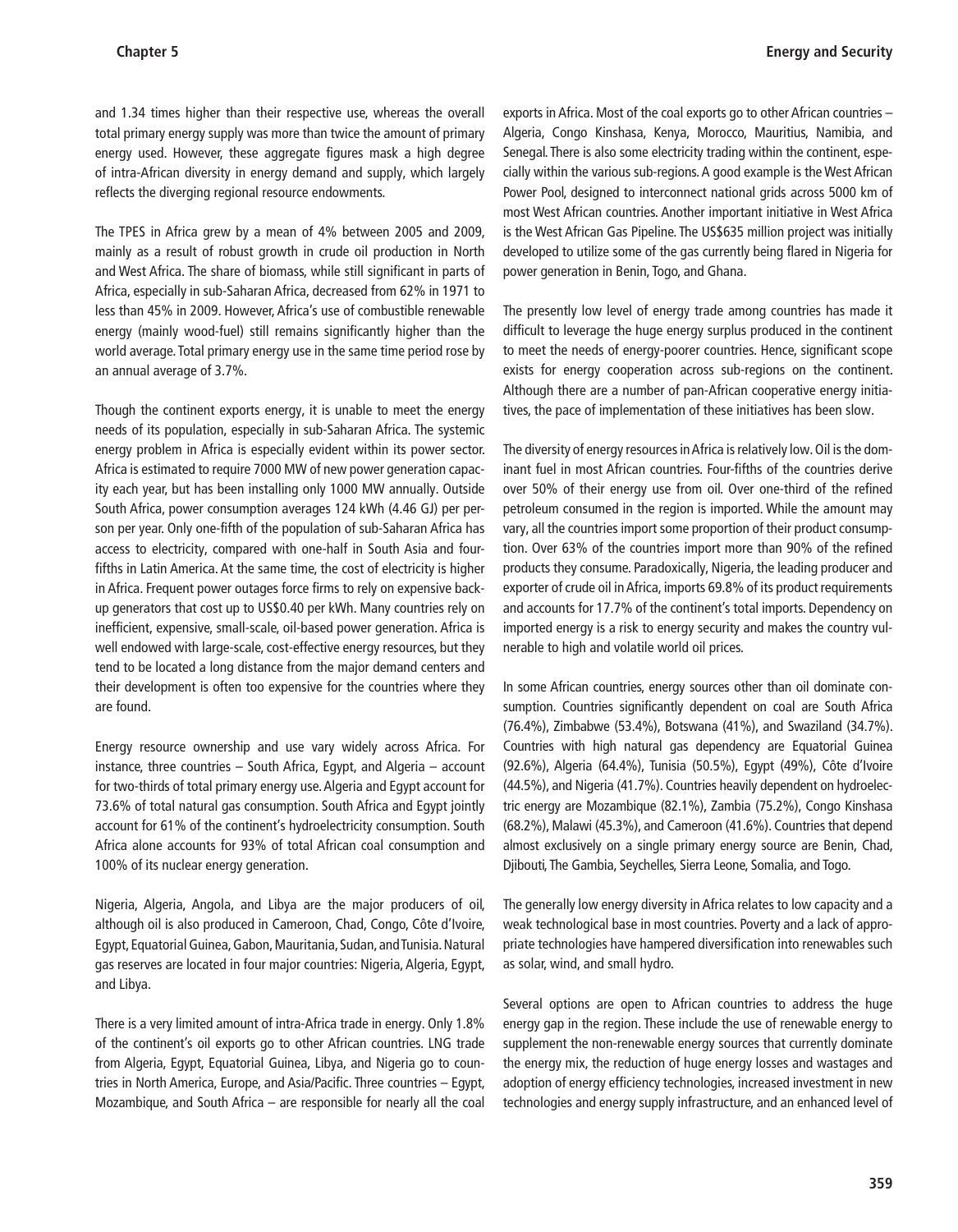and 1.34 times higher than their respective use, whereas the overall total primary energy supply was more than twice the amount of primary energy used. However, these aggregate figures mask a high degree of intra-African diversity in energy demand and supply, which largely reflects the diverging regional resource endowments.

The TPES in Africa grew by a mean of 4% between 2005 and 2009, mainly as a result of robust growth in crude oil production in North and West Africa. The share of biomass, while still significant in parts of Africa, especially in sub-Saharan Africa, decreased from 62% in 1971 to less than 45% in 2009. However, Africa's use of combustible renewable energy (mainly wood-fuel) still remains significantly higher than the world average. Total primary energy use in the same time period rose by an annual average of 3.7%.

Though the continent exports energy, it is unable to meet the energy needs of its population, especially in sub-Saharan Africa. The systemic energy problem in Africa is especially evident within its power sector. Africa is estimated to require 7000 MW of new power generation capacity each year, but has been installing only 1000 MW annually. Outside South Africa, power consumption averages 124 kWh (4.46 GJ) per person per year. Only one-fifth of the population of sub-Saharan Africa has access to electricity, compared with one-half in South Asia and four-fifths in Latin America. At the same time, the cost of electricity is higher in Africa. Frequent power outages force firms to rely on expensive backup generators that cost up to US$0.40 per kWh. Many countries rely on inefficient, expensive, small-scale, oil-based power generation. Africa is well endowed with large-scale, cost-effective energy resources, but they tend to be located a long distance from the major demand centers and their development is often too expensive for the countries where they are found.

Energy resource ownership and use vary widely across Africa. For instance, three countries – South Africa, Egypt, and Algeria – account for two-thirds of total primary energy use. Algeria and Egypt account for 73.6% of total natural gas consumption. South Africa and Egypt jointly account for 61% of the continent's hydroelectricity consumption. South Africa alone accounts for 93% of total African coal consumption and 100% of its nuclear energy generation.

Nigeria, Algeria, Angola, and Libya are the major producers of oil, although oil is also produced in Cameroon, Chad, Congo, Côte d'Ivoire, Egypt, Equatorial Guinea, Gabon, Mauritania, Sudan, and Tunisia. Natural gas reserves are located in four major countries: Nigeria, Algeria, Egypt, and Libya.

There is a very limited amount of intra-Africa trade in energy. Only 1.8% of the continent's oil exports go to other African countries. LNG trade from Algeria, Egypt, Equatorial Guinea, Libya, and Nigeria go to countries in North America, Europe, and Asia/Pacific. Three countries – Egypt, Mozambique, and South Africa – are responsible for nearly all the coal exports in Africa. Most of the coal exports go to other African countries – Algeria, Congo Kinshasa, Kenya, Morocco, Mauritius, Namibia, and Senegal. There is also some electricity trading within the continent, especially within the various sub-regions. A good example is the West African Power Pool, designed to interconnect national grids across 5000 km of most West African countries. Another important initiative in West Africa is the West African Gas Pipeline. The US$635 million project was initially developed to utilize some of the gas currently being flared in Nigeria for power generation in Benin, Togo, and Ghana.

The presently low level of energy trade among countries has made it difficult to leverage the huge energy surplus produced in the continent to meet the needs of energy-poorer countries. Hence, significant scope exists for energy cooperation across sub-regions on the continent. Although there are a number of pan-African cooperative energy initiatives, the pace of implementation of these initiatives has been slow.

The diversity of energy resources in Africa is relatively low. Oil is the dominant fuel in most African countries. Four-fifths of the countries derive over 50% of their energy use from oil. Over one-third of the refined petroleum consumed in the region is imported. While the amount may vary, all the countries import some proportion of their product consumption. Over 63% of the countries import more than 90% of the refined products they consume. Paradoxically, Nigeria, the leading producer and exporter of crude oil in Africa, imports 69.8% of its product requirements and accounts for 17.7% of the continent's total imports. Dependency on imported energy is a risk to energy security and makes the country vulnerable to high and volatile world oil prices.

In some African countries, energy sources other than oil dominate consumption. Countries significantly dependent on coal are South Africa (76.4%), Zimbabwe (53.4%), Botswana (41%), and Swaziland (34.7%). Countries with high natural gas dependency are Equatorial Guinea (92.6%), Algeria (64.4%), Tunisia (50.5%), Egypt (49%), Côte d'Ivoire (44.5%), and Nigeria (41.7%). Countries heavily dependent on hydroelectric energy are Mozambique (82.1%), Zambia (75.2%), Congo Kinshasa (68.2%), Malawi (45.3%), and Cameroon (41.6%). Countries that depend almost exclusively on a single primary energy source are Benin, Chad, Djibouti, The Gambia, Seychelles, Sierra Leone, Somalia, and Togo.

The generally low energy diversity in Africa relates to low capacity and a weak technological base in most countries. Poverty and a lack of appropriate technologies have hampered diversification into renewables such as solar, wind, and small hydro.

Several options are open to African countries to address the huge energy gap in the region. These include the use of renewable energy to supplement the non-renewable energy sources that currently dominate the energy mix, the reduction of huge energy losses and wastages and adoption of energy efficiency technologies, increased investment in new technologies and energy supply infrastructure, and an enhanced level of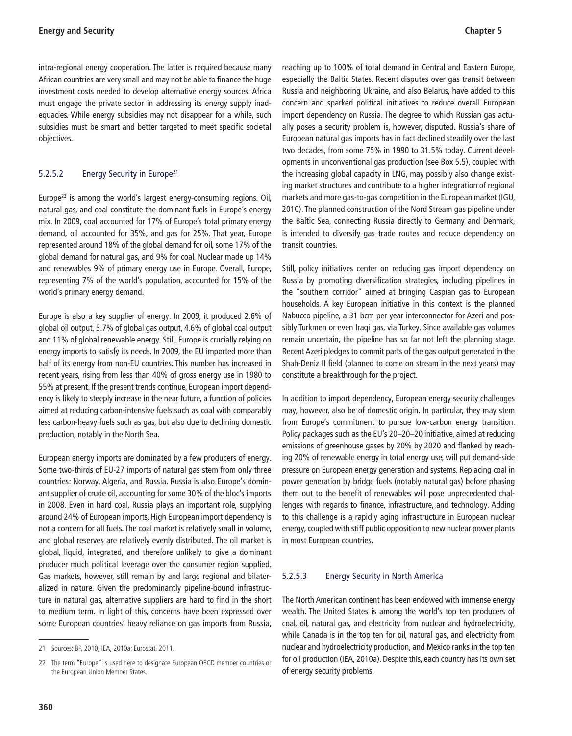intra-regional energy cooperation. The latter is required because many African countries are very small and may not be able to finance the huge investment costs needed to develop alternative energy sources. Africa must engage the private sector in addressing its energy supply inadequacies. While energy subsidies may not disappear for a while, such subsidies must be smart and better targeted to meet specific societal objectives.

### 5.2.5.2 Energy Security in Europe[21]

Europe[22] is among the world's largest energy-consuming regions. Oil, natural gas, and coal constitute the dominant fuels in Europe's energy mix. In 2009, coal accounted for 17% of Europe's total primary energy demand, oil accounted for 35%, and gas for 25%. That year, Europe represented around 18% of the global demand for oil, some 17% of the global demand for natural gas, and 9% for coal. Nuclear made up 14% and renewables 9% of primary energy use in Europe. Overall, Europe, representing 7% of the world's population, accounted for 15% of the world's primary energy demand.

Europe is also a key supplier of energy. In 2009, it produced 2.6% of global oil output, 5.7% of global gas output, 4.6% of global coal output and 11% of global renewable energy. Still, Europe is crucially relying on energy imports to satisfy its needs. In 2009, the EU imported more than half of its energy from non-EU countries. This number has increased in recent years, rising from less than 40% of gross energy use in 1980 to 55% at present. If the present trends continue, European import dependency is likely to steeply increase in the near future, a function of policies aimed at reducing carbon-intensive fuels such as coal with comparably less carbon-heavy fuels such as gas, but also due to declining domestic production, notably in the North Sea.

European energy imports are dominated by a few producers of energy. Some two-thirds of EU-27 imports of natural gas stem from only three countries: Norway, Algeria, and Russia. Russia is also Europe's dominant supplier of crude oil, accounting for some 30% of the bloc's imports in 2008. Even in hard coal, Russia plays an important role, supplying around 24% of European imports. High European import dependency is not a concern for all fuels. The coal market is relatively small in volume, and global reserves are relatively evenly distributed. The oil market is global, liquid, integrated, and therefore unlikely to give a dominant producer much political leverage over the consumer region supplied. Gas markets, however, still remain by and large regional and bilateralized in nature. Given the predominantly pipeline-bound infrastructure in natural gas, alternative suppliers are hard to find in the short to medium term. In light of this, concerns have been expressed over some European countries' heavy reliance on gas imports from Russia, reaching up to 100% of total demand in Central and Eastern Europe, especially the Baltic States. Recent disputes over gas transit between Russia and neighboring Ukraine, and also Belarus, have added to this concern and sparked political initiatives to reduce overall European import dependency on Russia. The degree to which Russian gas actually poses a security problem is, however, disputed. Russia's share of European natural gas imports has in fact declined steadily over the last two decades, from some 75% in 1990 to 31.5% today. Current developments in unconventional gas production (see Box 5.5), coupled with the increasing global capacity in LNG, may possibly also change existing market structures and contribute to a higher integration of regional markets and more gas-to-gas competition in the European market (IGU, 2010). The planned construction of the Nord Stream gas pipeline under the Baltic Sea, connecting Russia directly to Germany and Denmark, is intended to diversify gas trade routes and reduce dependency on transit countries.

Still, policy initiatives center on reducing gas import dependency on Russia by promoting diversification strategies, including pipelines in the "southern corridor" aimed at bringing Caspian gas to European households. A key European initiative in this context is the planned Nabucco pipeline, a 31 bcm per year interconnector for Azeri and possibly Turkmen or even Iraqi gas, via Turkey. Since available gas volumes remain uncertain, the pipeline has so far not left the planning stage. Recent Azeri pledges to commit parts of the gas output generated in the Shah-Deniz II field (planned to come on stream in the next years) may constitute a breakthrough for the project.

In addition to import dependency, European energy security challenges may, however, also be of domestic origin. In particular, they may stem from Europe's commitment to pursue low-carbon energy transition. Policy packages such as the EU's 20–20–20 initiative, aimed at reducing emissions of greenhouse gases by 20% by 2020 and flanked by reaching 20% of renewable energy in total energy use, will put demand-side pressure on European energy generation and systems. Replacing coal in power generation by bridge fuels (notably natural gas) before phasing them out to the benefit of renewables will pose unprecedented challenges with regards to finance, infrastructure, and technology. Adding to this challenge is a rapidly aging infrastructure in European nuclear energy, coupled with stiff public opposition to new nuclear power plants in most European countries.

### 5.2.5.3 Energy Security in North America

The North American continent has been endowed with immense energy wealth. The United States is among the world's top ten producers of coal, oil, natural gas, and electricity from nuclear and hydroelectricity, while Canada is in the top ten for oil, natural gas, and electricity from nuclear and hydroelectricity production, and Mexico ranks in the top ten for oil production (IEA, 2010a). Despite this, each country has its own set of energy security problems.

---

21 Sources: BP, 2010; IEA, 2010a; Eurostat, 2011.

22 The term "Europe" is used here to designate European OECD member countries or the European Union Member States.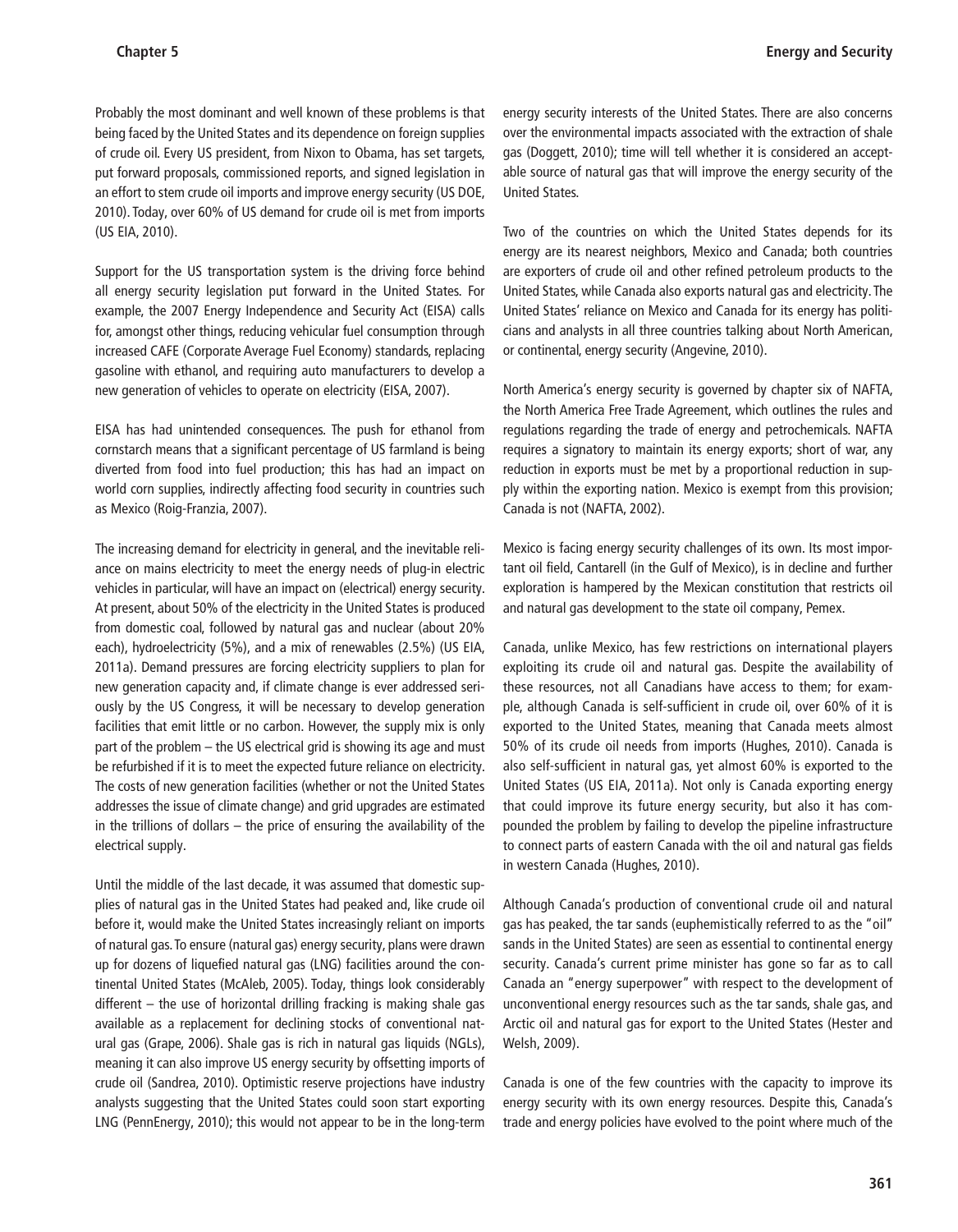Probably the most dominant and well known of these problems is that being faced by the United States and its dependence on foreign supplies of crude oil. Every US president, from Nixon to Obama, has set targets, put forward proposals, commissioned reports, and signed legislation in an effort to stem crude oil imports and improve energy security (US DOE, 2010). Today, over 60% of US demand for crude oil is met from imports (US EIA, 2010).

Support for the US transportation system is the driving force behind all energy security legislation put forward in the United States. For example, the 2007 Energy Independence and Security Act (EISA) calls for, amongst other things, reducing vehicular fuel consumption through increased CAFE (Corporate Average Fuel Economy) standards, replacing gasoline with ethanol, and requiring auto manufacturers to develop a new generation of vehicles to operate on electricity (EISA, 2007).

EISA has had unintended consequences. The push for ethanol from cornstarch means that a significant percentage of US farmland is being diverted from food into fuel production; this has had an impact on world corn supplies, indirectly affecting food security in countries such as Mexico (Roig-Franzia, 2007).

The increasing demand for electricity in general, and the inevitable reliance on mains electricity to meet the energy needs of plug-in electric vehicles in particular, will have an impact on (electrical) energy security. At present, about 50% of the electricity in the United States is produced from domestic coal, followed by natural gas and nuclear (about 20% each), hydroelectricity (5%), and a mix of renewables (2.5%) (US EIA, 2011a). Demand pressures are forcing electricity suppliers to plan for new generation capacity and, if climate change is ever addressed seriously by the US Congress, it will be necessary to develop generation facilities that emit little or no carbon. However, the supply mix is only part of the problem – the US electrical grid is showing its age and must be refurbished if it is to meet the expected future reliance on electricity. The costs of new generation facilities (whether or not the United States addresses the issue of climate change) and grid upgrades are estimated in the trillions of dollars – the price of ensuring the availability of the electrical supply.

Until the middle of the last decade, it was assumed that domestic supplies of natural gas in the United States had peaked and, like crude oil before it, would make the United States increasingly reliant on imports of natural gas. To ensure (natural gas) energy security, plans were drawn up for dozens of liquefied natural gas (LNG) facilities around the continental United States (McAleb, 2005). Today, things look considerably different – the use of horizontal drilling fracking is making shale gas available as a replacement for declining stocks of conventional natural gas (Grape, 2006). Shale gas is rich in natural gas liquids (NGLs), meaning it can also improve US energy security by offsetting imports of crude oil (Sandrea, 2010). Optimistic reserve projections have industry analysts suggesting that the United States could soon start exporting LNG (PennEnergy, 2010); this would not appear to be in the long-term energy security interests of the United States. There are also concerns over the environmental impacts associated with the extraction of shale gas (Doggett, 2010); time will tell whether it is considered an acceptable source of natural gas that will improve the energy security of the United States.

Two of the countries on which the United States depends for its energy are its nearest neighbors, Mexico and Canada; both countries are exporters of crude oil and other refined petroleum products to the United States, while Canada also exports natural gas and electricity. The United States' reliance on Mexico and Canada for its energy has politicians and analysts in all three countries talking about North American, or continental, energy security (Angevine, 2010).

North America's energy security is governed by chapter six of NAFTA, the North America Free Trade Agreement, which outlines the rules and regulations regarding the trade of energy and petrochemicals. NAFTA requires a signatory to maintain its energy exports; short of war, any reduction in exports must be met by a proportional reduction in supply within the exporting nation. Mexico is exempt from this provision; Canada is not (NAFTA, 2002).

Mexico is facing energy security challenges of its own. Its most important oil field, Cantarell (in the Gulf of Mexico), is in decline and further exploration is hampered by the Mexican constitution that restricts oil and natural gas development to the state oil company, Pemex.

Canada, unlike Mexico, has few restrictions on international players exploiting its crude oil and natural gas. Despite the availability of these resources, not all Canadians have access to them; for example, although Canada is self-sufficient in crude oil, over 60% of it is exported to the United States, meaning that Canada meets almost 50% of its crude oil needs from imports (Hughes, 2010). Canada is also self-sufficient in natural gas, yet almost 60% is exported to the United States (US EIA, 2011a). Not only is Canada exporting energy that could improve its future energy security, but also it has compounded the problem by failing to develop the pipeline infrastructure to connect parts of eastern Canada with the oil and natural gas fields in western Canada (Hughes, 2010).

Although Canada's production of conventional crude oil and natural gas has peaked, the tar sands (euphemistically referred to as the "oil" sands in the United States) are seen as essential to continental energy security. Canada's current prime minister has gone so far as to call Canada an "energy superpower" with respect to the development of unconventional energy resources such as the tar sands, shale gas, and Arctic oil and natural gas for export to the United States (Hester and Welsh, 2009).

Canada is one of the few countries with the capacity to improve its energy security with its own energy resources. Despite this, Canada's trade and energy policies have evolved to the point where much of the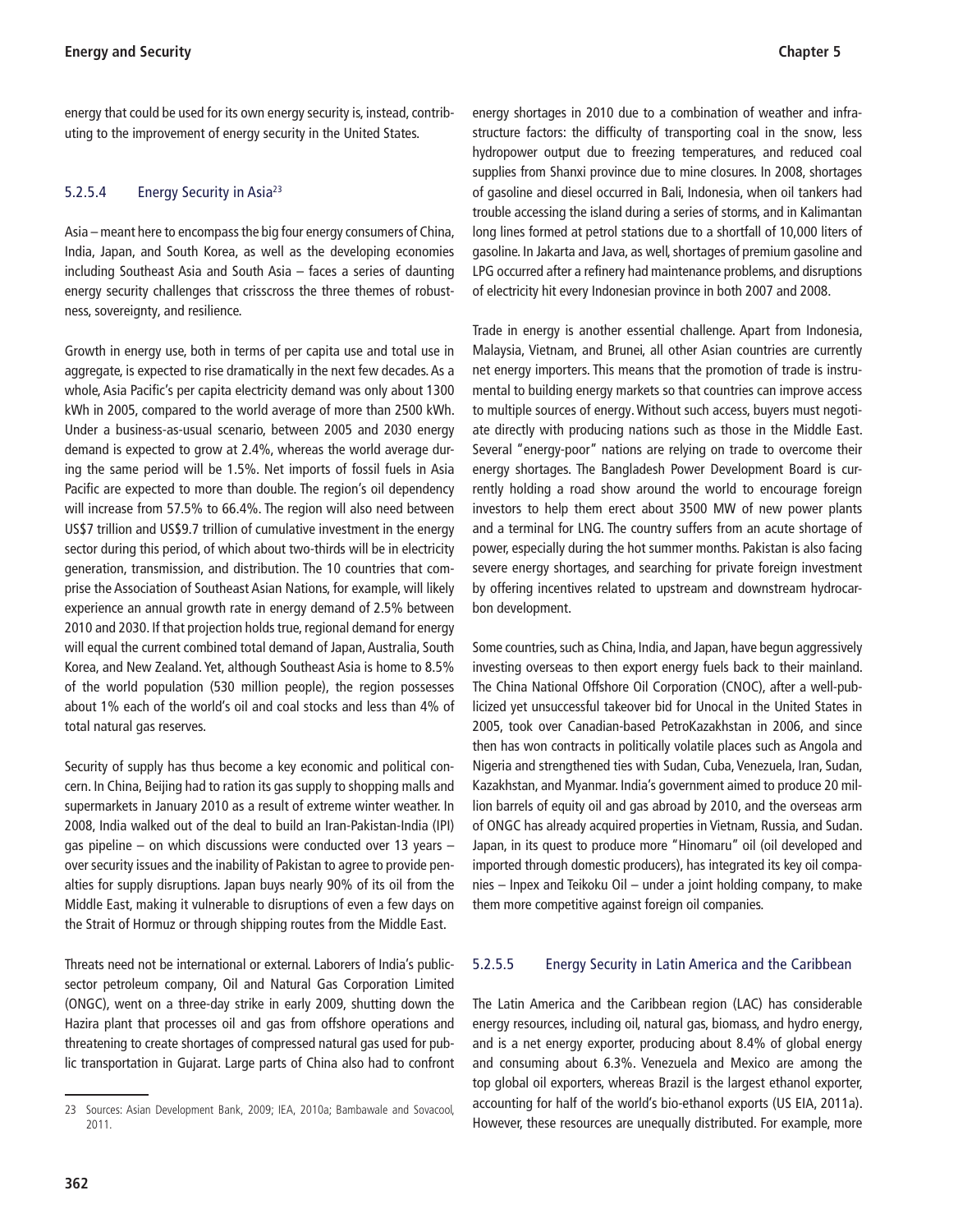energy that could be used for its own energy security is, instead, contributing to the improvement of energy security in the United States.

### 5.2.5.4 Energy Security in Asia[23]

Asia – meant here to encompass the big four energy consumers of China, India, Japan, and South Korea, as well as the developing economies including Southeast Asia and South Asia – faces a series of daunting energy security challenges that crisscross the three themes of robustness, sovereignty, and resilience.

Growth in energy use, both in terms of per capita use and total use in aggregate, is expected to rise dramatically in the next few decades. As a whole, Asia Pacific's per capita electricity demand was only about 1300 kWh in 2005, compared to the world average of more than 2500 kWh. Under a business-as-usual scenario, between 2005 and 2030 energy demand is expected to grow at 2.4%, whereas the world average during the same period will be 1.5%. Net imports of fossil fuels in Asia Pacific are expected to more than double. The region's oil dependency will increase from 57.5% to 66.4%. The region will also need between US$7 trillion and US$9.7 trillion of cumulative investment in the energy sector during this period, of which about two-thirds will be in electricity generation, transmission, and distribution. The 10 countries that comprise the Association of Southeast Asian Nations, for example, will likely experience an annual growth rate in energy demand of 2.5% between 2010 and 2030. If that projection holds true, regional demand for energy will equal the current combined total demand of Japan, Australia, South Korea, and New Zealand. Yet, although Southeast Asia is home to 8.5% of the world population (530 million people), the region possesses about 1% each of the world's oil and coal stocks and less than 4% of total natural gas reserves.

Security of supply has thus become a key economic and political concern. In China, Beijing had to ration its gas supply to shopping malls and supermarkets in January 2010 as a result of extreme winter weather. In 2008, India walked out of the deal to build an Iran-Pakistan-India (IPI) gas pipeline – on which discussions were conducted over 13 years – over security issues and the inability of Pakistan to agree to provide penalties for supply disruptions. Japan buys nearly 90% of its oil from the Middle East, making it vulnerable to disruptions of even a few days on the Strait of Hormuz or through shipping routes from the Middle East.

Threats need not be international or external. Laborers of India's public-sector petroleum company, Oil and Natural Gas Corporation Limited (ONGC), went on a three-day strike in early 2009, shutting down the Hazira plant that processes oil and gas from offshore operations and threatening to create shortages of compressed natural gas used for public transportation in Gujarat. Large parts of China also had to confront energy shortages in 2010 due to a combination of weather and infrastructure factors: the difficulty of transporting coal in the snow, less hydropower output due to freezing temperatures, and reduced coal supplies from Shanxi province due to mine closures. In 2008, shortages of gasoline and diesel occurred in Bali, Indonesia, when oil tankers had trouble accessing the island during a series of storms, and in Kalimantan long lines formed at petrol stations due to a shortfall of 10,000 liters of gasoline. In Jakarta and Java, as well, shortages of premium gasoline and LPG occurred after a refinery had maintenance problems, and disruptions of electricity hit every Indonesian province in both 2007 and 2008.

Trade in energy is another essential challenge. Apart from Indonesia, Malaysia, Vietnam, and Brunei, all other Asian countries are currently net energy importers. This means that the promotion of trade is instrumental to building energy markets so that countries can improve access to multiple sources of energy. Without such access, buyers must negotiate directly with producing nations such as those in the Middle East. Several "energy-poor" nations are relying on trade to overcome their energy shortages. The Bangladesh Power Development Board is currently holding a road show around the world to encourage foreign investors to help them erect about 3500 MW of new power plants and a terminal for LNG. The country suffers from an acute shortage of power, especially during the hot summer months. Pakistan is also facing severe energy shortages, and searching for private foreign investment by offering incentives related to upstream and downstream hydrocarbon development.

Some countries, such as China, India, and Japan, have begun aggressively investing overseas to then export energy fuels back to their mainland. The China National Offshore Oil Corporation (CNOC), after a well-publicized yet unsuccessful takeover bid for Unocal in the United States in 2005, took over Canadian-based PetroKazakhstan in 2006, and since then has won contracts in politically volatile places such as Angola and Nigeria and strengthened ties with Sudan, Cuba, Venezuela, Iran, Sudan, Kazakhstan, and Myanmar. India's government aimed to produce 20 million barrels of equity oil and gas abroad by 2010, and the overseas arm of ONGC has already acquired properties in Vietnam, Russia, and Sudan. Japan, in its quest to produce more "Hinomaru" oil (oil developed and imported through domestic producers), has integrated its key oil companies – Inpex and Teikoku Oil – under a joint holding company, to make them more competitive against foreign oil companies.

### 5.2.5.5 Energy Security in Latin America and the Caribbean

The Latin America and the Caribbean region (LAC) has considerable energy resources, including oil, natural gas, biomass, and hydro energy, and is a net energy exporter, producing about 8.4% of global energy and consuming about 6.3%. Venezuela and Mexico are among the top global oil exporters, whereas Brazil is the largest ethanol exporter, accounting for half of the world's bio-ethanol exports (US EIA, 2011a). However, these resources are unequally distributed. For example, more

---

23 Sources: Asian Development Bank, 2009; IEA, 2010a; Bambawale and Sovacool, 2011.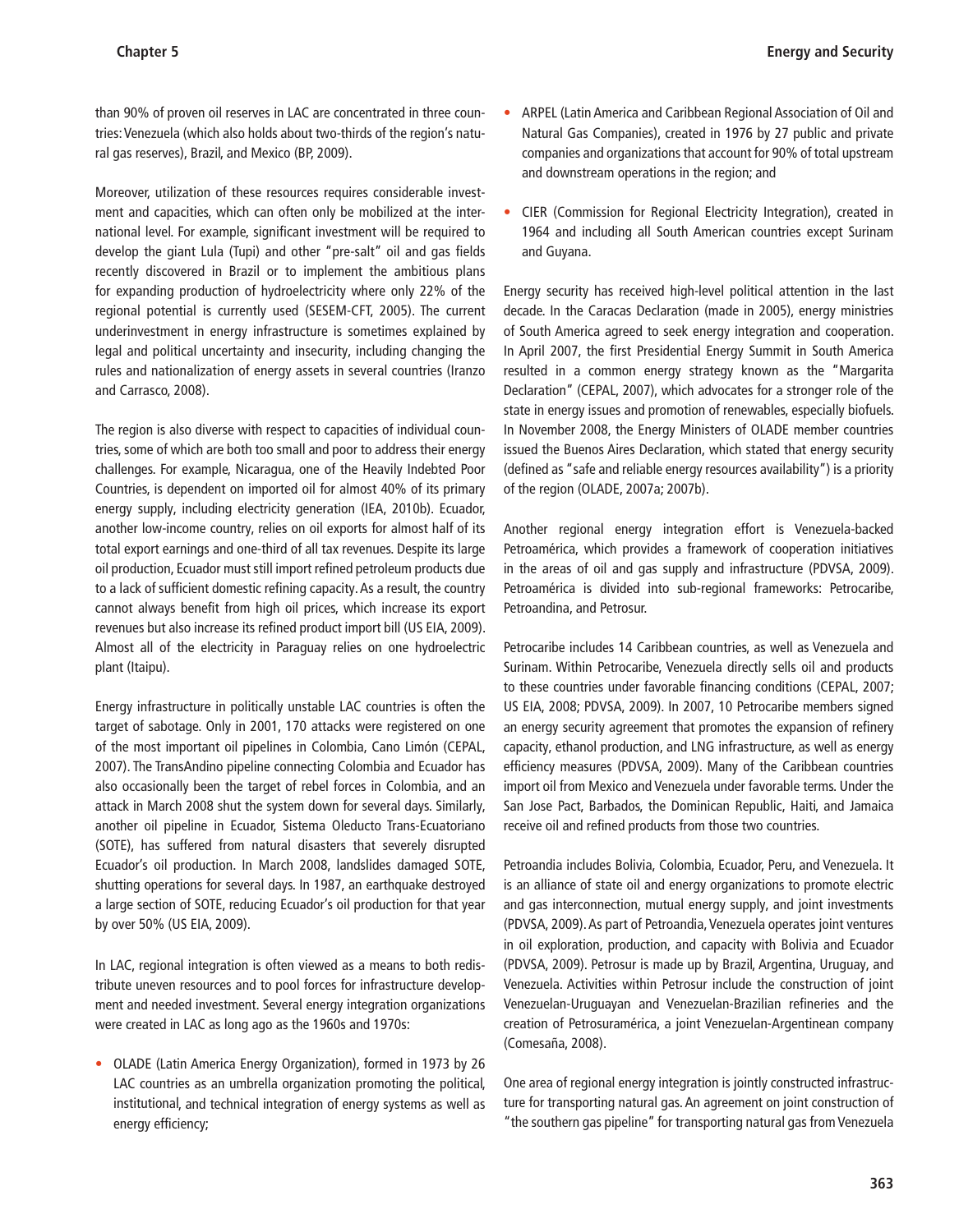than 90% of proven oil reserves in LAC are concentrated in three countries: Venezuela (which also holds about two-thirds of the region's natural gas reserves), Brazil, and Mexico (BP, 2009).

Moreover, utilization of these resources requires considerable investment and capacities, which can often only be mobilized at the international level. For example, significant investment will be required to develop the giant Lula (Tupi) and other "pre-salt" oil and gas fields recently discovered in Brazil or to implement the ambitious plans for expanding production of hydroelectricity where only 22% of the regional potential is currently used (SESEM-CFT, 2005). The current underinvestment in energy infrastructure is sometimes explained by legal and political uncertainty and insecurity, including changing the rules and nationalization of energy assets in several countries (Iranzo and Carrasco, 2008).

The region is also diverse with respect to capacities of individual countries, some of which are both too small and poor to address their energy challenges. For example, Nicaragua, one of the Heavily Indebted Poor Countries, is dependent on imported oil for almost 40% of its primary energy supply, including electricity generation (IEA, 2010b). Ecuador, another low-income country, relies on oil exports for almost half of its total export earnings and one-third of all tax revenues. Despite its large oil production, Ecuador must still import refined petroleum products due to a lack of sufficient domestic refining capacity. As a result, the country cannot always benefit from high oil prices, which increase its export revenues but also increase its refined product import bill (US EIA, 2009). Almost all of the electricity in Paraguay relies on one hydroelectric plant (Itaipu).

Energy infrastructure in politically unstable LAC countries is often the target of sabotage. Only in 2001, 170 attacks were registered on one of the most important oil pipelines in Colombia, Cano Limón (CEPAL, 2007). The TransAndino pipeline connecting Colombia and Ecuador has also occasionally been the target of rebel forces in Colombia, and an attack in March 2008 shut the system down for several days. Similarly, another oil pipeline in Ecuador, Sistema Oleducto Trans-Ecuatoriano (SOTE), has suffered from natural disasters that severely disrupted Ecuador's oil production. In March 2008, landslides damaged SOTE, shutting operations for several days. In 1987, an earthquake destroyed a large section of SOTE, reducing Ecuador's oil production for that year by over 50% (US EIA, 2009).

In LAC, regional integration is often viewed as a means to both redistribute uneven resources and to pool forces for infrastructure development and needed investment. Several energy integration organizations were created in LAC as long ago as the 1960s and 1970s:

- OLADE (Latin America Energy Organization), formed in 1973 by 26 LAC countries as an umbrella organization promoting the political, institutional, and technical integration of energy systems as well as energy efficiency;
- ARPEL (Latin America and Caribbean Regional Association of Oil and Natural Gas Companies), created in 1976 by 27 public and private companies and organizations that account for 90% of total upstream and downstream operations in the region; and
- CIER (Commission for Regional Electricity Integration), created in 1964 and including all South American countries except Surinam and Guyana.

Energy security has received high-level political attention in the last decade. In the Caracas Declaration (made in 2005), energy ministries of South America agreed to seek energy integration and cooperation. In April 2007, the first Presidential Energy Summit in South America resulted in a common energy strategy known as the "Margarita Declaration" (CEPAL, 2007), which advocates for a stronger role of the state in energy issues and promotion of renewables, especially biofuels. In November 2008, the Energy Ministers of OLADE member countries issued the Buenos Aires Declaration, which stated that energy security (defined as "safe and reliable energy resources availability") is a priority of the region (OLADE, 2007a; 2007b).

Another regional energy integration effort is Venezuela-backed Petroamérica, which provides a framework of cooperation initiatives in the areas of oil and gas supply and infrastructure (PDVSA, 2009). Petroamérica is divided into sub-regional frameworks: Petrocaribe, Petroandina, and Petrosur.

Petrocaribe includes 14 Caribbean countries, as well as Venezuela and Surinam. Within Petrocaribe, Venezuela directly sells oil and products to these countries under favorable financing conditions (CEPAL, 2007; US EIA, 2008; PDVSA, 2009). In 2007, 10 Petrocaribe members signed an energy security agreement that promotes the expansion of refinery capacity, ethanol production, and LNG infrastructure, as well as energy efficiency measures (PDVSA, 2009). Many of the Caribbean countries import oil from Mexico and Venezuela under favorable terms. Under the San Jose Pact, Barbados, the Dominican Republic, Haiti, and Jamaica receive oil and refined products from those two countries.

Petroandia includes Bolivia, Colombia, Ecuador, Peru, and Venezuela. It is an alliance of state oil and energy organizations to promote electric and gas interconnection, mutual energy supply, and joint investments (PDVSA, 2009). As part of Petroandia, Venezuela operates joint ventures in oil exploration, production, and capacity with Bolivia and Ecuador (PDVSA, 2009). Petrosur is made up by Brazil, Argentina, Uruguay, and Venezuela. Activities within Petrosur include the construction of joint Venezuelan-Uruguayan and Venezuelan-Brazilian refineries and the creation of Petrosuramérica, a joint Venezuelan-Argentinean company (Comesaña, 2008).

One area of regional energy integration is jointly constructed infrastructure for transporting natural gas. An agreement on joint construction of "the southern gas pipeline" for transporting natural gas from Venezuela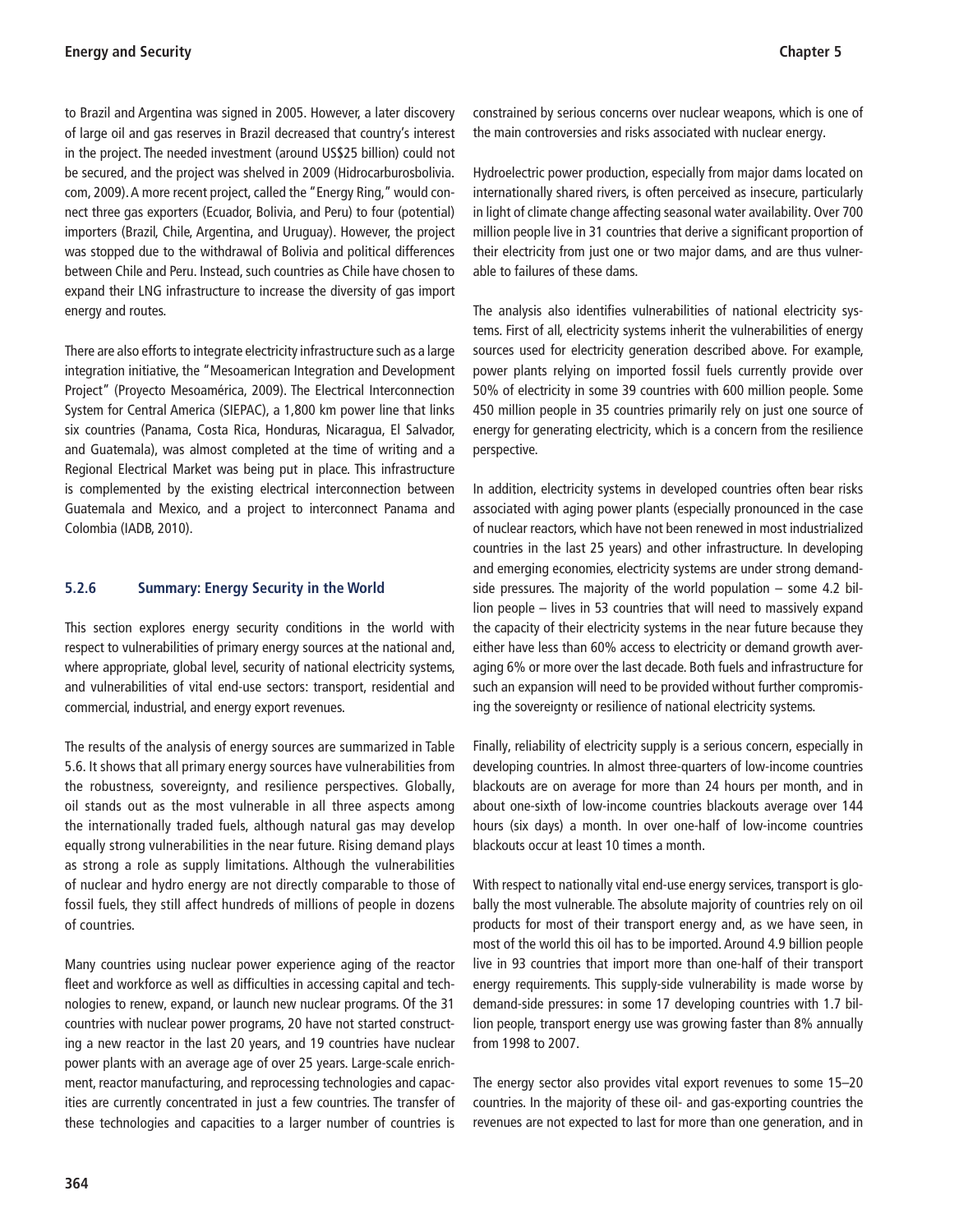to Brazil and Argentina was signed in 2005. However, a later discovery of large oil and gas reserves in Brazil decreased that country's interest in the project. The needed investment (around US$25 billion) could not be secured, and the project was shelved in 2009 (Hidrocarburosbolivia.com, 2009). A more recent project, called the "Energy Ring," would connect three gas exporters (Ecuador, Bolivia, and Peru) to four (potential) importers (Brazil, Chile, Argentina, and Uruguay). However, the project was stopped due to the withdrawal of Bolivia and political differences between Chile and Peru. Instead, such countries as Chile have chosen to expand their LNG infrastructure to increase the diversity of gas import energy and routes.

There are also efforts to integrate electricity infrastructure such as a large integration initiative, the "Mesoamerican Integration and Development Project" (Proyecto Mesoamérica, 2009). The Electrical Interconnection System for Central America (SIEPAC), a 1,800 km power line that links six countries (Panama, Costa Rica, Honduras, Nicaragua, El Salvador, and Guatemala), was almost completed at the time of writing and a Regional Electrical Market was being put in place. This infrastructure is complemented by the existing electrical interconnection between Guatemala and Mexico, and a project to interconnect Panama and Colombia (IADB, 2010).

### 5.2.6 Summary: Energy Security in the World

This section explores energy security conditions in the world with respect to vulnerabilities of primary energy sources at the national and, where appropriate, global level, security of national electricity systems, and vulnerabilities of vital end-use sectors: transport, residential and commercial, industrial, and energy export revenues.

The results of the analysis of energy sources are summarized in Table 5.6. It shows that all primary energy sources have vulnerabilities from the robustness, sovereignty, and resilience perspectives. Globally, oil stands out as the most vulnerable in all three aspects among the internationally traded fuels, although natural gas may develop equally strong vulnerabilities in the near future. Rising demand plays as strong a role as supply limitations. Although the vulnerabilities of nuclear and hydro energy are not directly comparable to those of fossil fuels, they still affect hundreds of millions of people in dozens of countries.

Many countries using nuclear power experience aging of the reactor fleet and workforce as well as difficulties in accessing capital and technologies to renew, expand, or launch new nuclear programs. Of the 31 countries with nuclear power programs, 20 have not started constructing a new reactor in the last 20 years, and 19 countries have nuclear power plants with an average age of over 25 years. Large-scale enrichment, reactor manufacturing, and reprocessing technologies and capacities are currently concentrated in just a few countries. The transfer of these technologies and capacities to a larger number of countries is constrained by serious concerns over nuclear weapons, which is one of the main controversies and risks associated with nuclear energy.

Hydroelectric power production, especially from major dams located on internationally shared rivers, is often perceived as insecure, particularly in light of climate change affecting seasonal water availability. Over 700 million people live in 31 countries that derive a significant proportion of their electricity from just one or two major dams, and are thus vulnerable to failures of these dams.

The analysis also identifies vulnerabilities of national electricity systems. First of all, electricity systems inherit the vulnerabilities of energy sources used for electricity generation described above. For example, power plants relying on imported fossil fuels currently provide over 50% of electricity in some 39 countries with 600 million people. Some 450 million people in 35 countries primarily rely on just one source of energy for generating electricity, which is a concern from the resilience perspective.

In addition, electricity systems in developed countries often bear risks associated with aging power plants (especially pronounced in the case of nuclear reactors, which have not been renewed in most industrialized countries in the last 25 years) and other infrastructure. In developing and emerging economies, electricity systems are under strong demand-side pressures. The majority of the world population – some 4.2 billion people – lives in 53 countries that will need to massively expand the capacity of their electricity systems in the near future because they either have less than 60% access to electricity or demand growth averaging 6% or more over the last decade. Both fuels and infrastructure for such an expansion will need to be provided without further compromising the sovereignty or resilience of national electricity systems.

Finally, reliability of electricity supply is a serious concern, especially in developing countries. In almost three-quarters of low-income countries blackouts are on average for more than 24 hours per month, and in about one-sixth of low-income countries blackouts average over 144 hours (six days) a month. In over one-half of low-income countries blackouts occur at least 10 times a month.

With respect to nationally vital end-use energy services, transport is globally the most vulnerable. The absolute majority of countries rely on oil products for most of their transport energy and, as we have seen, in most of the world this oil has to be imported. Around 4.9 billion people live in 93 countries that import more than one-half of their transport energy requirements. This supply-side vulnerability is made worse by demand-side pressures: in some 17 developing countries with 1.7 billion people, transport energy use was growing faster than 8% annually from 1998 to 2007.

The energy sector also provides vital export revenues to some 15–20 countries. In the majority of these oil- and gas-exporting countries the revenues are not expected to last for more than one generation, and in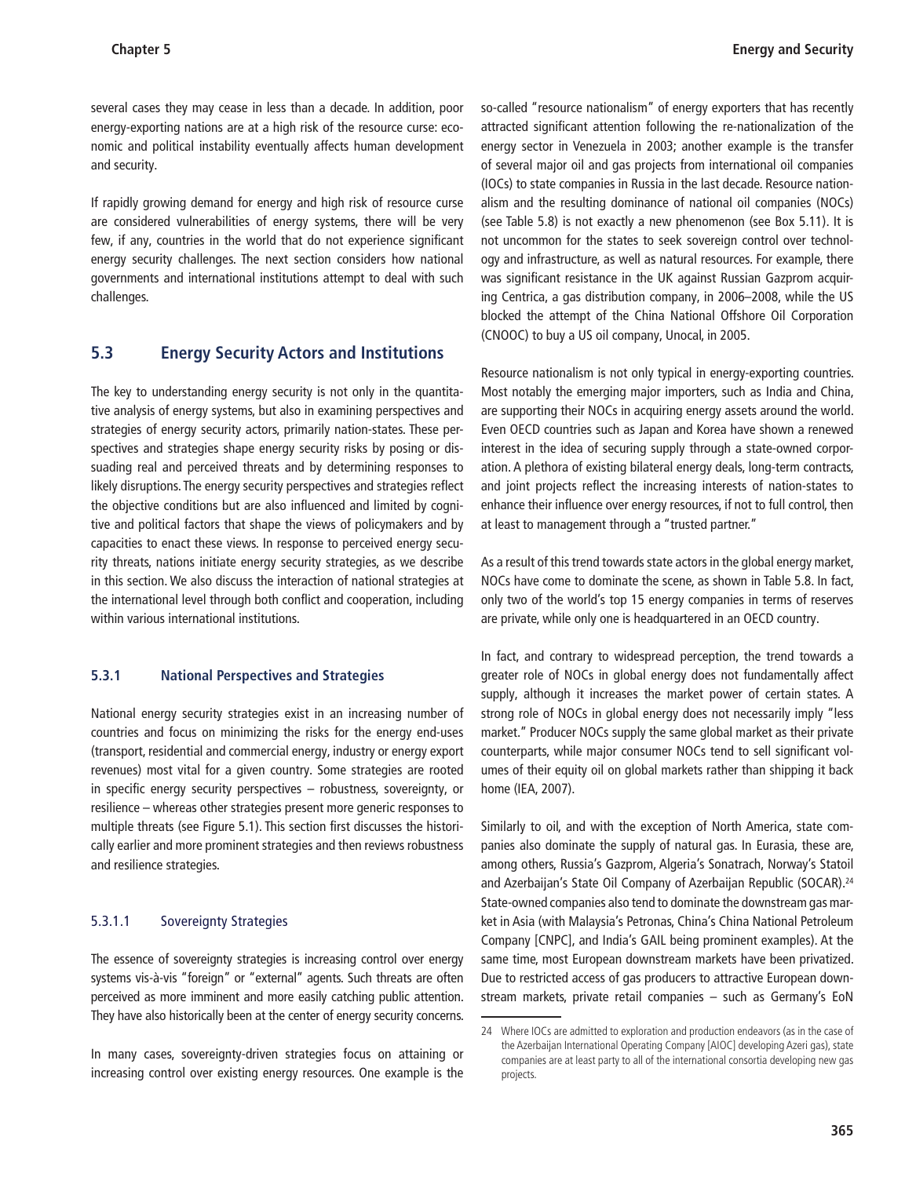several cases they may cease in less than a decade. In addition, poor energy-exporting nations are at a high risk of the resource curse: economic and political instability eventually affects human development and security.

If rapidly growing demand for energy and high risk of resource curse are considered vulnerabilities of energy systems, there will be very few, if any, countries in the world that do not experience significant energy security challenges. The next section considers how national governments and international institutions attempt to deal with such challenges.

## 5.3 Energy Security Actors and Institutions

The key to understanding energy security is not only in the quantitative analysis of energy systems, but also in examining perspectives and strategies of energy security actors, primarily nation-states. These perspectives and strategies shape energy security risks by posing or dissuading real and perceived threats and by determining responses to likely disruptions. The energy security perspectives and strategies reflect the objective conditions but are also influenced and limited by cognitive and political factors that shape the views of policymakers and by capacities to enact these views. In response to perceived energy security threats, nations initiate energy security strategies, as we describe in this section. We also discuss the interaction of national strategies at the international level through both conflict and cooperation, including within various international institutions.

### 5.3.1 National Perspectives and Strategies

National energy security strategies exist in an increasing number of countries and focus on minimizing the risks for the energy end-uses (transport, residential and commercial energy, industry or energy export revenues) most vital for a given country. Some strategies are rooted in specific energy security perspectives – robustness, sovereignty, or resilience – whereas other strategies present more generic responses to multiple threats (see Figure 5.1). This section first discusses the historically earlier and more prominent strategies and then reviews robustness and resilience strategies.

#### 5.3.1.1 Sovereignty Strategies

The essence of sovereignty strategies is increasing control over energy systems vis-à-vis "foreign" or "external" agents. Such threats are often perceived as more imminent and more easily catching public attention. They have also historically been at the center of energy security concerns.

In many cases, sovereignty-driven strategies focus on attaining or increasing control over existing energy resources. One example is the so-called "resource nationalism" of energy exporters that has recently attracted significant attention following the re-nationalization of the energy sector in Venezuela in 2003; another example is the transfer of several major oil and gas projects from international oil companies (IOCs) to state companies in Russia in the last decade. Resource nationalism and the resulting dominance of national oil companies (NOCs) (see Table 5.8) is not exactly a new phenomenon (see Box 5.11). It is not uncommon for the states to seek sovereign control over technology and infrastructure, as well as natural resources. For example, there was significant resistance in the UK against Russian Gazprom acquiring Centrica, a gas distribution company, in 2006–2008, while the US blocked the attempt of the China National Offshore Oil Corporation (CNOOC) to buy a US oil company, Unocal, in 2005.

Resource nationalism is not only typical in energy-exporting countries. Most notably the emerging major importers, such as India and China, are supporting their NOCs in acquiring energy assets around the world. Even OECD countries such as Japan and Korea have shown a renewed interest in the idea of securing supply through a state-owned corporation. A plethora of existing bilateral energy deals, long-term contracts, and joint projects reflect the increasing interests of nation-states to enhance their influence over energy resources, if not to full control, then at least to management through a "trusted partner."

As a result of this trend towards state actors in the global energy market, NOCs have come to dominate the scene, as shown in Table 5.8. In fact, only two of the world's top 15 energy companies in terms of reserves are private, while only one is headquartered in an OECD country.

In fact, and contrary to widespread perception, the trend towards a greater role of NOCs in global energy does not fundamentally affect supply, although it increases the market power of certain states. A strong role of NOCs in global energy does not necessarily imply "less market." Producer NOCs supply the same global market as their private counterparts, while major consumer NOCs tend to sell significant volumes of their equity oil on global markets rather than shipping it back home (IEA, 2007).

Similarly to oil, and with the exception of North America, state companies also dominate the supply of natural gas. In Eurasia, these are, among others, Russia's Gazprom, Algeria's Sonatrach, Norway's Statoil and Azerbaijan's State Oil Company of Azerbaijan Republic (SOCAR).[24] State-owned companies also tend to dominate the downstream gas market in Asia (with Malaysia's Petronas, China's China National Petroleum Company [CNPC], and India's GAIL being prominent examples). At the same time, most European downstream markets have been privatized. Due to restricted access of gas producers to attractive European downstream markets, private retail companies – such as Germany's EoN

---

24 Where IOCs are admitted to exploration and production endeavors (as in the case of the Azerbaijan International Operating Company [AIOC] developing Azeri gas), state companies are at least party to all of the international consortia developing new gas projects.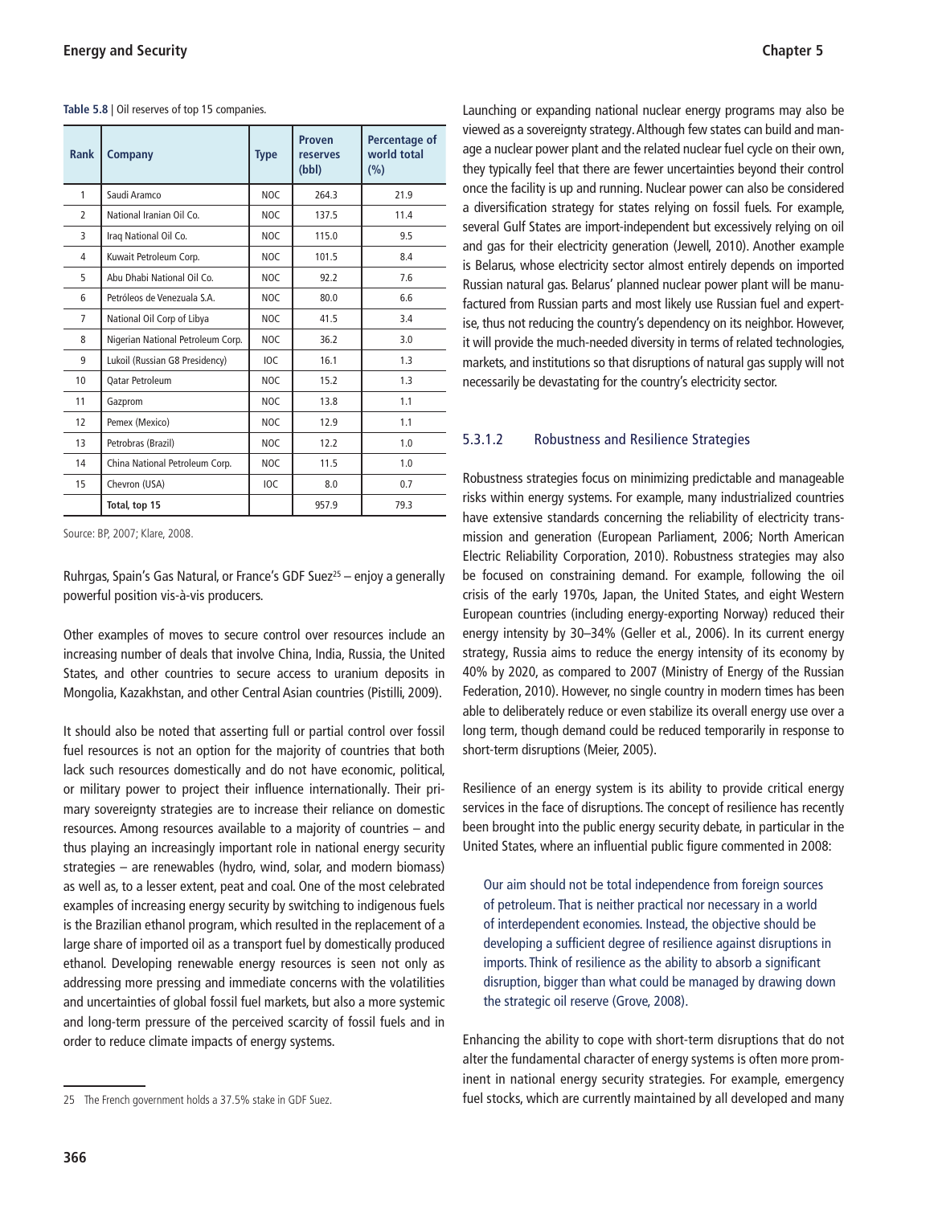**Table 5.8** | Oil reserves of top 15 companies.

| Rank | Company | Type | Proven reserves (bbl) | Percentage of world total (%) |
|---|---|---|---|---|
| 1 | Saudi Aramco | NOC | 264.3 | 21.9 |
| 2 | National Iranian Oil Co. | NOC | 137.5 | 11.4 |
| 3 | Iraq National Oil Co. | NOC | 115.0 | 9.5 |
| 4 | Kuwait Petroleum Corp. | NOC | 101.5 | 8.4 |
| 5 | Abu Dhabi National Oil Co. | NOC | 92.2 | 7.6 |
| 6 | Petróleos de Venezuela S.A. | NOC | 80.0 | 6.6 |
| 7 | National Oil Corp of Libya | NOC | 41.5 | 3.4 |
| 8 | Nigerian National Petroleum Corp. | NOC | 36.2 | 3.0 |
| 9 | Lukoil (Russian G8 Presidency) | IOC | 16.1 | 1.3 |
| 10 | Qatar Petroleum | NOC | 15.2 | 1.3 |
| 11 | Gazprom | NOC | 13.8 | 1.1 |
| 12 | Pemex (Mexico) | NOC | 12.9 | 1.1 |
| 13 | Petrobras (Brazil) | NOC | 12.2 | 1.0 |
| 14 | China National Petroleum Corp. | NOC | 11.5 | 1.0 |
| 15 | Chevron (USA) | IOC | 8.0 | 0.7 |
| | **Total, top 15** | | 957.9 | 79.3 |

Source: BP, 2007; Klare, 2008.

Ruhrgas, Spain's Gas Natural, or France's GDF Suez[25] – enjoy a generally powerful position vis-à-vis producers.

Other examples of moves to secure control over resources include an increasing number of deals that involve China, India, Russia, the United States, and other countries to secure access to uranium deposits in Mongolia, Kazakhstan, and other Central Asian countries (Pistilli, 2009).

It should also be noted that asserting full or partial control over fossil fuel resources is not an option for the majority of countries that both lack such resources domestically and do not have economic, political, or military power to project their influence internationally. Their primary sovereignty strategies are to increase their reliance on domestic resources. Among resources available to a majority of countries – and thus playing an increasingly important role in national energy security strategies – are renewables (hydro, wind, solar, and modern biomass) as well as, to a lesser extent, peat and coal. One of the most celebrated examples of increasing energy security by switching to indigenous fuels is the Brazilian ethanol program, which resulted in the replacement of a large share of imported oil as a transport fuel by domestically produced ethanol. Developing renewable energy resources is seen not only as addressing more pressing and immediate concerns with the volatilities and uncertainties of global fossil fuel markets, but also a more systemic and long-term pressure of the perceived scarcity of fossil fuels and in order to reduce climate impacts of energy systems.

[25] The French government holds a 37.5% stake in GDF Suez.

Launching or expanding national nuclear energy programs may also be viewed as a sovereignty strategy. Although few states can build and manage a nuclear power plant and the related nuclear fuel cycle on their own, they typically feel that there are fewer uncertainties beyond their control once the facility is up and running. Nuclear power can also be considered a diversification strategy for states relying on fossil fuels. For example, several Gulf States are import-independent but excessively relying on oil and gas for their electricity generation (Jewell, 2010). Another example is Belarus, whose electricity sector almost entirely depends on imported Russian natural gas. Belarus' planned nuclear power plant will be manufactured from Russian parts and most likely use Russian fuel and expertise, thus not reducing the country's dependency on its neighbor. However, it will provide the much-needed diversity in terms of related technologies, markets, and institutions so that disruptions of natural gas supply will not necessarily be devastating for the country's electricity sector.

### 5.3.1.2 Robustness and Resilience Strategies

Robustness strategies focus on minimizing predictable and manageable risks within energy systems. For example, many industrialized countries have extensive standards concerning the reliability of electricity transmission and generation (European Parliament, 2006; North American Electric Reliability Corporation, 2010). Robustness strategies may also be focused on constraining demand. For example, following the oil crisis of the early 1970s, Japan, the United States, and eight Western European countries (including energy-exporting Norway) reduced their energy intensity by 30–34% (Geller et al., 2006). In its current energy strategy, Russia aims to reduce the energy intensity of its economy by 40% by 2020, as compared to 2007 (Ministry of Energy of the Russian Federation, 2010). However, no single country in modern times has been able to deliberately reduce or even stabilize its overall energy use over a long term, though demand could be reduced temporarily in response to short-term disruptions (Meier, 2005).

Resilience of an energy system is its ability to provide critical energy services in the face of disruptions. The concept of resilience has recently been brought into the public energy security debate, in particular in the United States, where an influential public figure commented in 2008:

> Our aim should not be total independence from foreign sources of petroleum. That is neither practical nor necessary in a world of interdependent economies. Instead, the objective should be developing a sufficient degree of resilience against disruptions in imports. Think of resilience as the ability to absorb a significant disruption, bigger than what could be managed by drawing down the strategic oil reserve (Grove, 2008).

Enhancing the ability to cope with short-term disruptions that do not alter the fundamental character of energy systems is often more prominent in national energy security strategies. For example, emergency fuel stocks, which are currently maintained by all developed and many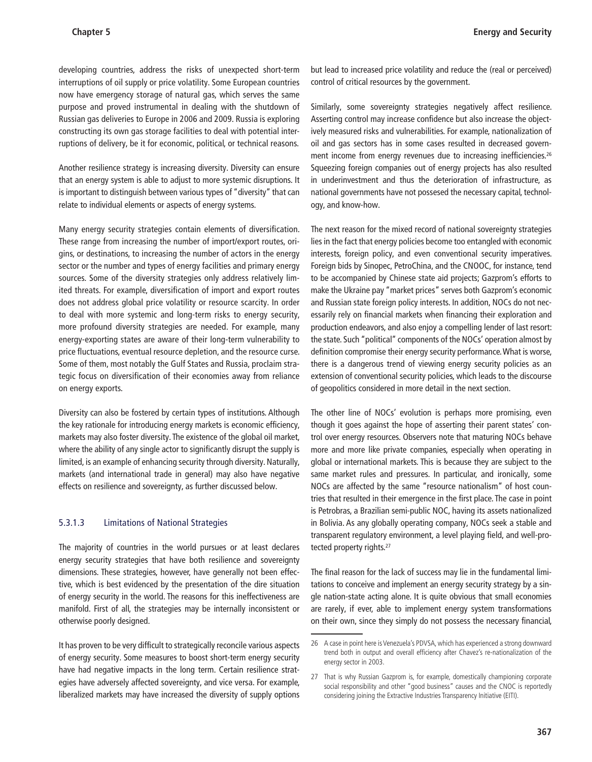developing countries, address the risks of unexpected short-term interruptions of oil supply or price volatility. Some European countries now have emergency storage of natural gas, which serves the same purpose and proved instrumental in dealing with the shutdown of Russian gas deliveries to Europe in 2006 and 2009. Russia is exploring constructing its own gas storage facilities to deal with potential interruptions of delivery, be it for economic, political, or technical reasons.

Another resilience strategy is increasing diversity. Diversity can ensure that an energy system is able to adjust to more systemic disruptions. It is important to distinguish between various types of "diversity" that can relate to individual elements or aspects of energy systems.

Many energy security strategies contain elements of diversification. These range from increasing the number of import/export routes, origins, or destinations, to increasing the number of actors in the energy sector or the number and types of energy facilities and primary energy sources. Some of the diversity strategies only address relatively limited threats. For example, diversification of import and export routes does not address global price volatility or resource scarcity. In order to deal with more systemic and long-term risks to energy security, more profound diversity strategies are needed. For example, many energy-exporting states are aware of their long-term vulnerability to price fluctuations, eventual resource depletion, and the resource curse. Some of them, most notably the Gulf States and Russia, proclaim strategic focus on diversification of their economies away from reliance on energy exports.

Diversity can also be fostered by certain types of institutions. Although the key rationale for introducing energy markets is economic efficiency, markets may also foster diversity. The existence of the global oil market, where the ability of any single actor to significantly disrupt the supply is limited, is an example of enhancing security through diversity. Naturally, markets (and international trade in general) may also have negative effects on resilience and sovereignty, as further discussed below.

#### 5.3.1.3 Limitations of National Strategies

The majority of countries in the world pursues or at least declares energy security strategies that have both resilience and sovereignty dimensions. These strategies, however, have generally not been effective, which is best evidenced by the presentation of the dire situation of energy security in the world. The reasons for this ineffectiveness are manifold. First of all, the strategies may be internally inconsistent or otherwise poorly designed.

It has proven to be very difficult to strategically reconcile various aspects of energy security. Some measures to boost short-term energy security have had negative impacts in the long term. Certain resilience strategies have adversely affected sovereignty, and vice versa. For example, liberalized markets may have increased the diversity of supply options but lead to increased price volatility and reduce the (real or perceived) control of critical resources by the government.

Similarly, some sovereignty strategies negatively affect resilience. Asserting control may increase confidence but also increase the objectively measured risks and vulnerabilities. For example, nationalization of oil and gas sectors has in some cases resulted in decreased government income from energy revenues due to increasing inefficiencies.[26] Squeezing foreign companies out of energy projects has also resulted in underinvestment and thus the deterioration of infrastructure, as national governments have not possesed the necessary capital, technology, and know-how.

The next reason for the mixed record of national sovereignty strategies lies in the fact that energy policies become too entangled with economic interests, foreign policy, and even conventional security imperatives. Foreign bids by Sinopec, PetroChina, and the CNOOC, for instance, tend to be accompanied by Chinese state aid projects; Gazprom's efforts to make the Ukraine pay "market prices" serves both Gazprom's economic and Russian state foreign policy interests. In addition, NOCs do not necessarily rely on financial markets when financing their exploration and production endeavors, and also enjoy a compelling lender of last resort: the state. Such "political" components of the NOCs' operation almost by definition compromise their energy security performance. What is worse, there is a dangerous trend of viewing energy security policies as an extension of conventional security policies, which leads to the discourse of geopolitics considered in more detail in the next section.

The other line of NOCs' evolution is perhaps more promising, even though it goes against the hope of asserting their parent states' control over energy resources. Observers note that maturing NOCs behave more and more like private companies, especially when operating in global or international markets. This is because they are subject to the same market rules and pressures. In particular, and ironically, some NOCs are affected by the same "resource nationalism" of host countries that resulted in their emergence in the first place. The case in point is Petrobras, a Brazilian semi-public NOC, having its assets nationalized in Bolivia. As any globally operating company, NOCs seek a stable and transparent regulatory environment, a level playing field, and well-protected property rights.[27]

The final reason for the lack of success may lie in the fundamental limitations to conceive and implement an energy security strategy by a single nation-state acting alone. It is quite obvious that small economies are rarely, if ever, able to implement energy system transformations on their own, since they simply do not possess the necessary financial,

---

26 A case in point here is Venezuela's PDVSA, which has experienced a strong downward trend both in output and overall efficiency after Chavez's re-nationalization of the energy sector in 2003.

27 That is why Russian Gazprom is, for example, domestically championing corporate social responsibility and other "good business" causes and the CNOC is reportedly considering joining the Extractive Industries Transparency Initiative (EITI).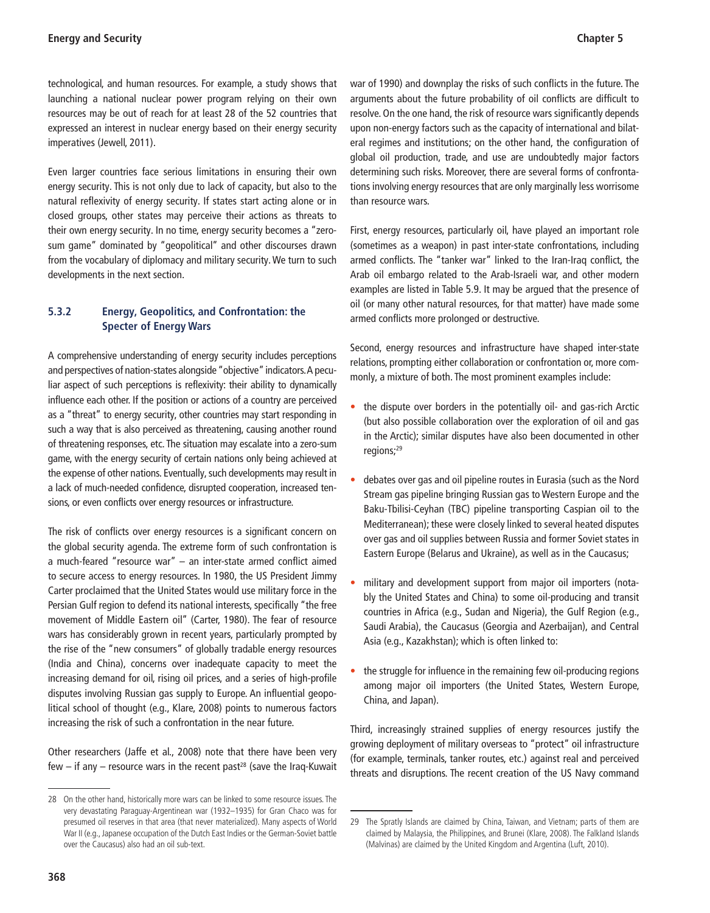technological, and human resources. For example, a study shows that launching a national nuclear power program relying on their own resources may be out of reach for at least 28 of the 52 countries that expressed an interest in nuclear energy based on their energy security imperatives (Jewell, 2011).

Even larger countries face serious limitations in ensuring their own energy security. This is not only due to lack of capacity, but also to the natural reflexivity of energy security. If states start acting alone or in closed groups, other states may perceive their actions as threats to their own energy security. In no time, energy security becomes a "zero-sum game" dominated by "geopolitical" and other discourses drawn from the vocabulary of diplomacy and military security. We turn to such developments in the next section.

### 5.3.2 Energy, Geopolitics, and Confrontation: the Specter of Energy Wars

A comprehensive understanding of energy security includes perceptions and perspectives of nation-states alongside "objective" indicators. A peculiar aspect of such perceptions is reflexivity: their ability to dynamically influence each other. If the position or actions of a country are perceived as a "threat" to energy security, other countries may start responding in such a way that is also perceived as threatening, causing another round of threatening responses, etc. The situation may escalate into a zero-sum game, with the energy security of certain nations only being achieved at the expense of other nations. Eventually, such developments may result in a lack of much-needed confidence, disrupted cooperation, increased tensions, or even conflicts over energy resources or infrastructure.

The risk of conflicts over energy resources is a significant concern on the global security agenda. The extreme form of such confrontation is a much-feared "resource war" – an inter-state armed conflict aimed to secure access to energy resources. In 1980, the US President Jimmy Carter proclaimed that the United States would use military force in the Persian Gulf region to defend its national interests, specifically "the free movement of Middle Eastern oil" (Carter, 1980). The fear of resource wars has considerably grown in recent years, particularly prompted by the rise of the "new consumers" of globally tradable energy resources (India and China), concerns over inadequate capacity to meet the increasing demand for oil, rising oil prices, and a series of high-profile disputes involving Russian gas supply to Europe. An influential geopolitical school of thought (e.g., Klare, 2008) points to numerous factors increasing the risk of such a confrontation in the near future.

Other researchers (Jaffe et al., 2008) note that there have been very few – if any – resource wars in the recent past[28] (save the Iraq-Kuwait war of 1990) and downplay the risks of such conflicts in the future. The arguments about the future probability of oil conflicts are difficult to resolve. On the one hand, the risk of resource wars significantly depends upon non-energy factors such as the capacity of international and bilateral regimes and institutions; on the other hand, the configuration of global oil production, trade, and use are undoubtedly major factors determining such risks. Moreover, there are several forms of confrontations involving energy resources that are only marginally less worrisome than resource wars.

First, energy resources, particularly oil, have played an important role (sometimes as a weapon) in past inter-state confrontations, including armed conflicts. The "tanker war" linked to the Iran-Iraq conflict, the Arab oil embargo related to the Arab-Israeli war, and other modern examples are listed in Table 5.9. It may be argued that the presence of oil (or many other natural resources, for that matter) have made some armed conflicts more prolonged or destructive.

Second, energy resources and infrastructure have shaped inter-state relations, prompting either collaboration or confrontation or, more commonly, a mixture of both. The most prominent examples include:

- the dispute over borders in the potentially oil- and gas-rich Arctic (but also possible collaboration over the exploration of oil and gas in the Arctic); similar disputes have also been documented in other regions;[29]
- debates over gas and oil pipeline routes in Eurasia (such as the Nord Stream gas pipeline bringing Russian gas to Western Europe and the Baku-Tbilisi-Ceyhan (TBC) pipeline transporting Caspian oil to the Mediterranean); these were closely linked to several heated disputes over gas and oil supplies between Russia and former Soviet states in Eastern Europe (Belarus and Ukraine), as well as in the Caucasus;
- military and development support from major oil importers (notably the United States and China) to some oil-producing and transit countries in Africa (e.g., Sudan and Nigeria), the Gulf Region (e.g., Saudi Arabia), the Caucasus (Georgia and Azerbaijan), and Central Asia (e.g., Kazakhstan); which is often linked to:
- the struggle for influence in the remaining few oil-producing regions among major oil importers (the United States, Western Europe, China, and Japan).

Third, increasingly strained supplies of energy resources justify the growing deployment of military overseas to "protect" oil infrastructure (for example, terminals, tanker routes, etc.) against real and perceived threats and disruptions. The recent creation of the US Navy command

---

28 On the other hand, historically more wars can be linked to some resource issues. The very devastating Paraguay-Argentinean war (1932–1935) for Gran Chaco was for presumed oil reserves in that area (that never materialized). Many aspects of World War II (e.g., Japanese occupation of the Dutch East Indies or the German-Soviet battle over the Caucasus) also had an oil sub-text.

29 The Spratly Islands are claimed by China, Taiwan, and Vietnam; parts of them are claimed by Malaysia, the Philippines, and Brunei (Klare, 2008). The Falkland Islands (Malvinas) are claimed by the United Kingdom and Argentina (Luft, 2010).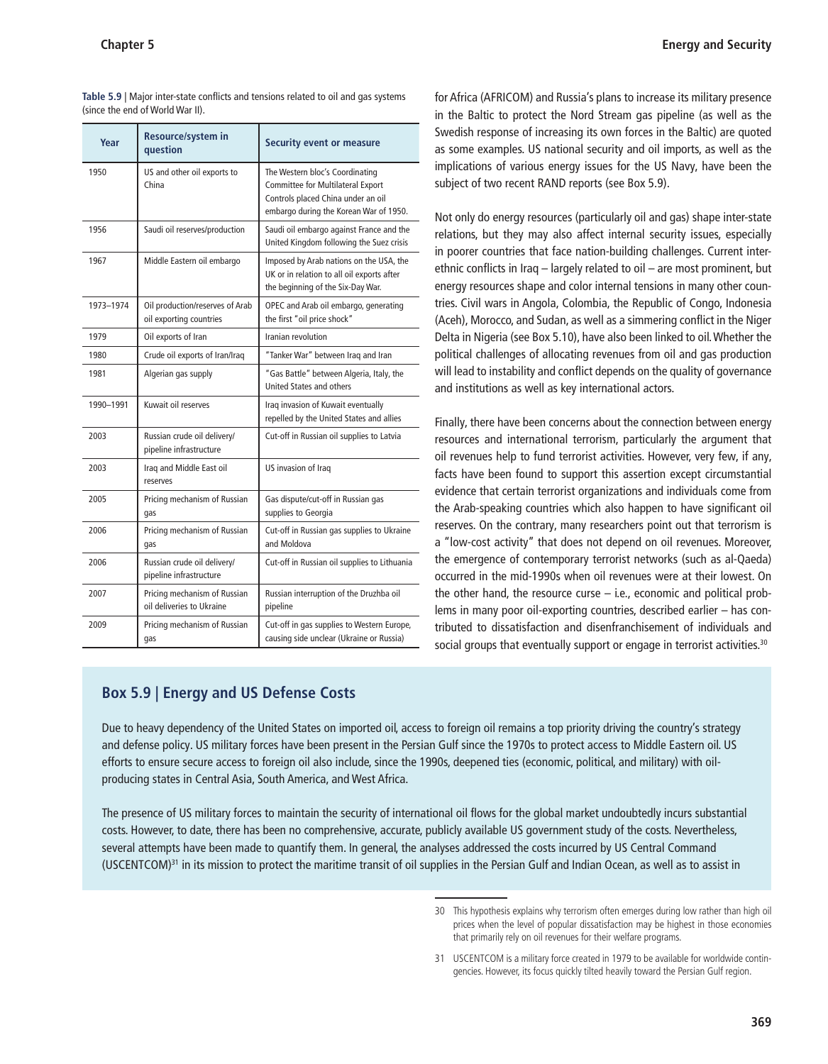**Table 5.9** | Major inter-state conflicts and tensions related to oil and gas systems (since the end of World War II).

| Year | Resource/system in question | Security event or measure |
|---|---|---|
| 1950 | US and other oil exports to China | The Western bloc's Coordinating Committee for Multilateral Export Controls placed China under an oil embargo during the Korean War of 1950. |
| 1956 | Saudi oil reserves/production | Saudi oil embargo against France and the United Kingdom following the Suez crisis |
| 1967 | Middle Eastern oil embargo | Imposed by Arab nations on the USA, the UK or in relation to all oil exports after the beginning of the Six-Day War. |
| 1973–1974 | Oil production/reserves of Arab oil exporting countries | OPEC and Arab oil embargo, generating the first "oil price shock" |
| 1979 | Oil exports of Iran | Iranian revolution |
| 1980 | Crude oil exports of Iran/Iraq | "Tanker War" between Iraq and Iran |
| 1981 | Algerian gas supply | "Gas Battle" between Algeria, Italy, the United States and others |
| 1990–1991 | Kuwait oil reserves | Iraq invasion of Kuwait eventually repelled by the United States and allies |
| 2003 | Russian crude oil delivery/ pipeline infrastructure | Cut-off in Russian oil supplies to Latvia |
| 2003 | Iraq and Middle East oil reserves | US invasion of Iraq |
| 2005 | Pricing mechanism of Russian gas | Gas dispute/cut-off in Russian gas supplies to Georgia |
| 2006 | Pricing mechanism of Russian gas | Cut-off in Russian gas supplies to Ukraine and Moldova |
| 2006 | Russian crude oil delivery/ pipeline infrastructure | Cut-off in Russian oil supplies to Lithuania |
| 2007 | Pricing mechanism of Russian oil deliveries to Ukraine | Russian interruption of the Druzhba oil pipeline |
| 2009 | Pricing mechanism of Russian gas | Cut-off in gas supplies to Western Europe, causing side unclear (Ukraine or Russia) |

for Africa (AFRICOM) and Russia's plans to increase its military presence in the Baltic to protect the Nord Stream gas pipeline (as well as the Swedish response of increasing its own forces in the Baltic) are quoted as some examples. US national security and oil imports, as well as the implications of various energy issues for the US Navy, have been the subject of two recent RAND reports (see Box 5.9).

Not only do energy resources (particularly oil and gas) shape inter-state relations, but they may also affect internal security issues, especially in poorer countries that face nation-building challenges. Current inter-ethnic conflicts in Iraq – largely related to oil – are most prominent, but energy resources shape and color internal tensions in many other countries. Civil wars in Angola, Colombia, the Republic of Congo, Indonesia (Aceh), Morocco, and Sudan, as well as a simmering conflict in the Niger Delta in Nigeria (see Box 5.10), have also been linked to oil. Whether the political challenges of allocating revenues from oil and gas production will lead to instability and conflict depends on the quality of governance and institutions as well as key international actors.

Finally, there have been concerns about the connection between energy resources and international terrorism, particularly the argument that oil revenues help to fund terrorist activities. However, very few, if any, facts have been found to support this assertion except circumstantial evidence that certain terrorist organizations and individuals come from the Arab-speaking countries which also happen to have significant oil reserves. On the contrary, many researchers point out that terrorism is a "low-cost activity" that does not depend on oil revenues. Moreover, the emergence of contemporary terrorist networks (such as al-Qaeda) occurred in the mid-1990s when oil revenues were at their lowest. On the other hand, the resource curse – i.e., economic and political problems in many poor oil-exporting countries, described earlier – has contributed to dissatisfaction and disenfranchisement of individuals and social groups that eventually support or engage in terrorist activities.[30]

## Box 5.9 | Energy and US Defense Costs

Due to heavy dependency of the United States on imported oil, access to foreign oil remains a top priority driving the country's strategy and defense policy. US military forces have been present in the Persian Gulf since the 1970s to protect access to Middle Eastern oil. US efforts to ensure secure access to foreign oil also include, since the 1990s, deepened ties (economic, political, and military) with oil-producing states in Central Asia, South America, and West Africa.

The presence of US military forces to maintain the security of international oil flows for the global market undoubtedly incurs substantial costs. However, to date, there has been no comprehensive, accurate, publicly available US government study of the costs. Nevertheless, several attempts have been made to quantify them. In general, the analyses addressed the costs incurred by US Central Command (USCENTCOM)[31] in its mission to protect the maritime transit of oil supplies in the Persian Gulf and Indian Ocean, as well as to assist in

30 This hypothesis explains why terrorism often emerges during low rather than high oil prices when the level of popular dissatisfaction may be highest in those economies that primarily rely on oil revenues for their welfare programs.

31 USCENTCOM is a military force created in 1979 to be available for worldwide contingencies. However, its focus quickly tilted heavily toward the Persian Gulf region.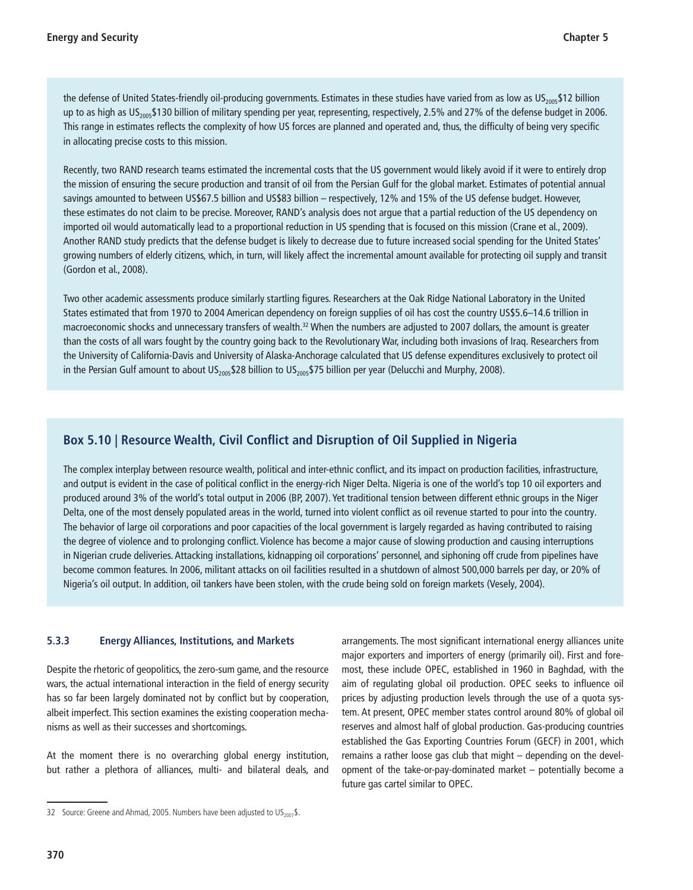the defense of United States-friendly oil-producing governments. Estimates in these studies have varied from as low as $US_{2005}$\$12 billion up to as high as $US_{2005}$\$130 billion of military spending per year, representing, respectively, 2.5% and 27% of the defense budget in 2006. This range in estimates reflects the complexity of how US forces are planned and operated and, thus, the difficulty of being very specific in allocating precise costs to this mission.

Recently, two RAND research teams estimated the incremental costs that the US government would likely avoid if it were to entirely drop the mission of ensuring the secure production and transit of oil from the Persian Gulf for the global market. Estimates of potential annual savings amounted to between US\$67.5 billion and US\$83 billion – respectively, 12% and 15% of the US defense budget. However, these estimates do not claim to be precise. Moreover, RAND's analysis does not argue that a partial reduction of the US dependency on imported oil would automatically lead to a proportional reduction in US spending that is focused on this mission (Crane et al., 2009). Another RAND study predicts that the defense budget is likely to decrease due to future increased social spending for the United States' growing numbers of elderly citizens, which, in turn, will likely affect the incremental amount available for protecting oil supply and transit (Gordon et al., 2008).

Two other academic assessments produce similarly startling figures. Researchers at the Oak Ridge National Laboratory in the United States estimated that from 1970 to 2004 American dependency on foreign supplies of oil has cost the country US\$5.6–14.6 trillion in macroeconomic shocks and unnecessary transfers of wealth.[32] When the numbers are adjusted to 2007 dollars, the amount is greater than the costs of all wars fought by the country going back to the Revolutionary War, including both invasions of Iraq. Researchers from the University of California-Davis and University of Alaska-Anchorage calculated that US defense expenditures exclusively to protect oil in the Persian Gulf amount to about $US_{2005}$\$28 billion to $US_{2005}$\$75 billion per year (Delucchi and Murphy, 2008).

### Box 5.10 | Resource Wealth, Civil Conflict and Disruption of Oil Supplied in Nigeria

The complex interplay between resource wealth, political and inter-ethnic conflict, and its impact on production facilities, infrastructure, and output is evident in the case of political conflict in the energy-rich Niger Delta. Nigeria is one of the world's top 10 oil exporters and produced around 3% of the world's total output in 2006 (BP, 2007). Yet traditional tension between different ethnic groups in the Niger Delta, one of the most densely populated areas in the world, turned into violent conflict as oil revenue started to pour into the country. The behavior of large oil corporations and poor capacities of the local government is largely regarded as having contributed to raising the degree of violence and to prolonging conflict. Violence has become a major cause of slowing production and causing interruptions in Nigerian crude deliveries. Attacking installations, kidnapping oil corporations' personnel, and siphoning off crude from pipelines have become common features. In 2006, militant attacks on oil facilities resulted in a shutdown of almost 500,000 barrels per day, or 20% of Nigeria's oil output. In addition, oil tankers have been stolen, with the crude being sold on foreign markets (Vesely, 2004).

### 5.3.3 Energy Alliances, Institutions, and Markets

Despite the rhetoric of geopolitics, the zero-sum game, and the resource wars, the actual international interaction in the field of energy security has so far been largely dominated not by conflict but by cooperation, albeit imperfect. This section examines the existing cooperation mechanisms as well as their successes and shortcomings.

At the moment there is no overarching global energy institution, but rather a plethora of alliances, multi- and bilateral deals, and arrangements. The most significant international energy alliances unite major exporters and importers of energy (primarily oil). First and foremost, these include OPEC, established in 1960 in Baghdad, with the aim of regulating global oil production. OPEC seeks to influence oil prices by adjusting production levels through the use of a quota system. At present, OPEC member states control around 80% of global oil reserves and almost half of global production. Gas-producing countries established the Gas Exporting Countries Forum (GECF) in 2001, which remains a rather loose gas club that might – depending on the development of the take-or-pay-dominated market – potentially become a future gas cartel similar to OPEC.

32 Source: Greene and Ahmad, 2005. Numbers have been adjusted to $US_{2007}$\$.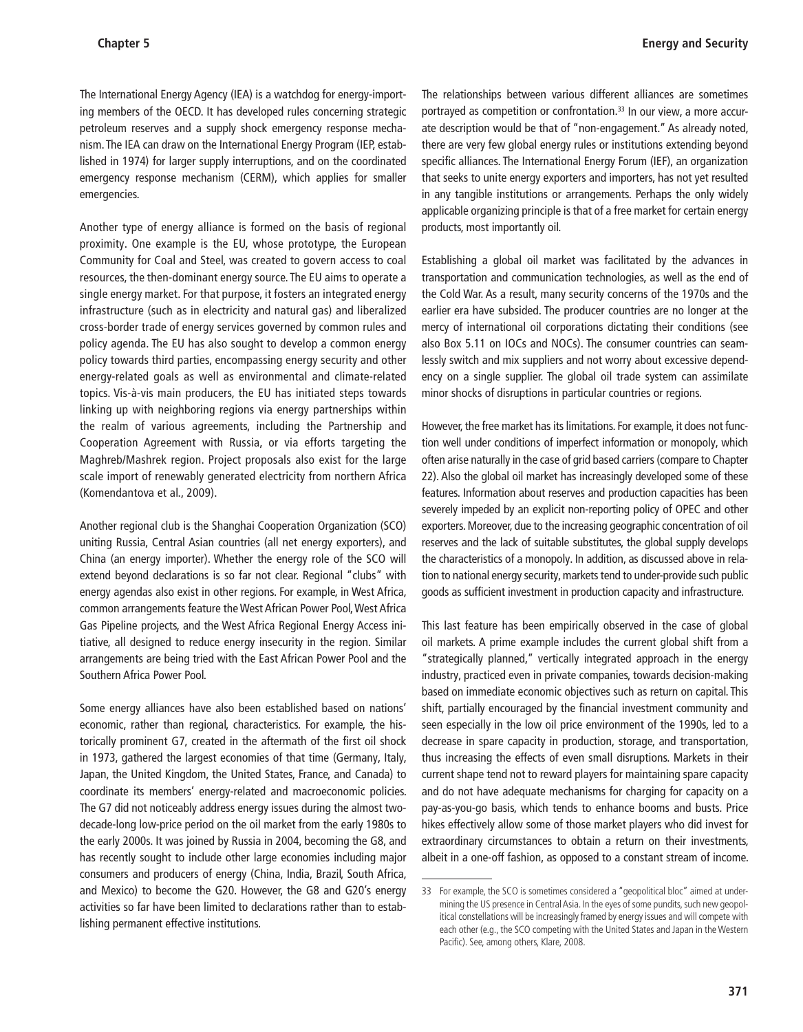The International Energy Agency (IEA) is a watchdog for energy-importing members of the OECD. It has developed rules concerning strategic petroleum reserves and a supply shock emergency response mechanism. The IEA can draw on the International Energy Program (IEP, established in 1974) for larger supply interruptions, and on the coordinated emergency response mechanism (CERM), which applies for smaller emergencies.

Another type of energy alliance is formed on the basis of regional proximity. One example is the EU, whose prototype, the European Community for Coal and Steel, was created to govern access to coal resources, the then-dominant energy source. The EU aims to operate a single energy market. For that purpose, it fosters an integrated energy infrastructure (such as in electricity and natural gas) and liberalized cross-border trade of energy services governed by common rules and policy agenda. The EU has also sought to develop a common energy policy towards third parties, encompassing energy security and other energy-related goals as well as environmental and climate-related topics. Vis-à-vis main producers, the EU has initiated steps towards linking up with neighboring regions via energy partnerships within the realm of various agreements, including the Partnership and Cooperation Agreement with Russia, or via efforts targeting the Maghreb/Mashrek region. Project proposals also exist for the large scale import of renewably generated electricity from northern Africa (Komendantova et al., 2009).

Another regional club is the Shanghai Cooperation Organization (SCO) uniting Russia, Central Asian countries (all net energy exporters), and China (an energy importer). Whether the energy role of the SCO will extend beyond declarations is so far not clear. Regional "clubs" with energy agendas also exist in other regions. For example, in West Africa, common arrangements feature the West African Power Pool, West Africa Gas Pipeline projects, and the West Africa Regional Energy Access initiative, all designed to reduce energy insecurity in the region. Similar arrangements are being tried with the East African Power Pool and the Southern Africa Power Pool.

Some energy alliances have also been established based on nations' economic, rather than regional, characteristics. For example, the historically prominent G7, created in the aftermath of the first oil shock in 1973, gathered the largest economies of that time (Germany, Italy, Japan, the United Kingdom, the United States, France, and Canada) to coordinate its members' energy-related and macroeconomic policies. The G7 did not noticeably address energy issues during the almost two-decade-long low-price period on the oil market from the early 1980s to the early 2000s. It was joined by Russia in 2004, becoming the G8, and has recently sought to include other large economies including major consumers and producers of energy (China, India, Brazil, South Africa, and Mexico) to become the G20. However, the G8 and G20's energy activities so far have been limited to declarations rather than to establishing permanent effective institutions.

The relationships between various different alliances are sometimes portrayed as competition or confrontation.[33] In our view, a more accurate description would be that of "non-engagement." As already noted, there are very few global energy rules or institutions extending beyond specific alliances. The International Energy Forum (IEF), an organization that seeks to unite energy exporters and importers, has not yet resulted in any tangible institutions or arrangements. Perhaps the only widely applicable organizing principle is that of a free market for certain energy products, most importantly oil.

Establishing a global oil market was facilitated by the advances in transportation and communication technologies, as well as the end of the Cold War. As a result, many security concerns of the 1970s and the earlier era have subsided. The producer countries are no longer at the mercy of international oil corporations dictating their conditions (see also Box 5.11 on IOCs and NOCs). The consumer countries can seamlessly switch and mix suppliers and not worry about excessive dependency on a single supplier. The global oil trade system can assimilate minor shocks of disruptions in particular countries or regions.

However, the free market has its limitations. For example, it does not function well under conditions of imperfect information or monopoly, which often arise naturally in the case of grid based carriers (compare to Chapter 22). Also the global oil market has increasingly developed some of these features. Information about reserves and production capacities has been severely impeded by an explicit non-reporting policy of OPEC and other exporters. Moreover, due to the increasing geographic concentration of oil reserves and the lack of suitable substitutes, the global supply develops the characteristics of a monopoly. In addition, as discussed above in relation to national energy security, markets tend to under-provide such public goods as sufficient investment in production capacity and infrastructure.

This last feature has been empirically observed in the case of global oil markets. A prime example includes the current global shift from a "strategically planned," vertically integrated approach in the energy industry, practiced even in private companies, towards decision-making based on immediate economic objectives such as return on capital. This shift, partially encouraged by the financial investment community and seen especially in the low oil price environment of the 1990s, led to a decrease in spare capacity in production, storage, and transportation, thus increasing the effects of even small disruptions. Markets in their current shape tend not to reward players for maintaining spare capacity and do not have adequate mechanisms for charging for capacity on a pay-as-you-go basis, which tends to enhance booms and busts. Price hikes effectively allow some of those market players who did invest for extraordinary circumstances to obtain a return on their investments, albeit in a one-off fashion, as opposed to a constant stream of income.

---

33 For example, the SCO is sometimes considered a "geopolitical bloc" aimed at undermining the US presence in Central Asia. In the eyes of some pundits, such new geopolitical constellations will be increasingly framed by energy issues and will compete with each other (e.g., the SCO competing with the United States and Japan in the Western Pacific). See, among others, Klare, 2008.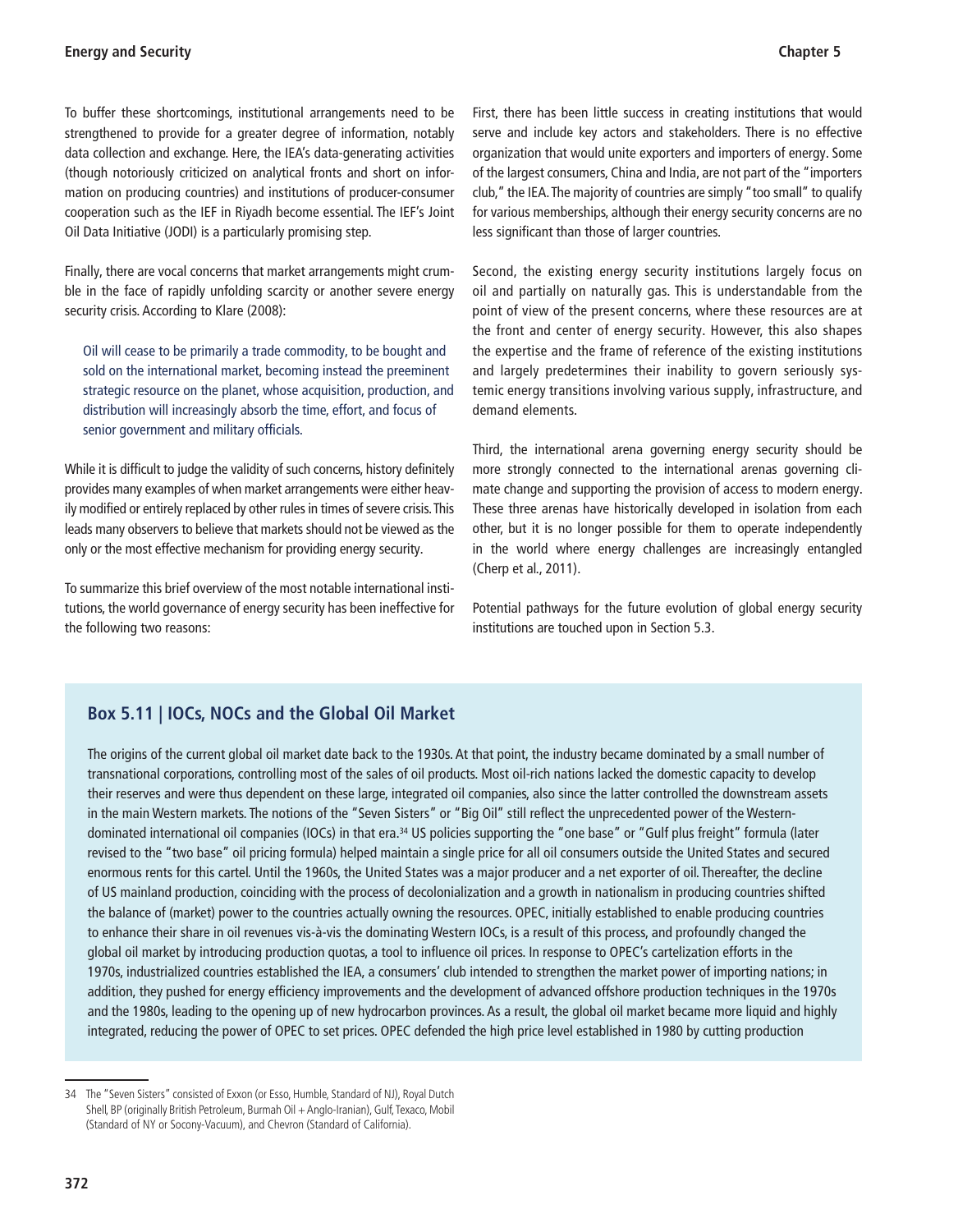To buffer these shortcomings, institutional arrangements need to be strengthened to provide for a greater degree of information, notably data collection and exchange. Here, the IEA's data-generating activities (though notoriously criticized on analytical fronts and short on information on producing countries) and institutions of producer-consumer cooperation such as the IEF in Riyadh become essential. The IEF's Joint Oil Data Initiative (JODI) is a particularly promising step.

Finally, there are vocal concerns that market arrangements might crumble in the face of rapidly unfolding scarcity or another severe energy security crisis. According to Klare (2008):

> Oil will cease to be primarily a trade commodity, to be bought and sold on the international market, becoming instead the preeminent strategic resource on the planet, whose acquisition, production, and distribution will increasingly absorb the time, effort, and focus of senior government and military officials.

While it is difficult to judge the validity of such concerns, history definitely provides many examples of when market arrangements were either heavily modified or entirely replaced by other rules in times of severe crisis. This leads many observers to believe that markets should not be viewed as the only or the most effective mechanism for providing energy security.

To summarize this brief overview of the most notable international institutions, the world governance of energy security has been ineffective for the following two reasons:

First, there has been little success in creating institutions that would serve and include key actors and stakeholders. There is no effective organization that would unite exporters and importers of energy. Some of the largest consumers, China and India, are not part of the "importers club," the IEA. The majority of countries are simply "too small" to qualify for various memberships, although their energy security concerns are no less significant than those of larger countries.

Second, the existing energy security institutions largely focus on oil and partially on naturally gas. This is understandable from the point of view of the present concerns, where these resources are at the front and center of energy security. However, this also shapes the expertise and the frame of reference of the existing institutions and largely predetermines their inability to govern seriously systemic energy transitions involving various supply, infrastructure, and demand elements.

Third, the international arena governing energy security should be more strongly connected to the international arenas governing climate change and supporting the provision of access to modern energy. These three arenas have historically developed in isolation from each other, but it is no longer possible for them to operate independently in the world where energy challenges are increasingly entangled (Cherp et al., 2011).

Potential pathways for the future evolution of global energy security institutions are touched upon in Section 5.3.

## Box 5.11 | IOCs, NOCs and the Global Oil Market

The origins of the current global oil market date back to the 1930s. At that point, the industry became dominated by a small number of transnational corporations, controlling most of the sales of oil products. Most oil-rich nations lacked the domestic capacity to develop their reserves and were thus dependent on these large, integrated oil companies, also since the latter controlled the downstream assets in the main Western markets. The notions of the "Seven Sisters" or "Big Oil" still reflect the unprecedented power of the Western-dominated international oil companies (IOCs) in that era.[34] US policies supporting the "one base" or "Gulf plus freight" formula (later revised to the "two base" oil pricing formula) helped maintain a single price for all oil consumers outside the United States and secured enormous rents for this cartel. Until the 1960s, the United States was a major producer and a net exporter of oil. Thereafter, the decline of US mainland production, coinciding with the process of decolonialization and a growth in nationalism in producing countries shifted the balance of (market) power to the countries actually owning the resources. OPEC, initially established to enable producing countries to enhance their share in oil revenues vis-à-vis the dominating Western IOCs, is a result of this process, and profoundly changed the global oil market by introducing production quotas, a tool to influence oil prices. In response to OPEC's cartelization efforts in the 1970s, industrialized countries established the IEA, a consumers' club intended to strengthen the market power of importing nations; in addition, they pushed for energy efficiency improvements and the development of advanced offshore production techniques in the 1970s and the 1980s, leading to the opening up of new hydrocarbon provinces. As a result, the global oil market became more liquid and highly integrated, reducing the power of OPEC to set prices. OPEC defended the high price level established in 1980 by cutting production

34 The "Seven Sisters" consisted of Exxon (or Esso, Humble, Standard of NJ), Royal Dutch Shell, BP (originally British Petroleum, Burmah Oil + Anglo-Iranian), Gulf, Texaco, Mobil (Standard of NY or Socony-Vacuum), and Chevron (Standard of California).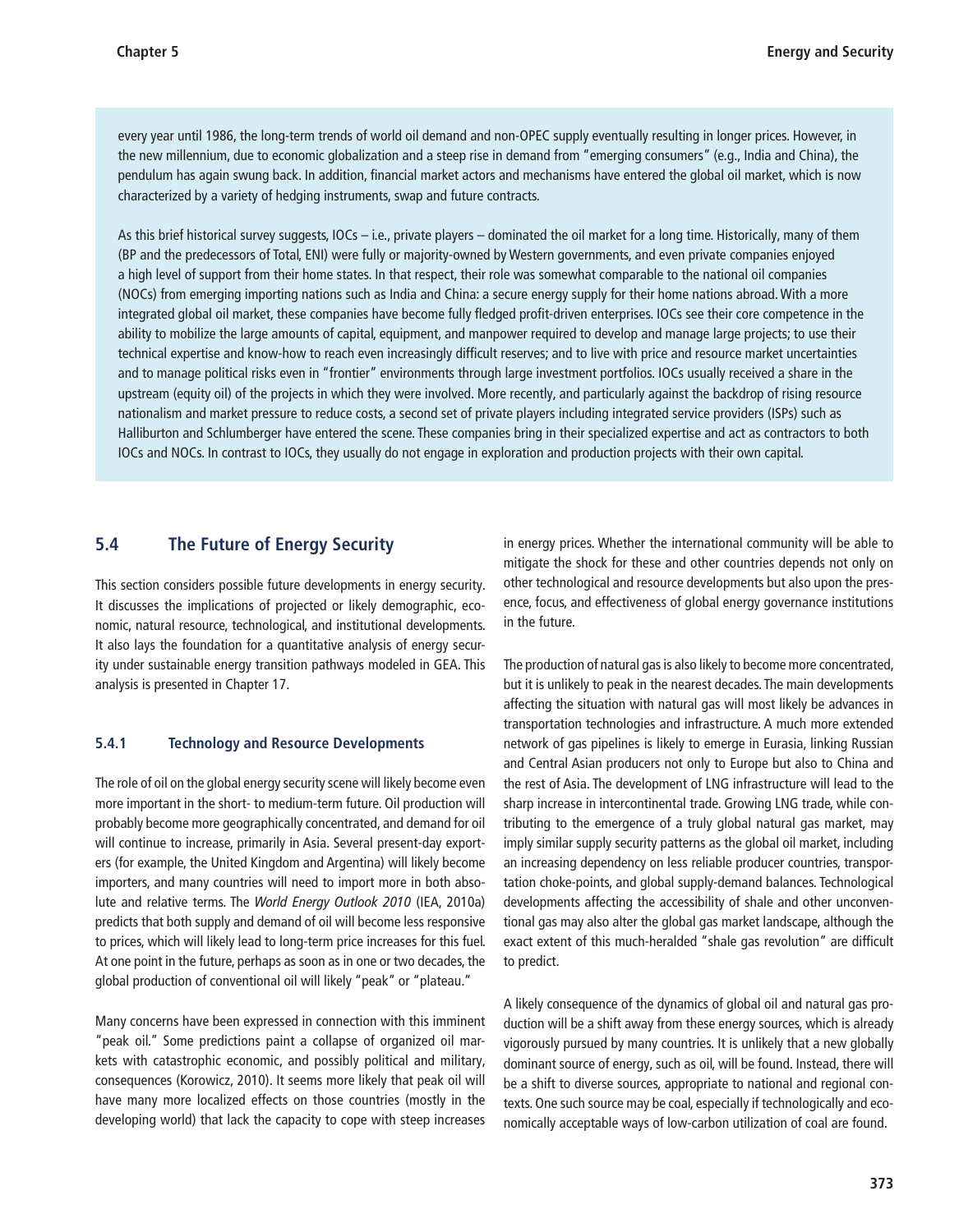every year until 1986, the long-term trends of world oil demand and non-OPEC supply eventually resulting in longer prices. However, in the new millennium, due to economic globalization and a steep rise in demand from "emerging consumers" (e.g., India and China), the pendulum has again swung back. In addition, financial market actors and mechanisms have entered the global oil market, which is now characterized by a variety of hedging instruments, swap and future contracts.

As this brief historical survey suggests, IOCs – i.e., private players – dominated the oil market for a long time. Historically, many of them (BP and the predecessors of Total, ENI) were fully or majority-owned by Western governments, and even private companies enjoyed a high level of support from their home states. In that respect, their role was somewhat comparable to the national oil companies (NOCs) from emerging importing nations such as India and China: a secure energy supply for their home nations abroad. With a more integrated global oil market, these companies have become fully fledged profit-driven enterprises. IOCs see their core competence in the ability to mobilize the large amounts of capital, equipment, and manpower required to develop and manage large projects; to use their technical expertise and know-how to reach even increasingly difficult reserves; and to live with price and resource market uncertainties and to manage political risks even in "frontier" environments through large investment portfolios. IOCs usually received a share in the upstream (equity oil) of the projects in which they were involved. More recently, and particularly against the backdrop of rising resource nationalism and market pressure to reduce costs, a second set of private players including integrated service providers (ISPs) such as Halliburton and Schlumberger have entered the scene. These companies bring in their specialized expertise and act as contractors to both IOCs and NOCs. In contrast to IOCs, they usually do not engage in exploration and production projects with their own capital.

## 5.4 The Future of Energy Security

This section considers possible future developments in energy security. It discusses the implications of projected or likely demographic, economic, natural resource, technological, and institutional developments. It also lays the foundation for a quantitative analysis of energy security under sustainable energy transition pathways modeled in GEA. This analysis is presented in Chapter 17.

### 5.4.1 Technology and Resource Developments

The role of oil on the global energy security scene will likely become even more important in the short- to medium-term future. Oil production will probably become more geographically concentrated, and demand for oil will continue to increase, primarily in Asia. Several present-day exporters (for example, the United Kingdom and Argentina) will likely become importers, and many countries will need to import more in both absolute and relative terms. The *World Energy Outlook 2010* (IEA, 2010a) predicts that both supply and demand of oil will become less responsive to prices, which will likely lead to long-term price increases for this fuel. At one point in the future, perhaps as soon as in one or two decades, the global production of conventional oil will likely "peak" or "plateau."

Many concerns have been expressed in connection with this imminent "peak oil." Some predictions paint a collapse of organized oil markets with catastrophic economic, and possibly political and military, consequences (Korowicz, 2010). It seems more likely that peak oil will have many more localized effects on those countries (mostly in the developing world) that lack the capacity to cope with steep increases in energy prices. Whether the international community will be able to mitigate the shock for these and other countries depends not only on other technological and resource developments but also upon the presence, focus, and effectiveness of global energy governance institutions in the future.

The production of natural gas is also likely to become more concentrated, but it is unlikely to peak in the nearest decades. The main developments affecting the situation with natural gas will most likely be advances in transportation technologies and infrastructure. A much more extended network of gas pipelines is likely to emerge in Eurasia, linking Russian and Central Asian producers not only to Europe but also to China and the rest of Asia. The development of LNG infrastructure will lead to the sharp increase in intercontinental trade. Growing LNG trade, while contributing to the emergence of a truly global natural gas market, may imply similar supply security patterns as the global oil market, including an increasing dependency on less reliable producer countries, transportation choke-points, and global supply-demand balances. Technological developments affecting the accessibility of shale and other unconventional gas may also alter the global gas market landscape, although the exact extent of this much-heralded "shale gas revolution" are difficult to predict.

A likely consequence of the dynamics of global oil and natural gas production will be a shift away from these energy sources, which is already vigorously pursued by many countries. It is unlikely that a new globally dominant source of energy, such as oil, will be found. Instead, there will be a shift to diverse sources, appropriate to national and regional contexts. One such source may be coal, especially if technologically and economically acceptable ways of low-carbon utilization of coal are found.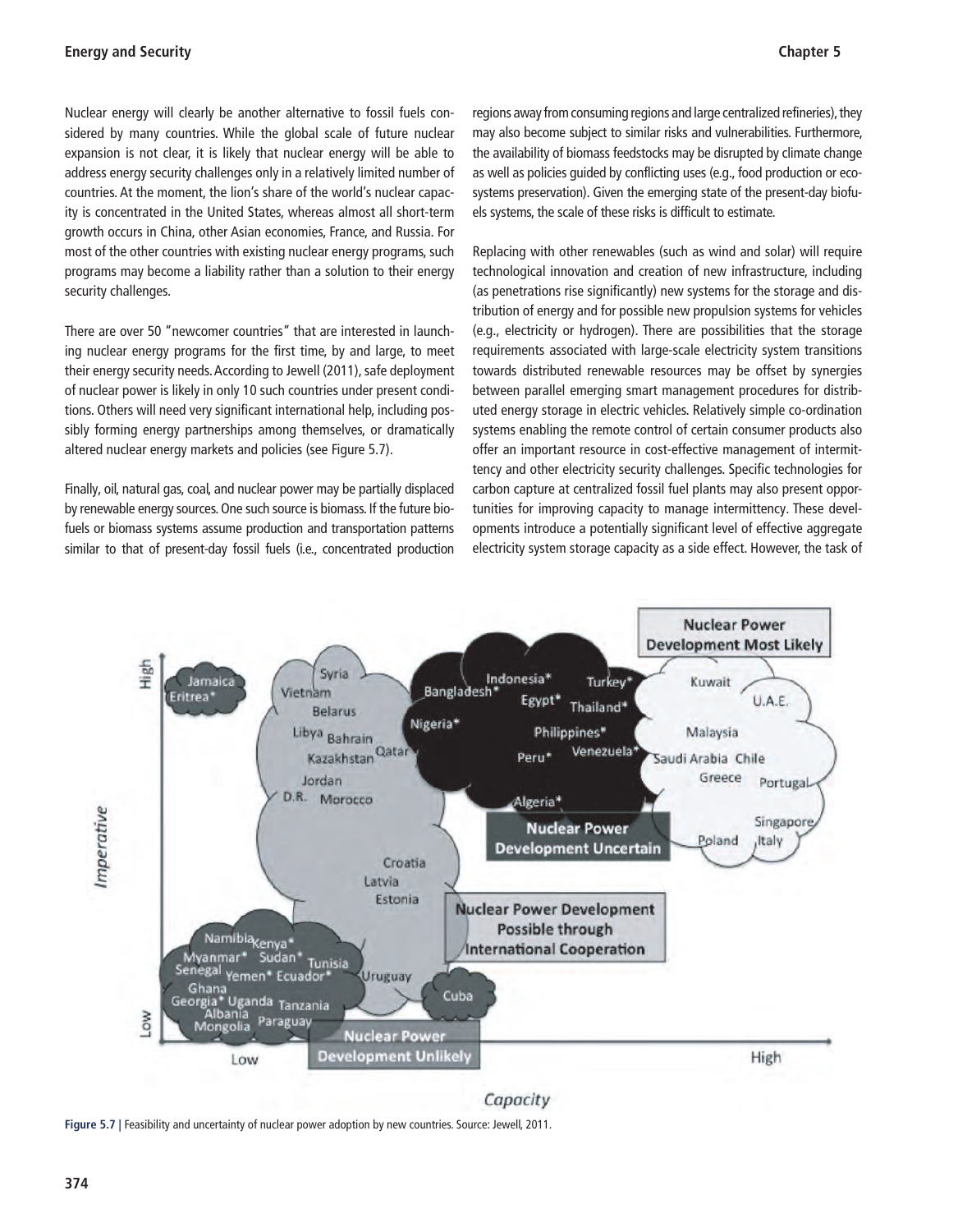Nuclear energy will clearly be another alternative to fossil fuels considered by many countries. While the global scale of future nuclear expansion is not clear, it is likely that nuclear energy will be able to address energy security challenges only in a relatively limited number of countries. At the moment, the lion's share of the world's nuclear capacity is concentrated in the United States, whereas almost all short-term growth occurs in China, other Asian economies, France, and Russia. For most of the other countries with existing nuclear energy programs, such programs may become a liability rather than a solution to their energy security challenges.

There are over 50 "newcomer countries" that are interested in launching nuclear energy programs for the first time, by and large, to meet their energy security needs. According to Jewell (2011), safe deployment of nuclear power is likely in only 10 such countries under present conditions. Others will need very significant international help, including possibly forming energy partnerships among themselves, or dramatically altered nuclear energy markets and policies (see Figure 5.7).

Finally, oil, natural gas, coal, and nuclear power may be partially displaced by renewable energy sources. One such source is biomass. If the future biofuels or biomass systems assume production and transportation patterns similar to that of present-day fossil fuels (i.e., concentrated production regions away from consuming regions and large centralized refineries), they may also become subject to similar risks and vulnerabilities. Furthermore, the availability of biomass feedstocks may be disrupted by climate change as well as policies guided by conflicting uses (e.g., food production or ecosystems preservation). Given the emerging state of the present-day biofuels systems, the scale of these risks is difficult to estimate.

Replacing with other renewables (such as wind and solar) will require technological innovation and creation of new infrastructure, including (as penetrations rise significantly) new systems for the storage and distribution of energy and for possible new propulsion systems for vehicles (e.g., electricity or hydrogen). There are possibilities that the storage requirements associated with large-scale electricity system transitions towards distributed renewable resources may be offset by synergies between parallel emerging smart management procedures for distributed energy storage in electric vehicles. Relatively simple co-ordination systems enabling the remote control of certain consumer products also offer an important resource in cost-effective management of intermittency and other electricity security challenges. Specific technologies for carbon capture at centralized fossil fuel plants may also present opportunities for improving capacity to manage intermittency. These developments introduce a potentially significant level of effective aggregate electricity system storage capacity as a side effect. However, the task of

**Figure 5.7** | Feasibility and uncertainty of nuclear power adoption by new countries. Source: Jewell, 2011.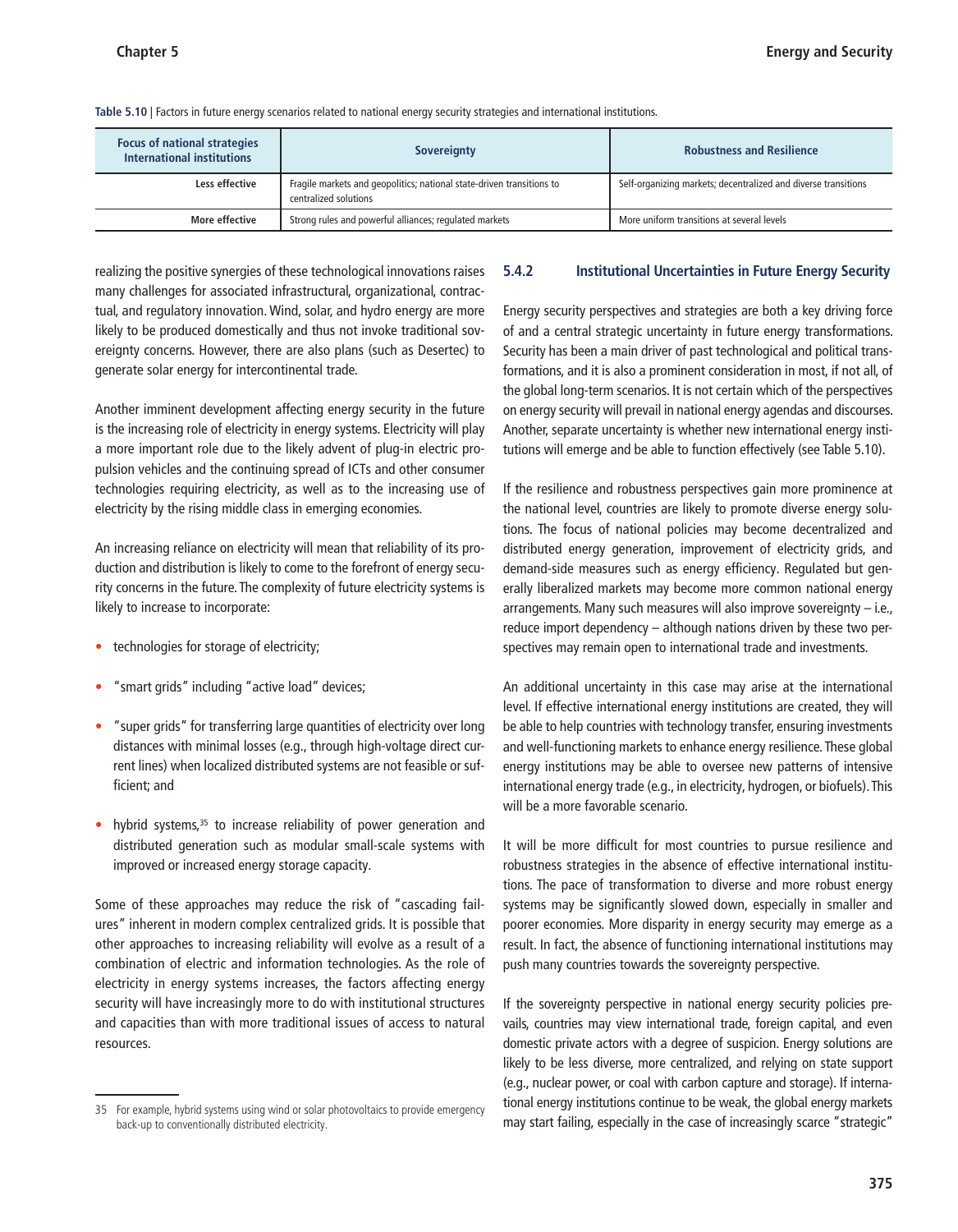Table 5.10 | Factors in future energy scenarios related to national energy security strategies and international institutions.

| Focus of national strategies / International institutions | Sovereignty | Robustness and Resilience |
|---|---|---|
| Less effective | Fragile markets and geopolitics; national state-driven transitions to centralized solutions | Self-organizing markets; decentralized and diverse transitions |
| More effective | Strong rules and powerful alliances; regulated markets | More uniform transitions at several levels |

realizing the positive synergies of these technological innovations raises many challenges for associated infrastructural, organizational, contractual, and regulatory innovation. Wind, solar, and hydro energy are more likely to be produced domestically and thus not invoke traditional sovereignty concerns. However, there are also plans (such as Desertec) to generate solar energy for intercontinental trade.

Another imminent development affecting energy security in the future is the increasing role of electricity in energy systems. Electricity will play a more important role due to the likely advent of plug-in electric propulsion vehicles and the continuing spread of ICTs and other consumer technologies requiring electricity, as well as to the increasing use of electricity by the rising middle class in emerging economies.

An increasing reliance on electricity will mean that reliability of its production and distribution is likely to come to the forefront of energy security concerns in the future. The complexity of future electricity systems is likely to increase to incorporate:

- technologies for storage of electricity;
- "smart grids" including "active load" devices;
- "super grids" for transferring large quantities of electricity over long distances with minimal losses (e.g., through high-voltage direct current lines) when localized distributed systems are not feasible or sufficient; and
- hybrid systems,[35] to increase reliability of power generation and distributed generation such as modular small-scale systems with improved or increased energy storage capacity.

Some of these approaches may reduce the risk of "cascading failures" inherent in modern complex centralized grids. It is possible that other approaches to increasing reliability will evolve as a result of a combination of electric and information technologies. As the role of electricity in energy systems increases, the factors affecting energy security will have increasingly more to do with institutional structures and capacities than with more traditional issues of access to natural resources.

[35] For example, hybrid systems using wind or solar photovoltaics to provide emergency back-up to conventionally distributed electricity.

### 5.4.2 Institutional Uncertainties in Future Energy Security

Energy security perspectives and strategies are both a key driving force of and a central strategic uncertainty in future energy transformations. Security has been a main driver of past technological and political transformations, and it is also a prominent consideration in most, if not all, of the global long-term scenarios. It is not certain which of the perspectives on energy security will prevail in national energy agendas and discourses. Another, separate uncertainty is whether new international energy institutions will emerge and be able to function effectively (see Table 5.10).

If the resilience and robustness perspectives gain more prominence at the national level, countries are likely to promote diverse energy solutions. The focus of national policies may become decentralized and distributed energy generation, improvement of electricity grids, and demand-side measures such as energy efficiency. Regulated but generally liberalized markets may become more common national energy arrangements. Many such measures will also improve sovereignty – i.e., reduce import dependency – although nations driven by these two perspectives may remain open to international trade and investments.

An additional uncertainty in this case may arise at the international level. If effective international energy institutions are created, they will be able to help countries with technology transfer, ensuring investments and well-functioning markets to enhance energy resilience. These global energy institutions may be able to oversee new patterns of intensive international energy trade (e.g., in electricity, hydrogen, or biofuels). This will be a more favorable scenario.

It will be more difficult for most countries to pursue resilience and robustness strategies in the absence of effective international institutions. The pace of transformation to diverse and more robust energy systems may be significantly slowed down, especially in smaller and poorer economies. More disparity in energy security may emerge as a result. In fact, the absence of functioning international institutions may push many countries towards the sovereignty perspective.

If the sovereignty perspective in national energy security policies prevails, countries may view international trade, foreign capital, and even domestic private actors with a degree of suspicion. Energy solutions are likely to be less diverse, more centralized, and relying on state support (e.g., nuclear power, or coal with carbon capture and storage). If international energy institutions continue to be weak, the global energy markets may start failing, especially in the case of increasingly scarce "strategic"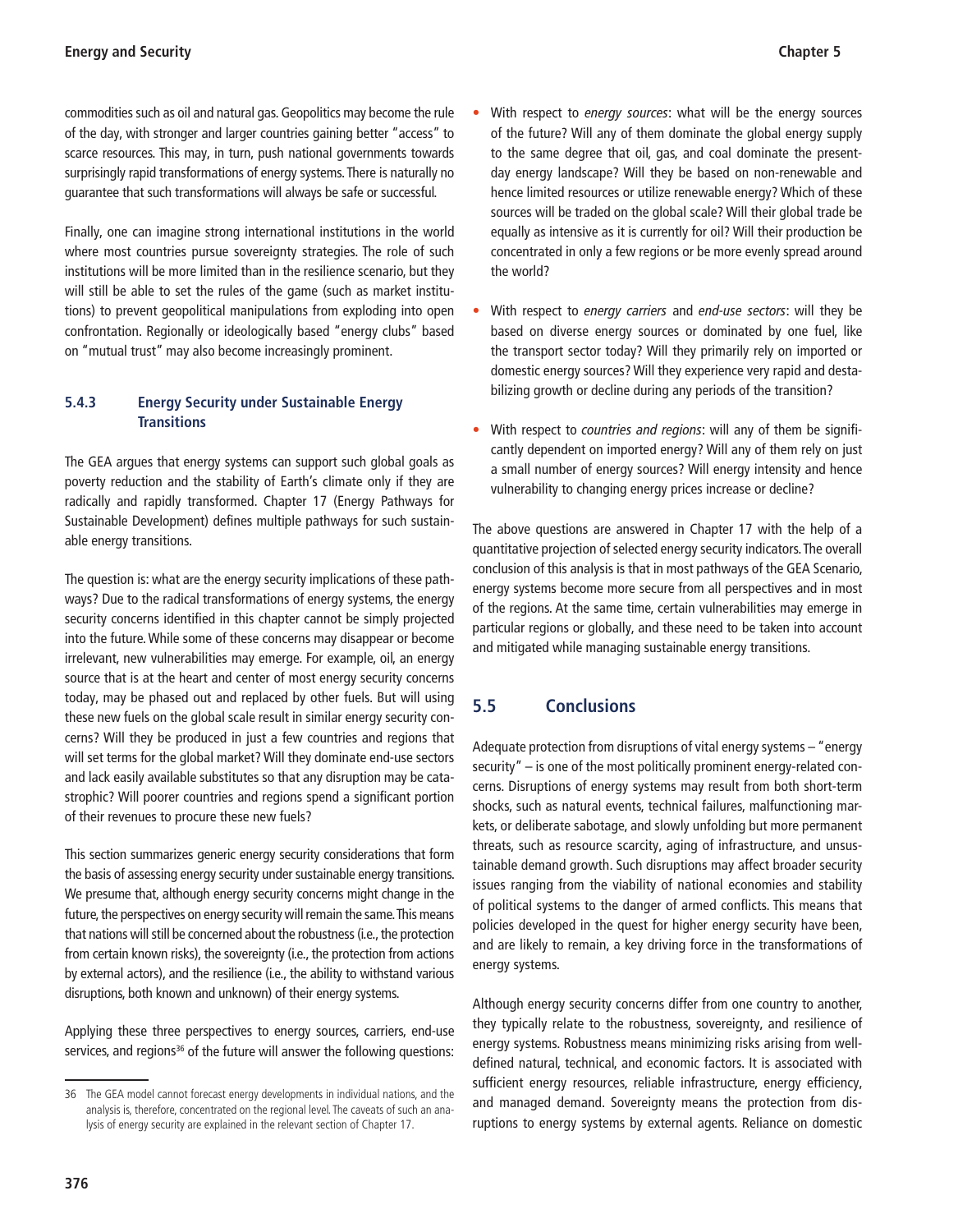commodities such as oil and natural gas. Geopolitics may become the rule of the day, with stronger and larger countries gaining better "access" to scarce resources. This may, in turn, push national governments towards surprisingly rapid transformations of energy systems. There is naturally no guarantee that such transformations will always be safe or successful.

Finally, one can imagine strong international institutions in the world where most countries pursue sovereignty strategies. The role of such institutions will be more limited than in the resilience scenario, but they will still be able to set the rules of the game (such as market institutions) to prevent geopolitical manipulations from exploding into open confrontation. Regionally or ideologically based "energy clubs" based on "mutual trust" may also become increasingly prominent.

### 5.4.3 Energy Security under Sustainable Energy Transitions

The GEA argues that energy systems can support such global goals as poverty reduction and the stability of Earth's climate only if they are radically and rapidly transformed. Chapter 17 (Energy Pathways for Sustainable Development) defines multiple pathways for such sustainable energy transitions.

The question is: what are the energy security implications of these pathways? Due to the radical transformations of energy systems, the energy security concerns identified in this chapter cannot be simply projected into the future. While some of these concerns may disappear or become irrelevant, new vulnerabilities may emerge. For example, oil, an energy source that is at the heart and center of most energy security concerns today, may be phased out and replaced by other fuels. But will using these new fuels on the global scale result in similar energy security concerns? Will they be produced in just a few countries and regions that will set terms for the global market? Will they dominate end-use sectors and lack easily available substitutes so that any disruption may be catastrophic? Will poorer countries and regions spend a significant portion of their revenues to procure these new fuels?

This section summarizes generic energy security considerations that form the basis of assessing energy security under sustainable energy transitions. We presume that, although energy security concerns might change in the future, the perspectives on energy security will remain the same. This means that nations will still be concerned about the robustness (i.e., the protection from certain known risks), the sovereignty (i.e., the protection from actions by external actors), and the resilience (i.e., the ability to withstand various disruptions, both known and unknown) of their energy systems.

Applying these three perspectives to energy sources, carriers, end-use services, and regions[36] of the future will answer the following questions:

- With respect to *energy sources*: what will be the energy sources of the future? Will any of them dominate the global energy supply to the same degree that oil, gas, and coal dominate the present-day energy landscape? Will they be based on non-renewable and hence limited resources or utilize renewable energy? Which of these sources will be traded on the global scale? Will their global trade be equally as intensive as it is currently for oil? Will their production be concentrated in only a few regions or be more evenly spread around the world?

- With respect to *energy carriers* and *end-use sectors*: will they be based on diverse energy sources or dominated by one fuel, like the transport sector today? Will they primarily rely on imported or domestic energy sources? Will they experience very rapid and destabilizing growth or decline during any periods of the transition?

- With respect to *countries and regions*: will any of them be significantly dependent on imported energy? Will any of them rely on just a small number of energy sources? Will energy intensity and hence vulnerability to changing energy prices increase or decline?

The above questions are answered in Chapter 17 with the help of a quantitative projection of selected energy security indicators. The overall conclusion of this analysis is that in most pathways of the GEA Scenario, energy systems become more secure from all perspectives and in most of the regions. At the same time, certain vulnerabilities may emerge in particular regions or globally, and these need to be taken into account and mitigated while managing sustainable energy transitions.

## 5.5 Conclusions

Adequate protection from disruptions of vital energy systems – "energy security" – is one of the most politically prominent energy-related concerns. Disruptions of energy systems may result from both short-term shocks, such as natural events, technical failures, malfunctioning markets, or deliberate sabotage, and slowly unfolding but more permanent threats, such as resource scarcity, aging of infrastructure, and unsustainable demand growth. Such disruptions may affect broader security issues ranging from the viability of national economies and stability of political systems to the danger of armed conflicts. This means that policies developed in the quest for higher energy security have been, and are likely to remain, a key driving force in the transformations of energy systems.

Although energy security concerns differ from one country to another, they typically relate to the robustness, sovereignty, and resilience of energy systems. Robustness means minimizing risks arising from well-defined natural, technical, and economic factors. It is associated with sufficient energy resources, reliable infrastructure, energy efficiency, and managed demand. Sovereignty means the protection from disruptions to energy systems by external agents. Reliance on domestic

36 The GEA model cannot forecast energy developments in individual nations, and the analysis is, therefore, concentrated on the regional level. The caveats of such an analysis of energy security are explained in the relevant section of Chapter 17.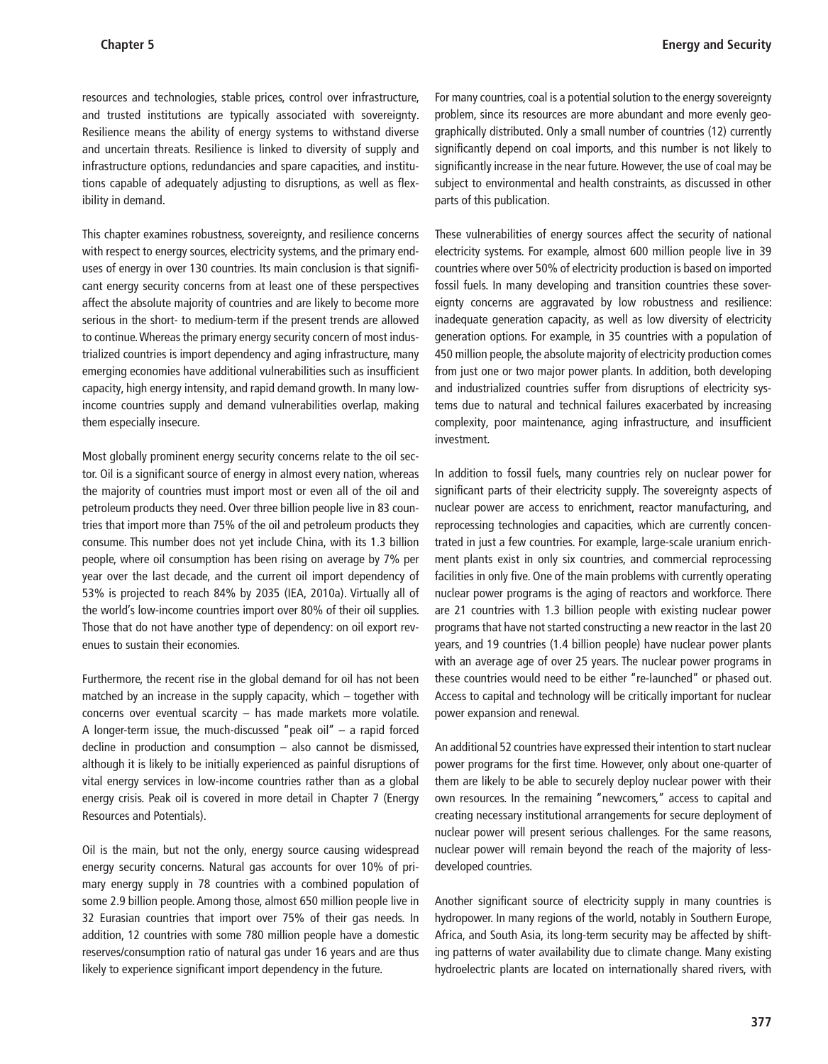resources and technologies, stable prices, control over infrastructure, and trusted institutions are typically associated with sovereignty. Resilience means the ability of energy systems to withstand diverse and uncertain threats. Resilience is linked to diversity of supply and infrastructure options, redundancies and spare capacities, and institutions capable of adequately adjusting to disruptions, as well as flexibility in demand.

This chapter examines robustness, sovereignty, and resilience concerns with respect to energy sources, electricity systems, and the primary end-uses of energy in over 130 countries. Its main conclusion is that significant energy security concerns from at least one of these perspectives affect the absolute majority of countries and are likely to become more serious in the short- to medium-term if the present trends are allowed to continue. Whereas the primary energy security concern of most industrialized countries is import dependency and aging infrastructure, many emerging economies have additional vulnerabilities such as insufficient capacity, high energy intensity, and rapid demand growth. In many low-income countries supply and demand vulnerabilities overlap, making them especially insecure.

Most globally prominent energy security concerns relate to the oil sector. Oil is a significant source of energy in almost every nation, whereas the majority of countries must import most or even all of the oil and petroleum products they need. Over three billion people live in 83 countries that import more than 75% of the oil and petroleum products they consume. This number does not yet include China, with its 1.3 billion people, where oil consumption has been rising on average by 7% per year over the last decade, and the current oil import dependency of 53% is projected to reach 84% by 2035 (IEA, 2010a). Virtually all of the world's low-income countries import over 80% of their oil supplies. Those that do not have another type of dependency: on oil export revenues to sustain their economies.

Furthermore, the recent rise in the global demand for oil has not been matched by an increase in the supply capacity, which – together with concerns over eventual scarcity – has made markets more volatile. A longer-term issue, the much-discussed "peak oil" – a rapid forced decline in production and consumption – also cannot be dismissed, although it is likely to be initially experienced as painful disruptions of vital energy services in low-income countries rather than as a global energy crisis. Peak oil is covered in more detail in Chapter 7 (Energy Resources and Potentials).

Oil is the main, but not the only, energy source causing widespread energy security concerns. Natural gas accounts for over 10% of primary energy supply in 78 countries with a combined population of some 2.9 billion people. Among those, almost 650 million people live in 32 Eurasian countries that import over 75% of their gas needs. In addition, 12 countries with some 780 million people have a domestic reserves/consumption ratio of natural gas under 16 years and are thus likely to experience significant import dependency in the future.

For many countries, coal is a potential solution to the energy sovereignty problem, since its resources are more abundant and more evenly geographically distributed. Only a small number of countries (12) currently significantly depend on coal imports, and this number is not likely to significantly increase in the near future. However, the use of coal may be subject to environmental and health constraints, as discussed in other parts of this publication.

These vulnerabilities of energy sources affect the security of national electricity systems. For example, almost 600 million people live in 39 countries where over 50% of electricity production is based on imported fossil fuels. In many developing and transition countries these sovereignty concerns are aggravated by low robustness and resilience: inadequate generation capacity, as well as low diversity of electricity generation options. For example, in 35 countries with a population of 450 million people, the absolute majority of electricity production comes from just one or two major power plants. In addition, both developing and industrialized countries suffer from disruptions of electricity systems due to natural and technical failures exacerbated by increasing complexity, poor maintenance, aging infrastructure, and insufficient investment.

In addition to fossil fuels, many countries rely on nuclear power for significant parts of their electricity supply. The sovereignty aspects of nuclear power are access to enrichment, reactor manufacturing, and reprocessing technologies and capacities, which are currently concentrated in just a few countries. For example, large-scale uranium enrichment plants exist in only six countries, and commercial reprocessing facilities in only five. One of the main problems with currently operating nuclear power programs is the aging of reactors and workforce. There are 21 countries with 1.3 billion people with existing nuclear power programs that have not started constructing a new reactor in the last 20 years, and 19 countries (1.4 billion people) have nuclear power plants with an average age of over 25 years. The nuclear power programs in these countries would need to be either "re-launched" or phased out. Access to capital and technology will be critically important for nuclear power expansion and renewal.

An additional 52 countries have expressed their intention to start nuclear power programs for the first time. However, only about one-quarter of them are likely to be able to securely deploy nuclear power with their own resources. In the remaining "newcomers," access to capital and creating necessary institutional arrangements for secure deployment of nuclear power will present serious challenges. For the same reasons, nuclear power will remain beyond the reach of the majority of less-developed countries.

Another significant source of electricity supply in many countries is hydropower. In many regions of the world, notably in Southern Europe, Africa, and South Asia, its long-term security may be affected by shifting patterns of water availability due to climate change. Many existing hydroelectric plants are located on internationally shared rivers, with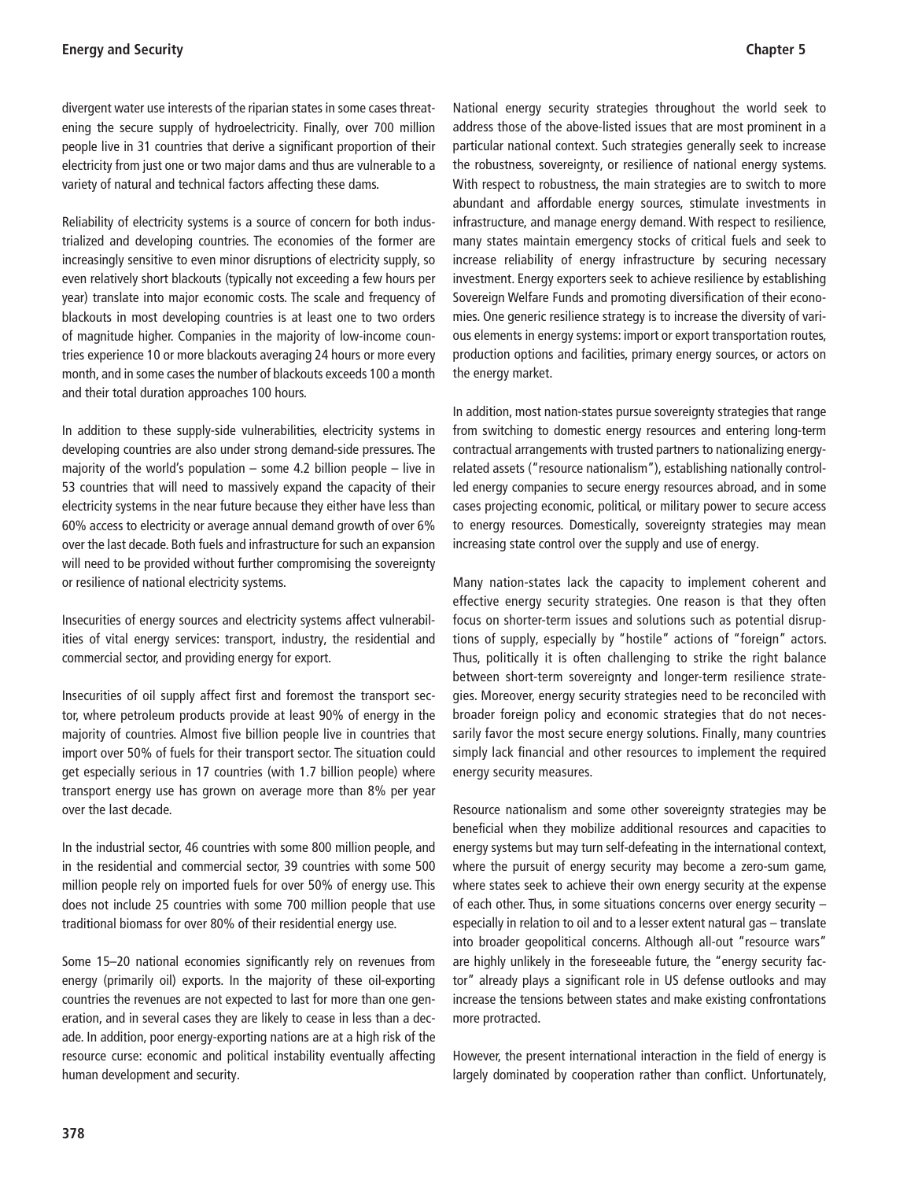divergent water use interests of the riparian states in some cases threatening the secure supply of hydroelectricity. Finally, over 700 million people live in 31 countries that derive a significant proportion of their electricity from just one or two major dams and thus are vulnerable to a variety of natural and technical factors affecting these dams.

Reliability of electricity systems is a source of concern for both industrialized and developing countries. The economies of the former are increasingly sensitive to even minor disruptions of electricity supply, so even relatively short blackouts (typically not exceeding a few hours per year) translate into major economic costs. The scale and frequency of blackouts in most developing countries is at least one to two orders of magnitude higher. Companies in the majority of low-income countries experience 10 or more blackouts averaging 24 hours or more every month, and in some cases the number of blackouts exceeds 100 a month and their total duration approaches 100 hours.

In addition to these supply-side vulnerabilities, electricity systems in developing countries are also under strong demand-side pressures. The majority of the world's population – some 4.2 billion people – live in 53 countries that will need to massively expand the capacity of their electricity systems in the near future because they either have less than 60% access to electricity or average annual demand growth of over 6% over the last decade. Both fuels and infrastructure for such an expansion will need to be provided without further compromising the sovereignty or resilience of national electricity systems.

Insecurities of energy sources and electricity systems affect vulnerabilities of vital energy services: transport, industry, the residential and commercial sector, and providing energy for export.

Insecurities of oil supply affect first and foremost the transport sector, where petroleum products provide at least 90% of energy in the majority of countries. Almost five billion people live in countries that import over 50% of fuels for their transport sector. The situation could get especially serious in 17 countries (with 1.7 billion people) where transport energy use has grown on average more than 8% per year over the last decade.

In the industrial sector, 46 countries with some 800 million people, and in the residential and commercial sector, 39 countries with some 500 million people rely on imported fuels for over 50% of energy use. This does not include 25 countries with some 700 million people that use traditional biomass for over 80% of their residential energy use.

Some 15–20 national economies significantly rely on revenues from energy (primarily oil) exports. In the majority of these oil-exporting countries the revenues are not expected to last for more than one generation, and in several cases they are likely to cease in less than a decade. In addition, poor energy-exporting nations are at a high risk of the resource curse: economic and political instability eventually affecting human development and security.

National energy security strategies throughout the world seek to address those of the above-listed issues that are most prominent in a particular national context. Such strategies generally seek to increase the robustness, sovereignty, or resilience of national energy systems. With respect to robustness, the main strategies are to switch to more abundant and affordable energy sources, stimulate investments in infrastructure, and manage energy demand. With respect to resilience, many states maintain emergency stocks of critical fuels and seek to increase reliability of energy infrastructure by securing necessary investment. Energy exporters seek to achieve resilience by establishing Sovereign Welfare Funds and promoting diversification of their economies. One generic resilience strategy is to increase the diversity of various elements in energy systems: import or export transportation routes, production options and facilities, primary energy sources, or actors on the energy market.

In addition, most nation-states pursue sovereignty strategies that range from switching to domestic energy resources and entering long-term contractual arrangements with trusted partners to nationalizing energy-related assets ("resource nationalism"), establishing nationally controlled energy companies to secure energy resources abroad, and in some cases projecting economic, political, or military power to secure access to energy resources. Domestically, sovereignty strategies may mean increasing state control over the supply and use of energy.

Many nation-states lack the capacity to implement coherent and effective energy security strategies. One reason is that they often focus on shorter-term issues and solutions such as potential disruptions of supply, especially by "hostile" actions of "foreign" actors. Thus, politically it is often challenging to strike the right balance between short-term sovereignty and longer-term resilience strategies. Moreover, energy security strategies need to be reconciled with broader foreign policy and economic strategies that do not necessarily favor the most secure energy solutions. Finally, many countries simply lack financial and other resources to implement the required energy security measures.

Resource nationalism and some other sovereignty strategies may be beneficial when they mobilize additional resources and capacities to energy systems but may turn self-defeating in the international context, where the pursuit of energy security may become a zero-sum game, where states seek to achieve their own energy security at the expense of each other. Thus, in some situations concerns over energy security – especially in relation to oil and to a lesser extent natural gas – translate into broader geopolitical concerns. Although all-out "resource wars" are highly unlikely in the foreseeable future, the "energy security factor" already plays a significant role in US defense outlooks and may increase the tensions between states and make existing confrontations more protracted.

However, the present international interaction in the field of energy is largely dominated by cooperation rather than conflict. Unfortunately,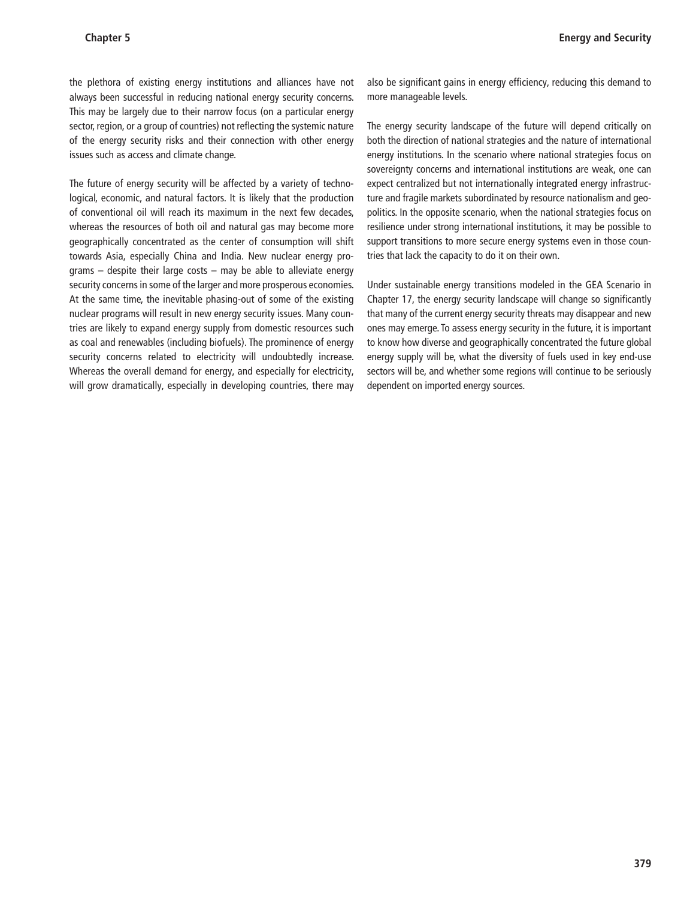the plethora of existing energy institutions and alliances have not always been successful in reducing national energy security concerns. This may be largely due to their narrow focus (on a particular energy sector, region, or a group of countries) not reflecting the systemic nature of the energy security risks and their connection with other energy issues such as access and climate change.

The future of energy security will be affected by a variety of technological, economic, and natural factors. It is likely that the production of conventional oil will reach its maximum in the next few decades, whereas the resources of both oil and natural gas may become more geographically concentrated as the center of consumption will shift towards Asia, especially China and India. New nuclear energy programs – despite their large costs – may be able to alleviate energy security concerns in some of the larger and more prosperous economies. At the same time, the inevitable phasing-out of some of the existing nuclear programs will result in new energy security issues. Many countries are likely to expand energy supply from domestic resources such as coal and renewables (including biofuels). The prominence of energy security concerns related to electricity will undoubtedly increase. Whereas the overall demand for energy, and especially for electricity, will grow dramatically, especially in developing countries, there may also be significant gains in energy efficiency, reducing this demand to more manageable levels.

The energy security landscape of the future will depend critically on both the direction of national strategies and the nature of international energy institutions. In the scenario where national strategies focus on sovereignty concerns and international institutions are weak, one can expect centralized but not internationally integrated energy infrastructure and fragile markets subordinated by resource nationalism and geopolitics. In the opposite scenario, when the national strategies focus on resilience under strong international institutions, it may be possible to support transitions to more secure energy systems even in those countries that lack the capacity to do it on their own.

Under sustainable energy transitions modeled in the GEA Scenario in Chapter 17, the energy security landscape will change so significantly that many of the current energy security threats may disappear and new ones may emerge. To assess energy security in the future, it is important to know how diverse and geographically concentrated the future global energy supply will be, what the diversity of fuels used in key end-use sectors will be, and whether some regions will continue to be seriously dependent on imported energy sources.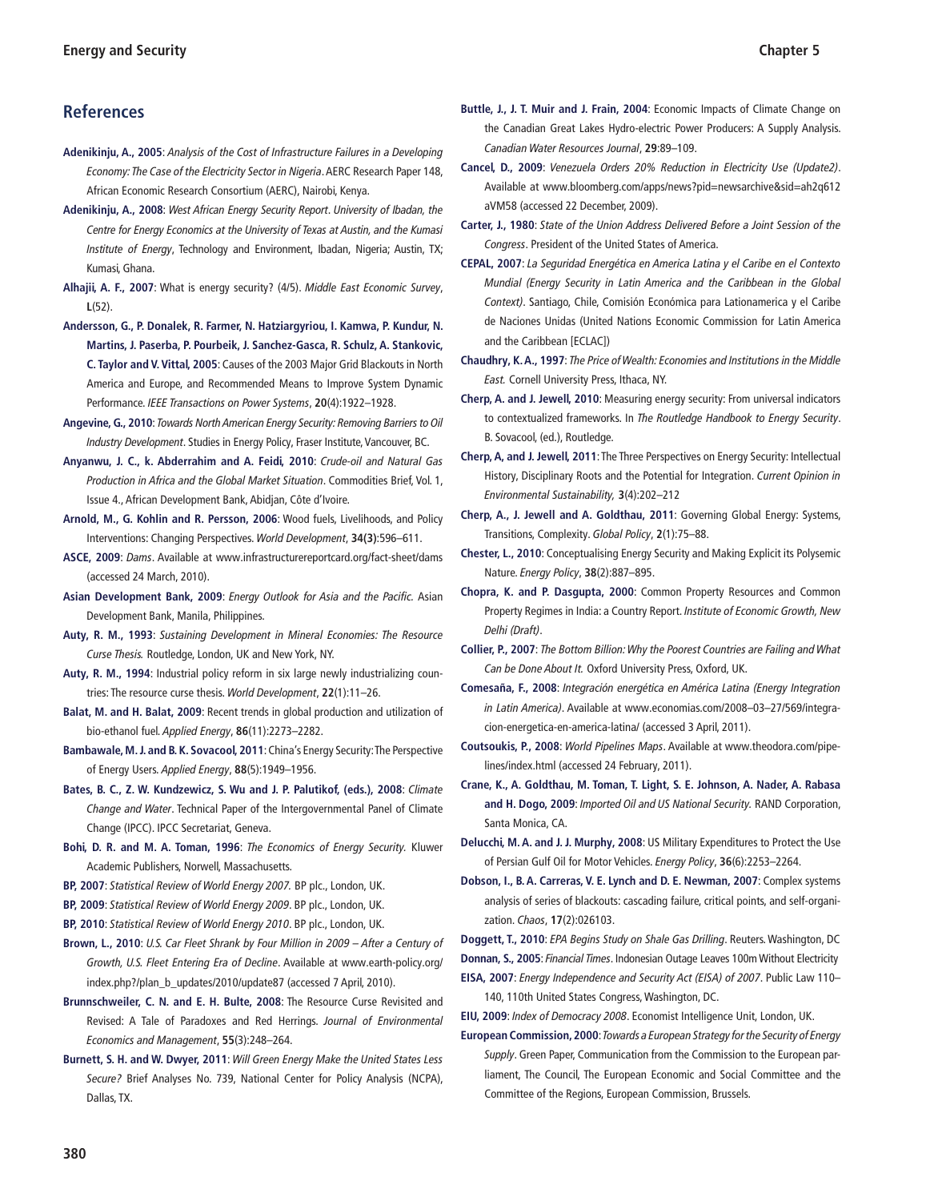## References

**Adenikinju, A., 2005**: *Analysis of the Cost of Infrastructure Failures in a Developing Economy: The Case of the Electricity Sector in Nigeria*. AERC Research Paper 148, African Economic Research Consortium (AERC), Nairobi, Kenya.

**Adenikinju, A., 2008**: *West African Energy Security Report. University of Ibadan, the Centre for Energy Economics at the University of Texas at Austin, and the Kumasi Institute of Energy*, Technology and Environment, Ibadan, Nigeria; Austin, TX; Kumasi, Ghana.

**Alhajii, A. F., 2007**: What is energy security? (4/5). *Middle East Economic Survey*, **L**(52).

**Andersson, G., P. Donalek, R. Farmer, N. Hatziargyriou, I. Kamwa, P. Kundur, N. Martins, J. Paserba, P. Pourbeik, J. Sanchez-Gasca, R. Schulz, A. Stankovic, C. Taylor and V. Vittal, 2005**: Causes of the 2003 Major Grid Blackouts in North America and Europe, and Recommended Means to Improve System Dynamic Performance. *IEEE Transactions on Power Systems*, **20**(4):1922–1928.

**Angevine, G., 2010**: *Towards North American Energy Security: Removing Barriers to Oil Industry Development*. Studies in Energy Policy, Fraser Institute, Vancouver, BC.

**Anyanwu, J. C., k. Abderrahim and A. Feidi, 2010**: *Crude-oil and Natural Gas Production in Africa and the Global Market Situation*. Commodities Brief, Vol. 1, Issue 4., African Development Bank, Abidjan, Côte d'Ivoire.

**Arnold, M., G. Kohlin and R. Persson, 2006**: Wood fuels, Livelihoods, and Policy Interventions: Changing Perspectives. *World Development*, **34(3)**:596–611.

**ASCE, 2009**: *Dams*. Available at www.infrastructurereportcard.org/fact-sheet/dams (accessed 24 March, 2010).

**Asian Development Bank, 2009**: *Energy Outlook for Asia and the Pacific*. Asian Development Bank, Manila, Philippines.

**Auty, R. M., 1993**: *Sustaining Development in Mineral Economies: The Resource Curse Thesis.* Routledge, London, UK and New York, NY.

**Auty, R. M., 1994**: Industrial policy reform in six large newly industrializing countries: The resource curse thesis. *World Development*, **22**(1):11–26.

**Balat, M. and H. Balat, 2009**: Recent trends in global production and utilization of bio-ethanol fuel. *Applied Energy*, **86**(11):2273–2282.

**Bambawale, M. J. and B. K. Sovacool, 2011**: China's Energy Security: The Perspective of Energy Users. *Applied Energy*, **88**(5):1949–1956.

**Bates, B. C., Z. W. Kundzewicz, S. Wu and J. P. Palutikof, (eds.), 2008**: *Climate Change and Water*. Technical Paper of the Intergovernmental Panel of Climate Change (IPCC). IPCC Secretariat, Geneva.

**Bohi, D. R. and M. A. Toman, 1996**: *The Economics of Energy Security.* Kluwer Academic Publishers, Norwell, Massachusetts.

**BP, 2007**: *Statistical Review of World Energy 2007.* BP plc., London, UK.

**BP, 2009**: *Statistical Review of World Energy 2009*. BP plc., London, UK.

**BP, 2010**: *Statistical Review of World Energy 2010*. BP plc., London, UK.

**Brown, L., 2010**: *U.S. Car Fleet Shrank by Four Million in 2009 – After a Century of Growth, U.S. Fleet Entering Era of Decline*. Available at www.earth-policy.org/index.php?/plan_b_updates/2010/update87 (accessed 7 April, 2010).

**Brunnschweiler, C. N. and E. H. Bulte, 2008**: The Resource Curse Revisited and Revised: A Tale of Paradoxes and Red Herrings. *Journal of Environmental Economics and Management*, **55**(3):248–264.

**Burnett, S. H. and W. Dwyer, 2011**: *Will Green Energy Make the United States Less Secure?* Brief Analyses No. 739, National Center for Policy Analysis (NCPA), Dallas, TX.

**Buttle, J., J. T. Muir and J. Frain, 2004**: Economic Impacts of Climate Change on the Canadian Great Lakes Hydro-electric Power Producers: A Supply Analysis. *Canadian Water Resources Journal*, **29**:89–109.

**Cancel, D., 2009**: *Venezuela Orders 20% Reduction in Electricity Use (Update2)*. Available at www.bloomberg.com/apps/news?pid=newsarchive&sid=ah2q612aVM58 (accessed 22 December, 2009).

**Carter, J., 1980**: *State of the Union Address Delivered Before a Joint Session of the Congress*. President of the United States of America.

**CEPAL, 2007**: *La Seguridad Energética en America Latina y el Caribe en el Contexto Mundial (Energy Security in Latin America and the Caribbean in the Global Context)*. Santiago, Chile, Comisión Económica para Lationamerica y el Caribe de Naciones Unidas (United Nations Economic Commission for Latin America and the Caribbean [ECLAC])

**Chaudhry, K. A., 1997**: *The Price of Wealth: Economies and Institutions in the Middle East.* Cornell University Press, Ithaca, NY.

**Cherp, A. and J. Jewell, 2010**: Measuring energy security: From universal indicators to contextualized frameworks. In *The Routledge Handbook to Energy Security*. B. Sovacool, (ed.), Routledge.

**Cherp, A, and J. Jewell, 2011**: The Three Perspectives on Energy Security: Intellectual History, Disciplinary Roots and the Potential for Integration. *Current Opinion in Environmental Sustainability,* **3**(4):202–212

**Cherp, A., J. Jewell and A. Goldthau, 2011**: Governing Global Energy: Systems, Transitions, Complexity. *Global Policy*, **2**(1):75–88.

**Chester, L., 2010**: Conceptualising Energy Security and Making Explicit its Polysemic Nature. *Energy Policy*, **38**(2):887–895.

**Chopra, K. and P. Dasgupta, 2000**: Common Property Resources and Common Property Regimes in India: a Country Report. *Institute of Economic Growth, New Delhi (Draft)*.

**Collier, P., 2007**: *The Bottom Billion: Why the Poorest Countries are Failing and What Can be Done About It.* Oxford University Press, Oxford, UK.

**Comesaña, F., 2008**: *Integración energética en América Latina (Energy Integration in Latin America)*. Available at www.economias.com/2008–03–27/569/integracion-energetica-en-america-latina/ (accessed 3 April, 2011).

**Coutsoukis, P., 2008**: *World Pipelines Maps*. Available at www.theodora.com/pipelines/index.html (accessed 24 February, 2011).

**Crane, K., A. Goldthau, M. Toman, T. Light, S. E. Johnson, A. Nader, A. Rabasa and H. Dogo, 2009**: *Imported Oil and US National Security.* RAND Corporation, Santa Monica, CA.

**Delucchi, M. A. and J. J. Murphy, 2008**: US Military Expenditures to Protect the Use of Persian Gulf Oil for Motor Vehicles. *Energy Policy*, **36**(6):2253–2264.

**Dobson, I., B. A. Carreras, V. E. Lynch and D. E. Newman, 2007**: Complex systems analysis of series of blackouts: cascading failure, critical points, and self-organization. *Chaos*, **17**(2):026103.

**Doggett, T., 2010**: *EPA Begins Study on Shale Gas Drilling*. Reuters. Washington, DC

**Donnan, S., 2005**: *Financial Times*. Indonesian Outage Leaves 100m Without Electricity

**EISA, 2007**: *Energy Independence and Security Act (EISA) of 2007*. Public Law 110–140, 110th United States Congress, Washington, DC.

**EIU, 2009**: *Index of Democracy 2008*. Economist Intelligence Unit, London, UK.

**European Commission, 2000**: *Towards a European Strategy for the Security of Energy Supply*. Green Paper, Communication from the Commission to the European parliament, The Council, The European Economic and Social Committee and the Committee of the Regions, European Commission, Brussels.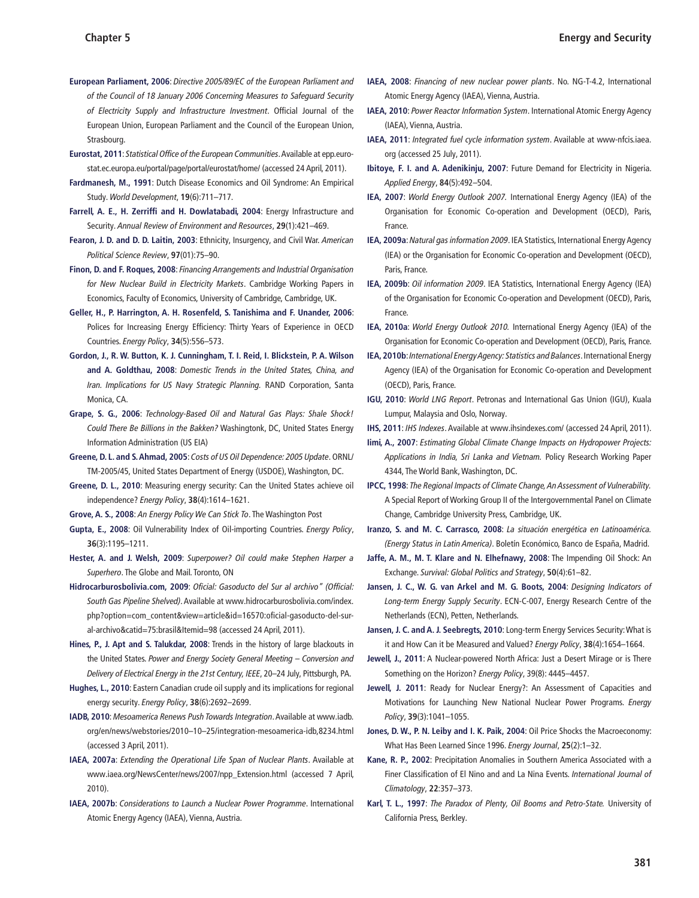**European Parliament, 2006**: *Directive 2005/89/EC of the European Parliament and of the Council of 18 January 2006 Concerning Measures to Safeguard Security of Electricity Supply and Infrastructure Investment*. Official Journal of the European Union, European Parliament and the Council of the European Union, Strasbourg.

**Eurostat, 2011**: *Statistical Office of the European Communities*. Available at epp.eurostat.ec.europa.eu/portal/page/portal/eurostat/home/ (accessed 24 April, 2011).

**Fardmanesh, M., 1991**: Dutch Disease Economics and Oil Syndrome: An Empirical Study. *World Development*, **19**(6):711–717.

**Farrell, A. E., H. Zerriffi and H. Dowlatabadi, 2004**: Energy Infrastructure and Security. *Annual Review of Environment and Resources*, **29**(1):421–469.

**Fearon, J. D. and D. D. Laitin, 2003**: Ethnicity, Insurgency, and Civil War. *American Political Science Review*, **97**(01):75–90.

**Finon, D. and F. Roques, 2008**: *Financing Arrangements and Industrial Organisation for New Nuclear Build in Electricity Markets*. Cambridge Working Papers in Economics, Faculty of Economics, University of Cambridge, Cambridge, UK.

**Geller, H., P. Harrington, A. H. Rosenfeld, S. Tanishima and F. Unander, 2006**: Polices for Increasing Energy Efficiency: Thirty Years of Experience in OECD Countries. *Energy Policy*, **34**(5):556–573.

**Gordon, J., R. W. Button, K. J. Cunningham, T. I. Reid, I. Blickstein, P. A. Wilson and A. Goldthau, 2008**: *Domestic Trends in the United States, China, and Iran. Implications for US Navy Strategic Planning.* RAND Corporation, Santa Monica, CA.

**Grape, S. G., 2006**: *Technology-Based Oil and Natural Gas Plays: Shale Shock! Could There Be Billions in the Bakken?* Washingtonk, DC, United States Energy Information Administration (US EIA)

**Greene, D. L. and S. Ahmad, 2005**: *Costs of US Oil Dependence: 2005 Update*. ORNL/TM-2005/45, United States Department of Energy (USDOE), Washington, DC.

**Greene, D. L., 2010**: Measuring energy security: Can the United States achieve oil independence? *Energy Policy*, **38**(4):1614–1621.

**Grove, A. S., 2008**: *An Energy Policy We Can Stick To*. The Washington Post

**Gupta, E., 2008**: Oil Vulnerability Index of Oil-importing Countries. *Energy Policy*, **36**(3):1195–1211.

**Hester, A. and J. Welsh, 2009**: *Superpower? Oil could make Stephen Harper a Superhero*. The Globe and Mail. Toronto, ON

**Hidrocarburosbolivia.com, 2009**: *Oficial: Gasoducto del Sur al archivo" (Official: South Gas Pipeline Shelved)*. Available at www.hidrocarburosbolivia.com/index.php?option=com_content&view=article&id=16570:oficial-gasoducto-del-sur-al-archivo&catid=75:brasil&Itemid=98 (accessed 24 April, 2011).

**Hines, P., J. Apt and S. Talukdar, 2008**: Trends in the history of large blackouts in the United States. *Power and Energy Society General Meeting – Conversion and Delivery of Electrical Energy in the 21st Century, IEEE*, 20–24 July, Pittsburgh, PA.

**Hughes, L., 2010**: Eastern Canadian crude oil supply and its implications for regional energy security. *Energy Policy*, **38**(6):2692–2699.

**IADB, 2010**: *Mesoamerica Renews Push Towards Integration*. Available at www.iadb.org/en/news/webstories/2010–10–25/integration-mesoamerica-idb,8234.html (accessed 3 April, 2011).

**IAEA, 2007a**: *Extending the Operational Life Span of Nuclear Plants*. Available at www.iaea.org/NewsCenter/news/2007/npp_Extension.html (accessed 7 April, 2010).

**IAEA, 2007b**: *Considerations to Launch a Nuclear Power Programme*. International Atomic Energy Agency (IAEA), Vienna, Austria.

**IAEA, 2008**: *Financing of new nuclear power plants*. No. NG-T-4.2, International Atomic Energy Agency (IAEA), Vienna, Austria.

**IAEA, 2010**: *Power Reactor Information System*. International Atomic Energy Agency (IAEA), Vienna, Austria.

**IAEA, 2011**: *Integrated fuel cycle information system*. Available at www-nfcis.iaea.org (accessed 25 July, 2011).

**Ibitoye, F. I. and A. Adenikinju, 2007**: Future Demand for Electricity in Nigeria. *Applied Energy*, **84**(5):492–504.

**IEA, 2007**: *World Energy Outlook 2007.* International Energy Agency (IEA) of the Organisation for Economic Co-operation and Development (OECD), Paris, France.

**IEA, 2009a**: *Natural gas information 2009*. IEA Statistics, International Energy Agency (IEA) or the Organisation for Economic Co-operation and Development (OECD), Paris, France.

**IEA, 2009b**: *Oil information 2009*. IEA Statistics, International Energy Agency (IEA) of the Organisation for Economic Co-operation and Development (OECD), Paris, France.

**IEA, 2010a**: *World Energy Outlook 2010.* International Energy Agency (IEA) of the Organisation for Economic Co-operation and Development (OECD), Paris, France.

**IEA, 2010b**: *International Energy Agency: Statistics and Balances*. International Energy Agency (IEA) of the Organisation for Economic Co-operation and Development (OECD), Paris, France.

**IGU, 2010**: *World LNG Report*. Petronas and International Gas Union (IGU), Kuala Lumpur, Malaysia and Oslo, Norway.

**IHS, 2011**: *IHS Indexes*. Available at www.ihsindexes.com/ (accessed 24 April, 2011).

**Iimi, A., 2007**: *Estimating Global Climate Change Impacts on Hydropower Projects: Applications in India, Sri Lanka and Vietnam.* Policy Research Working Paper 4344, The World Bank, Washington, DC.

**IPCC, 1998**: *The Regional Impacts of Climate Change, An Assessment of Vulnerability.* A Special Report of Working Group II of the Intergovernmental Panel on Climate Change, Cambridge University Press, Cambridge, UK.

**Iranzo, S. and M. C. Carrasco, 2008**: *La situación energética en Latinoamérica. (Energy Status in Latin America)*. Boletín Económico, Banco de España, Madrid.

**Jaffe, A. M., M. T. Klare and N. Elhefnawy, 2008**: The Impending Oil Shock: An Exchange. *Survival: Global Politics and Strategy*, **50**(4):61–82.

**Jansen, J. C., W. G. van Arkel and M. G. Boots, 2004**: *Designing Indicators of Long-term Energy Supply Security*. ECN-C-007, Energy Research Centre of the Netherlands (ECN), Petten, Netherlands.

**Jansen, J. C. and A. J. Seebregts, 2010**: Long-term Energy Services Security: What is it and How Can it be Measured and Valued? *Energy Policy*, **38**(4):1654–1664.

**Jewell, J., 2011**: A Nuclear-powered North Africa: Just a Desert Mirage or is There Something on the Horizon? *Energy Policy*, 39(8): 4445–4457.

**Jewell, J. 2011**: Ready for Nuclear Energy?: An Assessment of Capacities and Motivations for Launching New National Nuclear Power Programs. *Energy Policy*, **39**(3):1041–1055.

**Jones, D. W., P. N. Leiby and I. K. Paik, 2004**: Oil Price Shocks the Macroeconomy: What Has Been Learned Since 1996. *Energy Journal*, **25**(2):1–32.

**Kane, R. P., 2002**: Precipitation Anomalies in Southern America Associated with a Finer Classification of El Nino and and La Nina Events. *International Journal of Climatology*, **22**:357–373.

**Karl, T. L., 1997**: *The Paradox of Plenty, Oil Booms and Petro-State.* University of California Press, Berkley.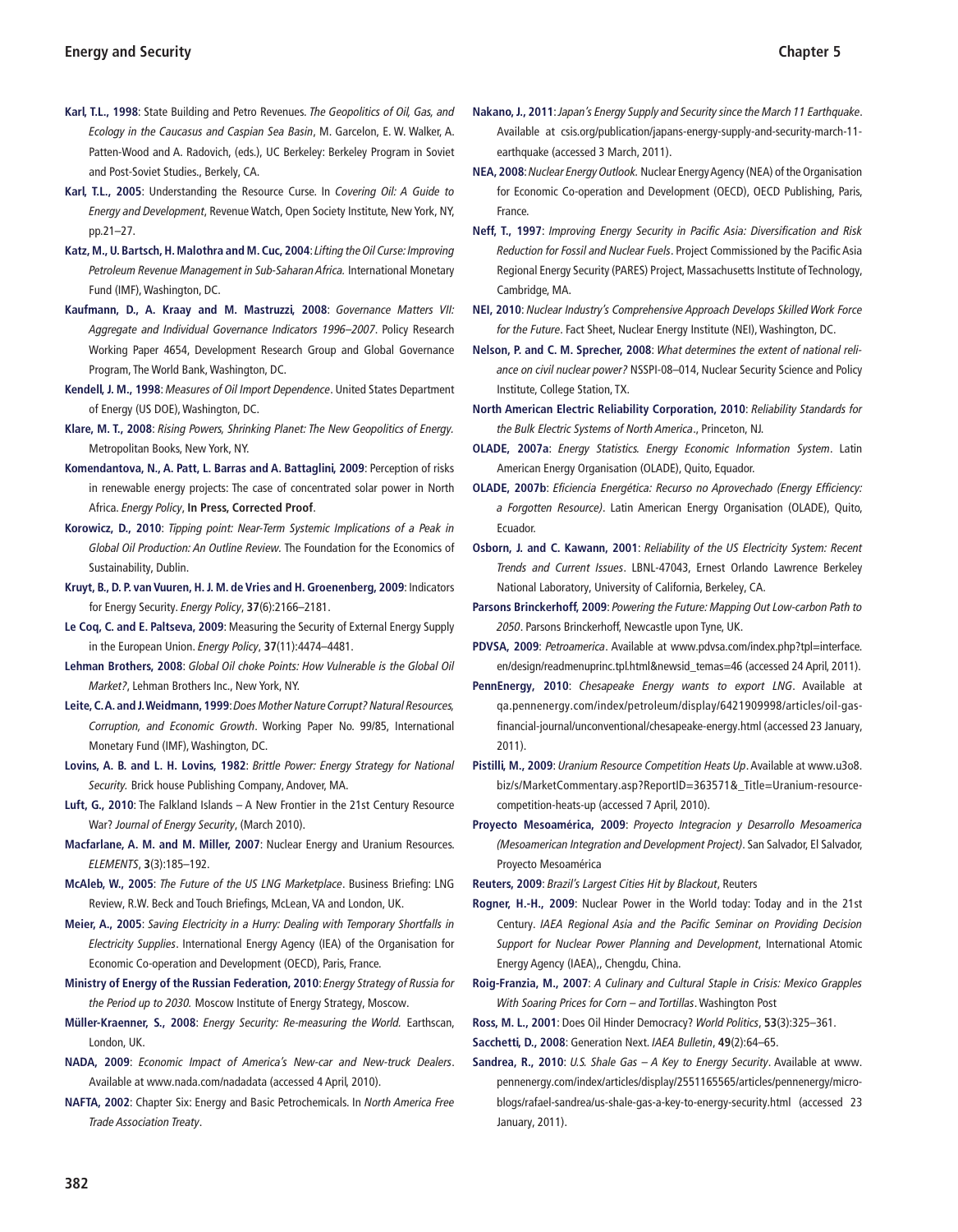**Karl, T.L., 1998**: State Building and Petro Revenues. *The Geopolitics of Oil, Gas, and Ecology in the Caucasus and Caspian Sea Basin*, M. Garcelon, E. W. Walker, A. Patten-Wood and A. Radovich, (eds.), UC Berkeley: Berkeley Program in Soviet and Post-Soviet Studies., Berkely, CA.

**Karl, T.L., 2005**: Understanding the Resource Curse. In *Covering Oil: A Guide to Energy and Development*, Revenue Watch, Open Society Institute, New York, NY, pp.21–27.

**Katz, M., U. Bartsch, H. Malothra and M. Cuc, 2004**: *Lifting the Oil Curse: Improving Petroleum Revenue Management in Sub-Saharan Africa.* International Monetary Fund (IMF), Washington, DC.

**Kaufmann, D., A. Kraay and M. Mastruzzi, 2008**: *Governance Matters VII: Aggregate and Individual Governance Indicators 1996–2007*. Policy Research Working Paper 4654, Development Research Group and Global Governance Program, The World Bank, Washington, DC.

**Kendell, J. M., 1998**: *Measures of Oil Import Dependence*. United States Department of Energy (US DOE), Washington, DC.

**Klare, M. T., 2008**: *Rising Powers, Shrinking Planet: The New Geopolitics of Energy.* Metropolitan Books, New York, NY.

**Komendantova, N., A. Patt, L. Barras and A. Battaglini, 2009**: Perception of risks in renewable energy projects: The case of concentrated solar power in North Africa. *Energy Policy*, **In Press, Corrected Proof**.

**Korowicz, D., 2010**: *Tipping point: Near-Term Systemic Implications of a Peak in Global Oil Production: An Outline Review.* The Foundation for the Economics of Sustainability, Dublin.

**Kruyt, B., D. P. van Vuuren, H. J. M. de Vries and H. Groenenberg, 2009**: Indicators for Energy Security. *Energy Policy*, **37**(6):2166–2181.

**Le Coq, C. and E. Paltseva, 2009**: Measuring the Security of External Energy Supply in the European Union. *Energy Policy*, **37**(11):4474–4481.

**Lehman Brothers, 2008**: *Global Oil choke Points: How Vulnerable is the Global Oil Market?*, Lehman Brothers Inc., New York, NY.

**Leite, C. A. and J. Weidmann, 1999**: *Does Mother Nature Corrupt? Natural Resources, Corruption, and Economic Growth*. Working Paper No. 99/85, International Monetary Fund (IMF), Washington, DC.

**Lovins, A. B. and L. H. Lovins, 1982**: *Brittle Power: Energy Strategy for National Security.* Brick house Publishing Company, Andover, MA.

**Luft, G., 2010**: The Falkland Islands – A New Frontier in the 21st Century Resource War? *Journal of Energy Security*, (March 2010).

**Macfarlane, A. M. and M. Miller, 2007**: Nuclear Energy and Uranium Resources. *ELEMENTS*, **3**(3):185–192.

**McAleb, W., 2005**: *The Future of the US LNG Marketplace*. Business Briefing: LNG Review, R.W. Beck and Touch Briefings, McLean, VA and London, UK.

**Meier, A., 2005**: *Saving Electricity in a Hurry: Dealing with Temporary Shortfalls in Electricity Supplies*. International Energy Agency (IEA) of the Organisation for Economic Co-operation and Development (OECD), Paris, France.

**Ministry of Energy of the Russian Federation, 2010**: *Energy Strategy of Russia for the Period up to 2030.* Moscow Institute of Energy Strategy, Moscow.

**Müller-Kraenner, S., 2008**: *Energy Security: Re-measuring the World.* Earthscan, London, UK.

**NADA, 2009**: *Economic Impact of America's New-car and New-truck Dealers*. Available at www.nada.com/nadadata (accessed 4 April, 2010).

**NAFTA, 2002**: Chapter Six: Energy and Basic Petrochemicals. In *North America Free Trade Association Treaty*.

**Nakano, J., 2011**: *Japan's Energy Supply and Security since the March 11 Earthquake*. Available at csis.org/publication/japans-energy-supply-and-security-march-11-earthquake (accessed 3 March, 2011).

**NEA, 2008**: *Nuclear Energy Outlook.* Nuclear Energy Agency (NEA) of the Organisation for Economic Co-operation and Development (OECD), OECD Publishing, Paris, France.

**Neff, T., 1997**: *Improving Energy Security in Pacific Asia: Diversification and Risk Reduction for Fossil and Nuclear Fuels*. Project Commissioned by the Pacific Asia Regional Energy Security (PARES) Project, Massachusetts Institute of Technology, Cambridge, MA.

**NEI, 2010**: *Nuclear Industry's Comprehensive Approach Develops Skilled Work Force for the Future*. Fact Sheet, Nuclear Energy Institute (NEI), Washington, DC.

**Nelson, P. and C. M. Sprecher, 2008**: *What determines the extent of national reliance on civil nuclear power?* NSSPI-08–014, Nuclear Security Science and Policy Institute, College Station, TX.

**North American Electric Reliability Corporation, 2010**: *Reliability Standards for the Bulk Electric Systems of North America*., Princeton, NJ.

**OLADE, 2007a**: *Energy Statistics. Energy Economic Information System*. Latin American Energy Organisation (OLADE), Quito, Equador.

**OLADE, 2007b**: *Eficiencia Energética: Recurso no Aprovechado (Energy Efficiency: a Forgotten Resource)*. Latin American Energy Organisation (OLADE), Quito, Ecuador.

**Osborn, J. and C. Kawann, 2001**: *Reliability of the US Electricity System: Recent Trends and Current Issues*. LBNL-47043, Ernest Orlando Lawrence Berkeley National Laboratory, University of California, Berkeley, CA.

**Parsons Brinckerhoff, 2009**: *Powering the Future: Mapping Out Low-carbon Path to 2050*. Parsons Brinckerhoff, Newcastle upon Tyne, UK.

**PDVSA, 2009**: *Petroamerica*. Available at www.pdvsa.com/index.php?tpl=interface.en/design/readmenuprinc.tpl.html&newsid_temas=46 (accessed 24 April, 2011).

**PennEnergy, 2010**: *Chesapeake Energy wants to export LNG*. Available at qa.pennenergy.com/index/petroleum/display/6421909998/articles/oil-gas-financial-journal/unconventional/chesapeake-energy.html (accessed 23 January, 2011).

**Pistilli, M., 2009**: *Uranium Resource Competition Heats Up*. Available at www.u3o8.biz/s/MarketCommentary.asp?ReportID=363571&_Title=Uranium-resource-competition-heats-up (accessed 7 April, 2010).

**Proyecto Mesoamérica, 2009**: *Proyecto Integracion y Desarrollo Mesoamerica (Mesoamerican Integration and Development Project)*. San Salvador, El Salvador, Proyecto Mesoamérica

**Reuters, 2009**: *Brazil's Largest Cities Hit by Blackout*, Reuters

**Rogner, H.-H., 2009**: Nuclear Power in the World today: Today and in the 21st Century. *IAEA Regional Asia and the Pacific Seminar on Providing Decision Support for Nuclear Power Planning and Development*, International Atomic Energy Agency (IAEA),, Chengdu, China.

**Roig-Franzia, M., 2007**: *A Culinary and Cultural Staple in Crisis: Mexico Grapples With Soaring Prices for Corn – and Tortillas*. Washington Post

**Ross, M. L., 2001**: Does Oil Hinder Democracy? *World Politics*, **53**(3):325–361.

**Sacchetti, D., 2008**: Generation Next. *IAEA Bulletin*, **49**(2):64–65.

**Sandrea, R., 2010**: *U.S. Shale Gas – A Key to Energy Security*. Available at www.pennenergy.com/index/articles/display/2551165565/articles/pennenergy/micro-blogs/rafael-sandrea/us-shale-gas-a-key-to-energy-security.html (accessed 23 January, 2011).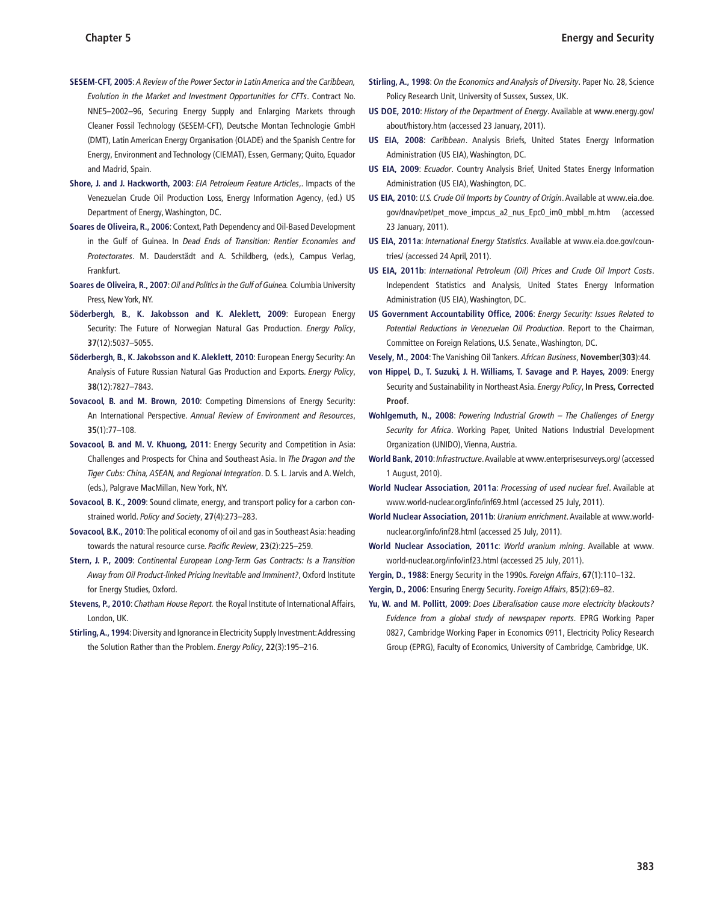**SESEM-CFT, 2005**: *A Review of the Power Sector in Latin America and the Caribbean, Evolution in the Market and Investment Opportunities for CFTs*. Contract No. NNE5–2002–96, Securing Energy Supply and Enlarging Markets through Cleaner Fossil Technology (SESEM-CFT), Deutsche Montan Technologie GmbH (DMT), Latin American Energy Organisation (OLADE) and the Spanish Centre for Energy, Environment and Technology (CIEMAT), Essen, Germany; Quito, Equador and Madrid, Spain.

**Shore, J. and J. Hackworth, 2003**: *EIA Petroleum Feature Articles*,. Impacts of the Venezuelan Crude Oil Production Loss, Energy Information Agency, (ed.) US Department of Energy, Washington, DC.

**Soares de Oliveira, R., 2006**: Context, Path Dependency and Oil-Based Development in the Gulf of Guinea. In *Dead Ends of Transition: Rentier Economies and Protectorates*. M. Dauderstädt and A. Schildberg, (eds.), Campus Verlag, Frankfurt.

**Soares de Oliveira, R., 2007**: *Oil and Politics in the Gulf of Guinea.* Columbia University Press, New York, NY.

**Söderbergh, B., K. Jakobsson and K. Aleklett, 2009**: European Energy Security: The Future of Norwegian Natural Gas Production. *Energy Policy*, **37**(12):5037–5055.

**Söderbergh, B., K. Jakobsson and K. Aleklett, 2010**: European Energy Security: An Analysis of Future Russian Natural Gas Production and Exports. *Energy Policy*, **38**(12):7827–7843.

**Sovacool, B. and M. Brown, 2010**: Competing Dimensions of Energy Security: An International Perspective. *Annual Review of Environment and Resources*, **35**(1):77–108.

**Sovacool, B. and M. V. Khuong, 2011**: Energy Security and Competition in Asia: Challenges and Prospects for China and Southeast Asia. In *The Dragon and the Tiger Cubs: China, ASEAN, and Regional Integration*. D. S. L. Jarvis and A. Welch, (eds.), Palgrave MacMillan, New York, NY.

**Sovacool, B. K., 2009**: Sound climate, energy, and transport policy for a carbon constrained world. *Policy and Society*, **27**(4):273–283.

**Sovacool, B.K., 2010**: The political economy of oil and gas in Southeast Asia: heading towards the natural resource curse. *Pacific Review*, **23**(2):225–259.

**Stern, J. P., 2009**: *Continental European Long-Term Gas Contracts: Is a Transition Away from Oil Product-linked Pricing Inevitable and Imminent?*, Oxford Institute for Energy Studies, Oxford.

**Stevens, P., 2010**: *Chatham House Report.* the Royal Institute of International Affairs, London, UK.

**Stirling, A., 1994**: Diversity and Ignorance in Electricity Supply Investment: Addressing the Solution Rather than the Problem. *Energy Policy*, **22**(3):195–216.

**Stirling, A., 1998**: *On the Economics and Analysis of Diversity*. Paper No. 28, Science Policy Research Unit, University of Sussex, Sussex, UK.

**US DOE, 2010**: *History of the Department of Energy*. Available at www.energy.gov/about/history.htm (accessed 23 January, 2011).

**US EIA, 2008**: *Caribbean*. Analysis Briefs, United States Energy Information Administration (US EIA), Washington, DC.

**US EIA, 2009**: *Ecuador*. Country Analysis Brief, United States Energy Information Administration (US EIA), Washington, DC.

**US EIA, 2010**: *U.S. Crude Oil Imports by Country of Origin*. Available at www.eia.doe.gov/dnav/pet/pet_move_impcus_a2_nus_Epc0_im0_mbbl_m.htm (accessed 23 January, 2011).

**US EIA, 2011a**: *International Energy Statistics*. Available at www.eia.doe.gov/countries/ (accessed 24 April, 2011).

**US EIA, 2011b**: *International Petroleum (Oil) Prices and Crude Oil Import Costs*. Independent Statistics and Analysis, United States Energy Information Administration (US EIA), Washington, DC.

**US Government Accountability Office, 2006**: *Energy Security: Issues Related to Potential Reductions in Venezuelan Oil Production*. Report to the Chairman, Committee on Foreign Relations, U.S. Senate., Washington, DC.

**Vesely, M., 2004**: The Vanishing Oil Tankers. *African Business*, **November**(**303**):44.

**von Hippel, D., T. Suzuki, J. H. Williams, T. Savage and P. Hayes, 2009**: Energy Security and Sustainability in Northeast Asia. *Energy Policy*, **In Press, Corrected Proof**.

**Wohlgemuth, N., 2008**: *Powering Industrial Growth – The Challenges of Energy Security for Africa*. Working Paper, United Nations Industrial Development Organization (UNIDO), Vienna, Austria.

**World Bank, 2010**: *Infrastructure*. Available at www.enterprisesurveys.org/ (accessed 1 August, 2010).

**World Nuclear Association, 2011a**: *Processing of used nuclear fuel*. Available at www.world-nuclear.org/info/inf69.html (accessed 25 July, 2011).

**World Nuclear Association, 2011b**: *Uranium enrichment*. Available at www.world-nuclear.org/info/inf28.html (accessed 25 July, 2011).

**World Nuclear Association, 2011c**: *World uranium mining*. Available at www.world-nuclear.org/info/inf23.html (accessed 25 July, 2011).

**Yergin, D., 1988**: Energy Security in the 1990s. *Foreign Affairs*, **67**(1):110–132.

**Yergin, D., 2006**: Ensuring Energy Security. *Foreign Affairs*, **85**(2):69–82.

**Yu, W. and M. Pollitt, 2009**: *Does Liberalisation cause more electricity blackouts? Evidence from a global study of newspaper reports*. EPRG Working Paper 0827, Cambridge Working Paper in Economics 0911, Electricity Policy Research Group (EPRG), Faculty of Economics, University of Cambridge, Cambridge, UK.